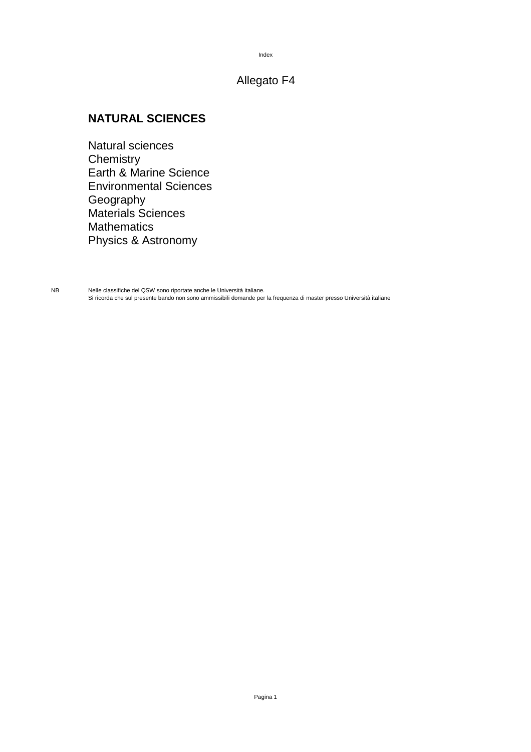Allegato F4

## NATURAL SCIENCES

Natural sciences
Chemistry
Earth & Marine Science
Environmental Sciences
Geography
Materials Sciences
Mathematics
Physics & Astronomy

NB Nelle classifiche del QSW sono riportate anche le Università italiane.
Si ricorda che sul presente bando non sono ammissibili domande per la frequenza di master presso Università italiane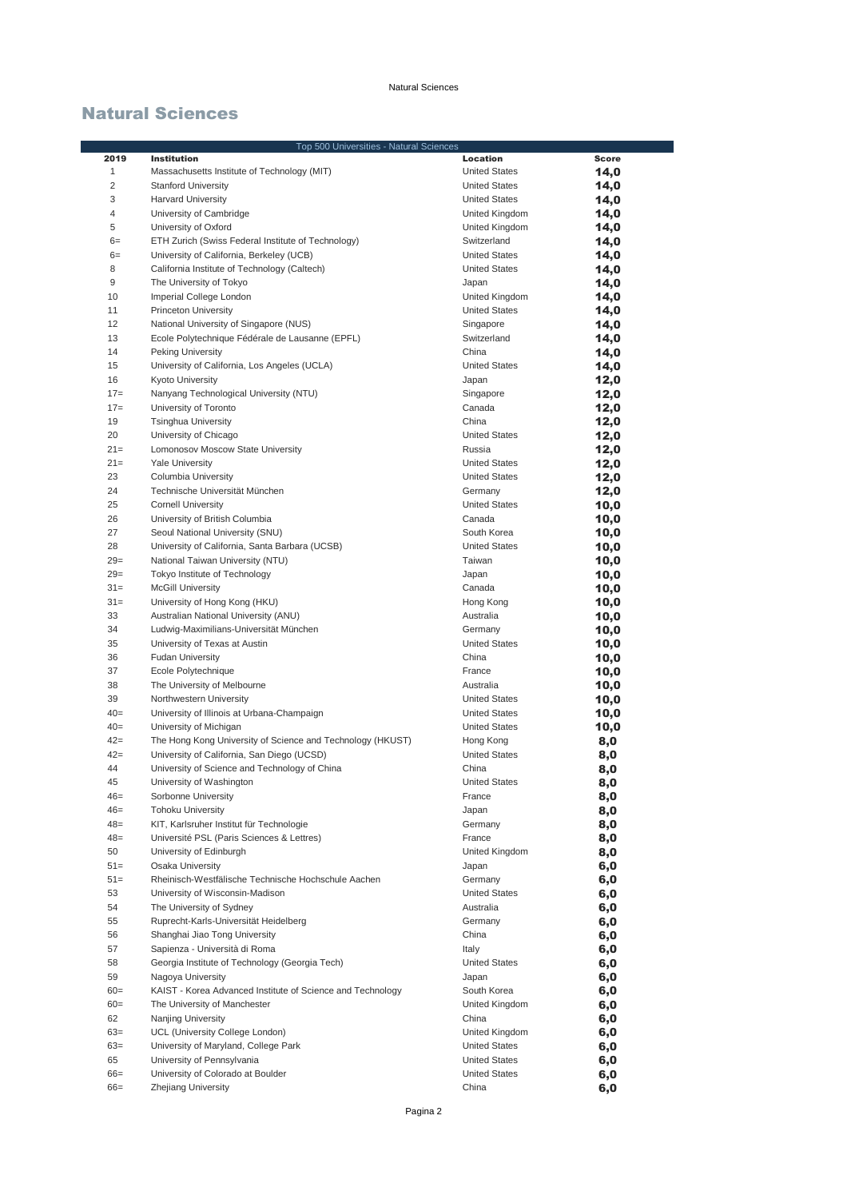## Natural Sciences

| Top 500 Universities - Natural Sciences | | | |
|---|---|---|---|
| **2019** | **Institution** | **Location** | **Score** |
| 1 | Massachusetts Institute of Technology (MIT) | United States | **14,0** |
| 2 | Stanford University | United States | **14,0** |
| 3 | Harvard University | United States | **14,0** |
| 4 | University of Cambridge | United Kingdom | **14,0** |
| 5 | University of Oxford | United Kingdom | **14,0** |
| 6= | ETH Zurich (Swiss Federal Institute of Technology) | Switzerland | **14,0** |
| 6= | University of California, Berkeley (UCB) | United States | **14,0** |
| 8 | California Institute of Technology (Caltech) | United States | **14,0** |
| 9 | The University of Tokyo | Japan | **14,0** |
| 10 | Imperial College London | United Kingdom | **14,0** |
| 11 | Princeton University | United States | **14,0** |
| 12 | National University of Singapore (NUS) | Singapore | **14,0** |
| 13 | Ecole Polytechnique Fédérale de Lausanne (EPFL) | Switzerland | **14,0** |
| 14 | Peking University | China | **14,0** |
| 15 | University of California, Los Angeles (UCLA) | United States | **14,0** |
| 16 | Kyoto University | Japan | **12,0** |
| 17= | Nanyang Technological University (NTU) | Singapore | **12,0** |
| 17= | University of Toronto | Canada | **12,0** |
| 19 | Tsinghua University | China | **12,0** |
| 20 | University of Chicago | United States | **12,0** |
| 21= | Lomonosov Moscow State University | Russia | **12,0** |
| 21= | Yale University | United States | **12,0** |
| 23 | Columbia University | United States | **12,0** |
| 24 | Technische Universität München | Germany | **12,0** |
| 25 | Cornell University | United States | **10,0** |
| 26 | University of British Columbia | Canada | **10,0** |
| 27 | Seoul National University (SNU) | South Korea | **10,0** |
| 28 | University of California, Santa Barbara (UCSB) | United States | **10,0** |
| 29= | National Taiwan University (NTU) | Taiwan | **10,0** |
| 29= | Tokyo Institute of Technology | Japan | **10,0** |
| 31= | McGill University | Canada | **10,0** |
| 31= | University of Hong Kong (HKU) | Hong Kong | **10,0** |
| 33 | Australian National University (ANU) | Australia | **10,0** |
| 34 | Ludwig-Maximilians-Universität München | Germany | **10,0** |
| 35 | University of Texas at Austin | United States | **10,0** |
| 36 | Fudan University | China | **10,0** |
| 37 | Ecole Polytechnique | France | **10,0** |
| 38 | The University of Melbourne | Australia | **10,0** |
| 39 | Northwestern University | United States | **10,0** |
| 40= | University of Illinois at Urbana-Champaign | United States | **10,0** |
| 40= | University of Michigan | United States | **10,0** |
| 42= | The Hong Kong University of Science and Technology (HKUST) | Hong Kong | **8,0** |
| 42= | University of California, San Diego (UCSD) | United States | **8,0** |
| 44 | University of Science and Technology of China | China | **8,0** |
| 45 | University of Washington | United States | **8,0** |
| 46= | Sorbonne University | France | **8,0** |
| 46= | Tohoku University | Japan | **8,0** |
| 48= | KIT, Karlsruher Institut für Technologie | Germany | **8,0** |
| 48= | Université PSL (Paris Sciences & Lettres) | France | **8,0** |
| 50 | University of Edinburgh | United Kingdom | **8,0** |
| 51= | Osaka University | Japan | **6,0** |
| 51= | Rheinisch-Westfälische Technische Hochschule Aachen | Germany | **6,0** |
| 53 | University of Wisconsin-Madison | United States | **6,0** |
| 54 | The University of Sydney | Australia | **6,0** |
| 55 | Ruprecht-Karls-Universität Heidelberg | Germany | **6,0** |
| 56 | Shanghai Jiao Tong University | China | **6,0** |
| 57 | Sapienza - Università di Roma | Italy | **6,0** |
| 58 | Georgia Institute of Technology (Georgia Tech) | United States | **6,0** |
| 59 | Nagoya University | Japan | **6,0** |
| 60= | KAIST - Korea Advanced Institute of Science and Technology | South Korea | **6,0** |
| 60= | The University of Manchester | United Kingdom | **6,0** |
| 62 | Nanjing University | China | **6,0** |
| 63= | UCL (University College London) | United Kingdom | **6,0** |
| 63= | University of Maryland, College Park | United States | **6,0** |
| 65 | University of Pennsylvania | United States | **6,0** |
| 66= | University of Colorado at Boulder | United States | **6,0** |
| 66= | Zhejiang University | China | **6,0** |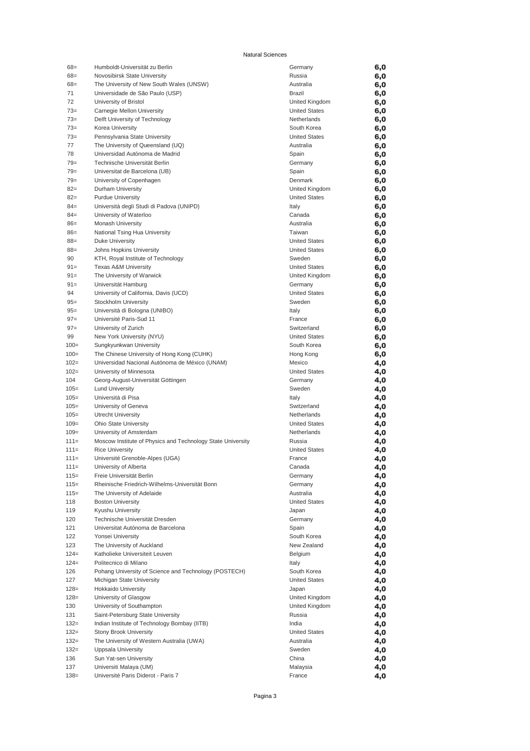Natural Sciences

| Rank | University | Country | Score |
|---|---|---|---|
| 68= | Humboldt-Universität zu Berlin | Germany | 6,0 |
| 68= | Novosibirsk State University | Russia | 6,0 |
| 68= | The University of New South Wales (UNSW) | Australia | 6,0 |
| 71 | Universidade de São Paulo (USP) | Brazil | 6,0 |
| 72 | University of Bristol | United Kingdom | 6,0 |
| 73= | Carnegie Mellon University | United States | 6,0 |
| 73= | Delft University of Technology | Netherlands | 6,0 |
| 73= | Korea University | South Korea | 6,0 |
| 73= | Pennsylvania State University | United States | 6,0 |
| 77 | The University of Queensland (UQ) | Australia | 6,0 |
| 78 | Universidad Autónoma de Madrid | Spain | 6,0 |
| 79= | Technische Universität Berlin | Germany | 6,0 |
| 79= | Universitat de Barcelona (UB) | Spain | 6,0 |
| 79= | University of Copenhagen | Denmark | 6,0 |
| 82= | Durham University | United Kingdom | 6,0 |
| 82= | Purdue University | United States | 6,0 |
| 84= | Università degli Studi di Padova (UNIPD) | Italy | 6,0 |
| 84= | University of Waterloo | Canada | 6,0 |
| 86= | Monash University | Australia | 6,0 |
| 86= | National Tsing Hua University | Taiwan | 6,0 |
| 88= | Duke University | United States | 6,0 |
| 88= | Johns Hopkins University | United States | 6,0 |
| 90 | KTH, Royal Institute of Technology | Sweden | 6,0 |
| 91= | Texas A&M University | United States | 6,0 |
| 91= | The University of Warwick | United Kingdom | 6,0 |
| 91= | Universität Hamburg | Germany | 6,0 |
| 94 | University of California, Davis (UCD) | United States | 6,0 |
| 95= | Stockholm University | Sweden | 6,0 |
| 95= | Università di Bologna (UNIBO) | Italy | 6,0 |
| 97= | Université Paris-Sud 11 | France | 6,0 |
| 97= | University of Zurich | Switzerland | 6,0 |
| 99 | New York University (NYU) | United States | 6,0 |
| 100= | Sungkyunkwan University | South Korea | 6,0 |
| 100= | The Chinese University of Hong Kong (CUHK) | Hong Kong | 6,0 |
| 102= | Universidad Nacional Autónoma de México (UNAM) | Mexico | 4,0 |
| 102= | University of Minnesota | United States | 4,0 |
| 104 | Georg-August-Universität Göttingen | Germany | 4,0 |
| 105= | Lund University | Sweden | 4,0 |
| 105= | Università di Pisa | Italy | 4,0 |
| 105= | University of Geneva | Switzerland | 4,0 |
| 105= | Utrecht University | Netherlands | 4,0 |
| 109= | Ohio State University | United States | 4,0 |
| 109= | University of Amsterdam | Netherlands | 4,0 |
| 111= | Moscow Institute of Physics and Technology State University | Russia | 4,0 |
| 111= | Rice University | United States | 4,0 |
| 111= | Université Grenoble-Alpes (UGA) | France | 4,0 |
| 111= | University of Alberta | Canada | 4,0 |
| 115= | Freie Universität Berlin | Germany | 4,0 |
| 115= | Rheinische Friedrich-Wilhelms-Universität Bonn | Germany | 4,0 |
| 115= | The University of Adelaide | Australia | 4,0 |
| 118 | Boston University | United States | 4,0 |
| 119 | Kyushu University | Japan | 4,0 |
| 120 | Technische Universität Dresden | Germany | 4,0 |
| 121 | Universitat Autónoma de Barcelona | Spain | 4,0 |
| 122 | Yonsei University | South Korea | 4,0 |
| 123 | The University of Auckland | New Zealand | 4,0 |
| 124= | Katholieke Universiteit Leuven | Belgium | 4,0 |
| 124= | Politecnico di Milano | Italy | 4,0 |
| 126 | Pohang University of Science and Technology (POSTECH) | South Korea | 4,0 |
| 127 | Michigan State University | United States | 4,0 |
| 128= | Hokkaido University | Japan | 4,0 |
| 128= | University of Glasgow | United Kingdom | 4,0 |
| 130 | University of Southampton | United Kingdom | 4,0 |
| 131 | Saint-Petersburg State University | Russia | 4,0 |
| 132= | Indian Institute of Technology Bombay (IITB) | India | 4,0 |
| 132= | Stony Brook University | United States | 4,0 |
| 132= | The University of Western Australia (UWA) | Australia | 4,0 |
| 132= | Uppsala University | Sweden | 4,0 |
| 136 | Sun Yat-sen University | China | 4,0 |
| 137 | Universiti Malaya (UM) | Malaysia | 4,0 |
| 138= | Université Paris Diderot - Paris 7 | France | 4,0 |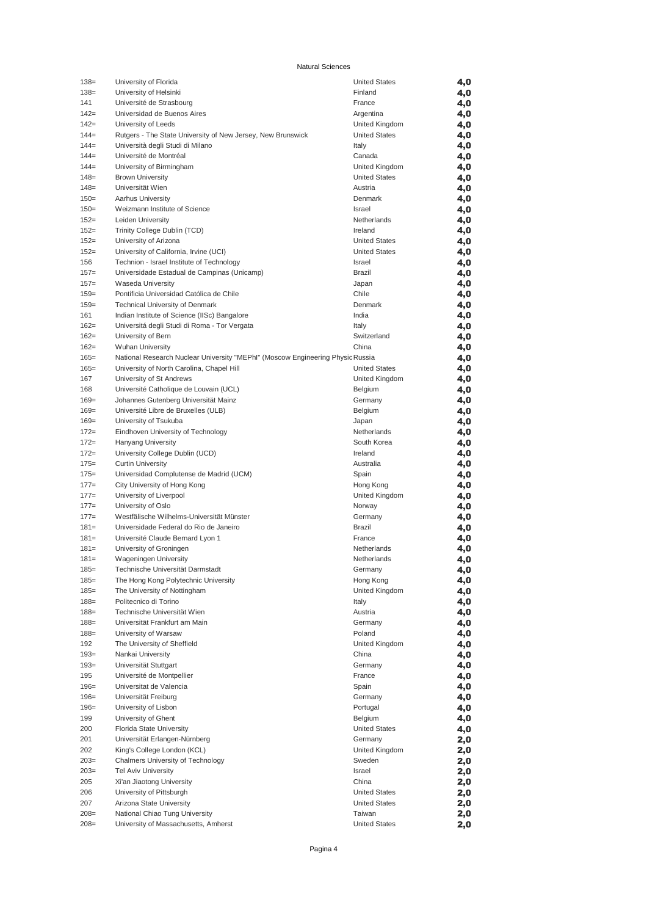Natural Sciences

| | | | |
|---|---|---|---|
| 138= | University of Florida | United States | 4,0 |
| 138= | University of Helsinki | Finland | 4,0 |
| 141 | Université de Strasbourg | France | 4,0 |
| 142= | Universidad de Buenos Aires | Argentina | 4,0 |
| 142= | University of Leeds | United Kingdom | 4,0 |
| 144= | Rutgers - The State University of New Jersey, New Brunswick | United States | 4,0 |
| 144= | Università degli Studi di Milano | Italy | 4,0 |
| 144= | Université de Montréal | Canada | 4,0 |
| 144= | University of Birmingham | United Kingdom | 4,0 |
| 148= | Brown University | United States | 4,0 |
| 148= | Universität Wien | Austria | 4,0 |
| 150= | Aarhus University | Denmark | 4,0 |
| 150= | Weizmann Institute of Science | Israel | 4,0 |
| 152= | Leiden University | Netherlands | 4,0 |
| 152= | Trinity College Dublin (TCD) | Ireland | 4,0 |
| 152= | University of Arizona | United States | 4,0 |
| 152= | University of California, Irvine (UCI) | United States | 4,0 |
| 156 | Technion - Israel Institute of Technology | Israel | 4,0 |
| 157= | Universidade Estadual de Campinas (Unicamp) | Brazil | 4,0 |
| 157= | Waseda University | Japan | 4,0 |
| 159= | Pontificia Universidad Católica de Chile | Chile | 4,0 |
| 159= | Technical University of Denmark | Denmark | 4,0 |
| 161 | Indian Institute of Science (IISc) Bangalore | India | 4,0 |
| 162= | Universitá degli Studi di Roma - Tor Vergata | Italy | 4,0 |
| 162= | University of Bern | Switzerland | 4,0 |
| 162= | Wuhan University | China | 4,0 |
| 165= | National Research Nuclear University "MEPhI" (Moscow Engineering Physic | Russia | 4,0 |
| 165= | University of North Carolina, Chapel Hill | United States | 4,0 |
| 167 | University of St Andrews | United Kingdom | 4,0 |
| 168 | Université Catholique de Louvain (UCL) | Belgium | 4,0 |
| 169= | Johannes Gutenberg Universität Mainz | Germany | 4,0 |
| 169= | Université Libre de Bruxelles (ULB) | Belgium | 4,0 |
| 169= | University of Tsukuba | Japan | 4,0 |
| 172= | Eindhoven University of Technology | Netherlands | 4,0 |
| 172= | Hanyang University | South Korea | 4,0 |
| 172= | University College Dublin (UCD) | Ireland | 4,0 |
| 175= | Curtin University | Australia | 4,0 |
| 175= | Universidad Complutense de Madrid (UCM) | Spain | 4,0 |
| 177= | City University of Hong Kong | Hong Kong | 4,0 |
| 177= | University of Liverpool | United Kingdom | 4,0 |
| 177= | University of Oslo | Norway | 4,0 |
| 177= | Westfälische Wilhelms-Universität Münster | Germany | 4,0 |
| 181= | Universidade Federal do Rio de Janeiro | Brazil | 4,0 |
| 181= | Université Claude Bernard Lyon 1 | France | 4,0 |
| 181= | University of Groningen | Netherlands | 4,0 |
| 181= | Wageningen University | Netherlands | 4,0 |
| 185= | Technische Universität Darmstadt | Germany | 4,0 |
| 185= | The Hong Kong Polytechnic University | Hong Kong | 4,0 |
| 185= | The University of Nottingham | United Kingdom | 4,0 |
| 188= | Politecnico di Torino | Italy | 4,0 |
| 188= | Technische Universität Wien | Austria | 4,0 |
| 188= | Universität Frankfurt am Main | Germany | 4,0 |
| 188= | University of Warsaw | Poland | 4,0 |
| 192 | The University of Sheffield | United Kingdom | 4,0 |
| 193= | Nankai University | China | 4,0 |
| 193= | Universität Stuttgart | Germany | 4,0 |
| 195 | Université de Montpellier | France | 4,0 |
| 196= | Universitat de Valencia | Spain | 4,0 |
| 196= | Universität Freiburg | Germany | 4,0 |
| 196= | University of Lisbon | Portugal | 4,0 |
| 199 | University of Ghent | Belgium | 4,0 |
| 200 | Florida State University | United States | 4,0 |
| 201 | Universität Erlangen-Nürnberg | Germany | 2,0 |
| 202 | King's College London (KCL) | United Kingdom | 2,0 |
| 203= | Chalmers University of Technology | Sweden | 2,0 |
| 203= | Tel Aviv University | Israel | 2,0 |
| 205 | Xi'an Jiaotong University | China | 2,0 |
| 206 | University of Pittsburgh | United States | 2,0 |
| 207 | Arizona State University | United States | 2,0 |
| 208= | National Chiao Tung University | Taiwan | 2,0 |
| 208= | University of Massachusetts, Amherst | United States | 2,0 |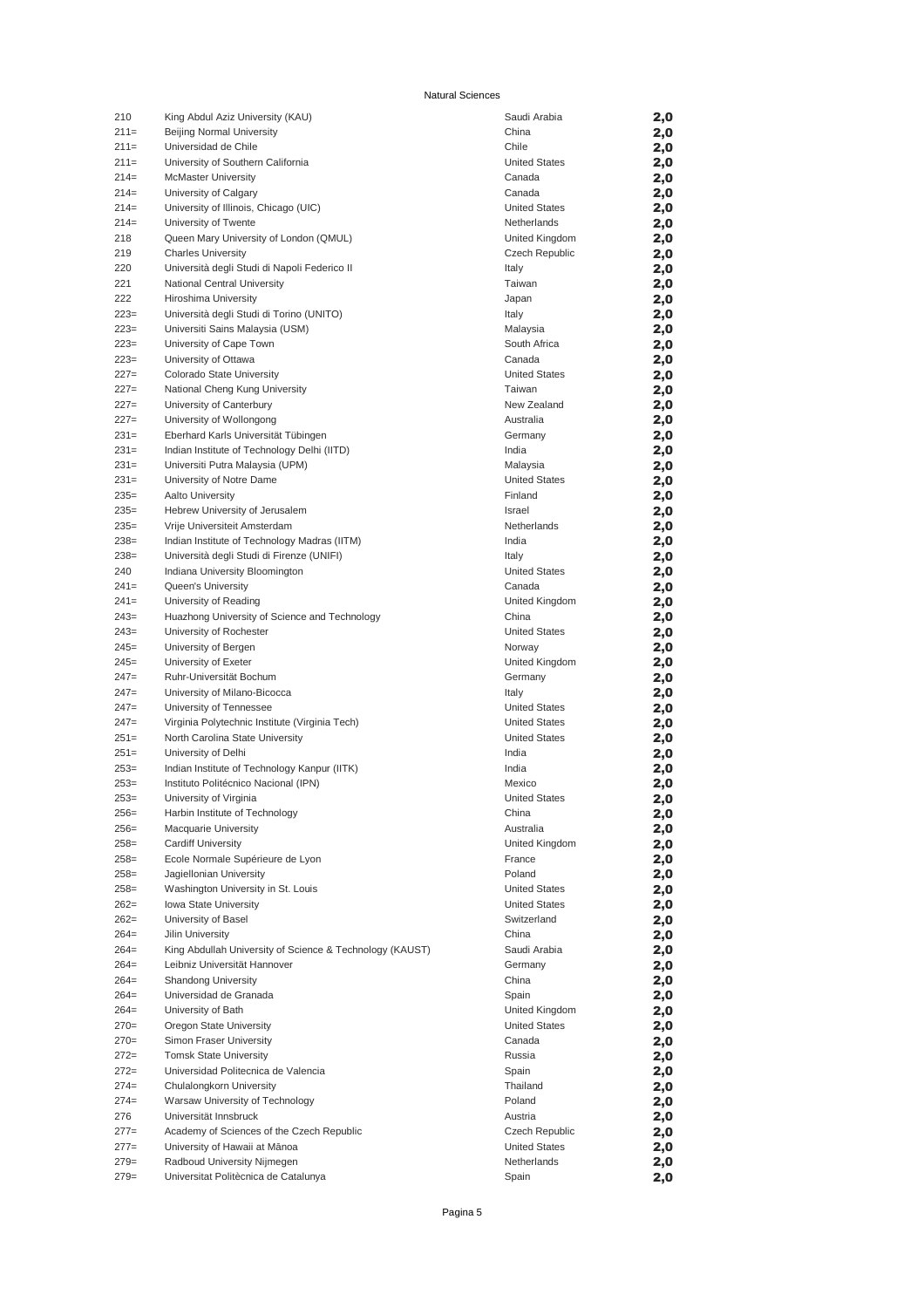Natural Sciences

| | | | |
|---|---|---|---|
| 210 | King Abdul Aziz University (KAU) | Saudi Arabia | **2,0** |
| 211= | Beijing Normal University | China | **2,0** |
| 211= | Universidad de Chile | Chile | **2,0** |
| 211= | University of Southern California | United States | **2,0** |
| 214= | McMaster University | Canada | **2,0** |
| 214= | University of Calgary | Canada | **2,0** |
| 214= | University of Illinois, Chicago (UIC) | United States | **2,0** |
| 214= | University of Twente | Netherlands | **2,0** |
| 218 | Queen Mary University of London (QMUL) | United Kingdom | **2,0** |
| 219 | Charles University | Czech Republic | **2,0** |
| 220 | Università degli Studi di Napoli Federico II | Italy | **2,0** |
| 221 | National Central University | Taiwan | **2,0** |
| 222 | Hiroshima University | Japan | **2,0** |
| 223= | Università degli Studi di Torino (UNITO) | Italy | **2,0** |
| 223= | Universiti Sains Malaysia (USM) | Malaysia | **2,0** |
| 223= | University of Cape Town | South Africa | **2,0** |
| 223= | University of Ottawa | Canada | **2,0** |
| 227= | Colorado State University | United States | **2,0** |
| 227= | National Cheng Kung University | Taiwan | **2,0** |
| 227= | University of Canterbury | New Zealand | **2,0** |
| 227= | University of Wollongong | Australia | **2,0** |
| 231= | Eberhard Karls Universität Tübingen | Germany | **2,0** |
| 231= | Indian Institute of Technology Delhi (IITD) | India | **2,0** |
| 231= | Universiti Putra Malaysia (UPM) | Malaysia | **2,0** |
| 231= | University of Notre Dame | United States | **2,0** |
| 235= | Aalto University | Finland | **2,0** |
| 235= | Hebrew University of Jerusalem | Israel | **2,0** |
| 235= | Vrije Universiteit Amsterdam | Netherlands | **2,0** |
| 238= | Indian Institute of Technology Madras (IITM) | India | **2,0** |
| 238= | Università degli Studi di Firenze (UNIFI) | Italy | **2,0** |
| 240 | Indiana University Bloomington | United States | **2,0** |
| 241= | Queen's University | Canada | **2,0** |
| 241= | University of Reading | United Kingdom | **2,0** |
| 243= | Huazhong University of Science and Technology | China | **2,0** |
| 243= | University of Rochester | United States | **2,0** |
| 245= | University of Bergen | Norway | **2,0** |
| 245= | University of Exeter | United Kingdom | **2,0** |
| 247= | Ruhr-Universität Bochum | Germany | **2,0** |
| 247= | University of Milano-Bicocca | Italy | **2,0** |
| 247= | University of Tennessee | United States | **2,0** |
| 247= | Virginia Polytechnic Institute (Virginia Tech) | United States | **2,0** |
| 251= | North Carolina State University | United States | **2,0** |
| 251= | University of Delhi | India | **2,0** |
| 253= | Indian Institute of Technology Kanpur (IITK) | India | **2,0** |
| 253= | Instituto Politécnico Nacional (IPN) | Mexico | **2,0** |
| 253= | University of Virginia | United States | **2,0** |
| 256= | Harbin Institute of Technology | China | **2,0** |
| 256= | Macquarie University | Australia | **2,0** |
| 258= | Cardiff University | United Kingdom | **2,0** |
| 258= | Ecole Normale Supérieure de Lyon | France | **2,0** |
| 258= | Jagiellonian University | Poland | **2,0** |
| 258= | Washington University in St. Louis | United States | **2,0** |
| 262= | Iowa State University | United States | **2,0** |
| 262= | University of Basel | Switzerland | **2,0** |
| 264= | Jilin University | China | **2,0** |
| 264= | King Abdullah University of Science & Technology (KAUST) | Saudi Arabia | **2,0** |
| 264= | Leibniz Universität Hannover | Germany | **2,0** |
| 264= | Shandong University | China | **2,0** |
| 264= | Universidad de Granada | Spain | **2,0** |
| 264= | University of Bath | United Kingdom | **2,0** |
| 270= | Oregon State University | United States | **2,0** |
| 270= | Simon Fraser University | Canada | **2,0** |
| 272= | Tomsk State University | Russia | **2,0** |
| 272= | Universidad Politecnica de Valencia | Spain | **2,0** |
| 274= | Chulalongkorn University | Thailand | **2,0** |
| 274= | Warsaw University of Technology | Poland | **2,0** |
| 276 | Universität Innsbruck | Austria | **2,0** |
| 277= | Academy of Sciences of the Czech Republic | Czech Republic | **2,0** |
| 277= | University of Hawaii at Mānoa | United States | **2,0** |
| 279= | Radboud University Nijmegen | Netherlands | **2,0** |
| 279= | Universitat Politècnica de Catalunya | Spain | **2,0** |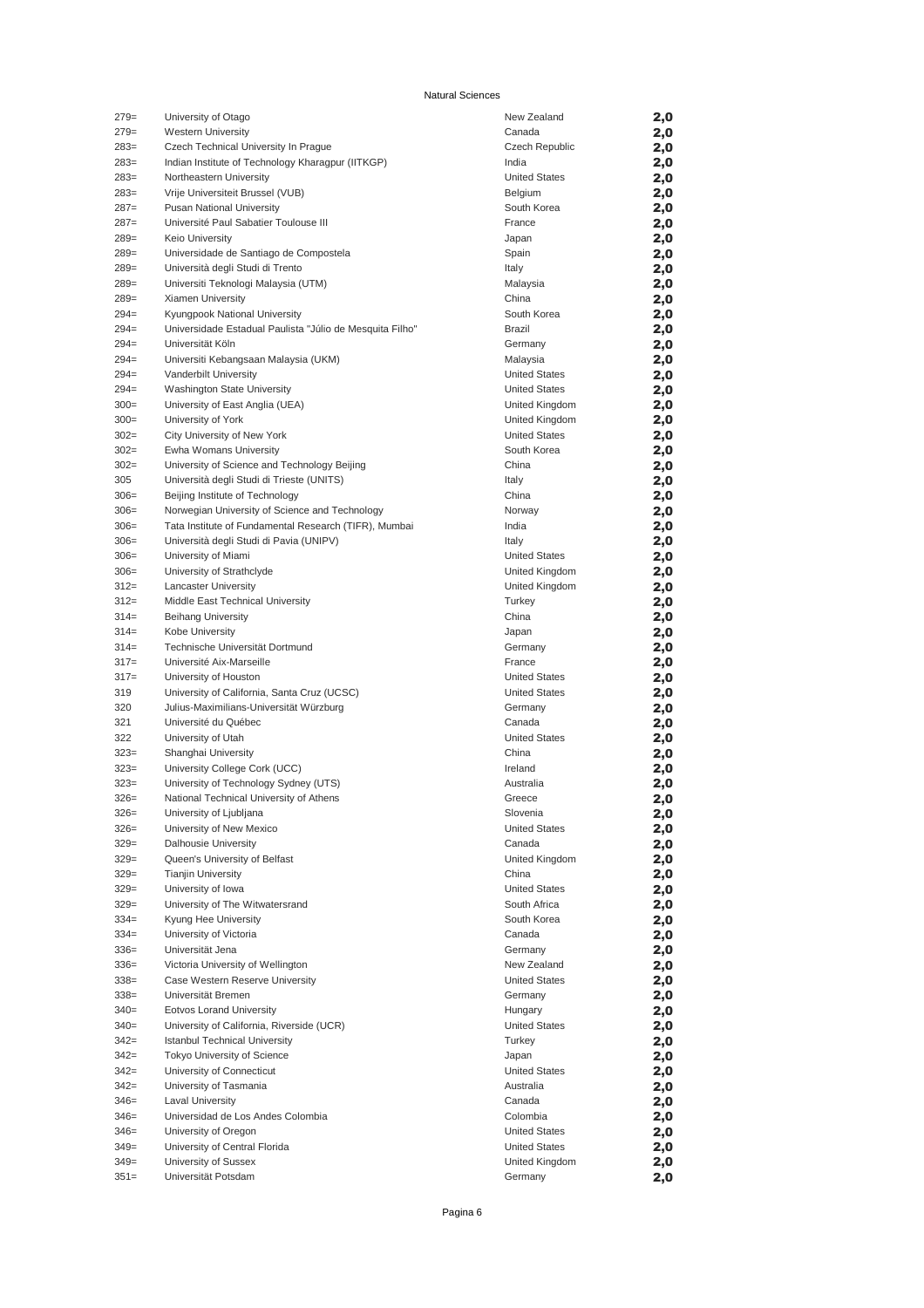Natural Sciences

| | | | |
|---|---|---|---|
| 279= | University of Otago | New Zealand | 2,0 |
| 279= | Western University | Canada | 2,0 |
| 283= | Czech Technical University In Prague | Czech Republic | 2,0 |
| 283= | Indian Institute of Technology Kharagpur (IITKGP) | India | 2,0 |
| 283= | Northeastern University | United States | 2,0 |
| 283= | Vrije Universiteit Brussel (VUB) | Belgium | 2,0 |
| 287= | Pusan National University | South Korea | 2,0 |
| 287= | Université Paul Sabatier Toulouse III | France | 2,0 |
| 289= | Keio University | Japan | 2,0 |
| 289= | Universidade de Santiago de Compostela | Spain | 2,0 |
| 289= | Università degli Studi di Trento | Italy | 2,0 |
| 289= | Universiti Teknologi Malaysia (UTM) | Malaysia | 2,0 |
| 289= | Xiamen University | China | 2,0 |
| 294= | Kyungpook National University | South Korea | 2,0 |
| 294= | Universidade Estadual Paulista "Júlio de Mesquita Filho" | Brazil | 2,0 |
| 294= | Universität Köln | Germany | 2,0 |
| 294= | Universiti Kebangsaan Malaysia (UKM) | Malaysia | 2,0 |
| 294= | Vanderbilt University | United States | 2,0 |
| 294= | Washington State University | United States | 2,0 |
| 300= | University of East Anglia (UEA) | United Kingdom | 2,0 |
| 300= | University of York | United Kingdom | 2,0 |
| 302= | City University of New York | United States | 2,0 |
| 302= | Ewha Womans University | South Korea | 2,0 |
| 302= | University of Science and Technology Beijing | China | 2,0 |
| 305 | Università degli Studi di Trieste (UNITS) | Italy | 2,0 |
| 306= | Beijing Institute of Technology | China | 2,0 |
| 306= | Norwegian University of Science and Technology | Norway | 2,0 |
| 306= | Tata Institute of Fundamental Research (TIFR), Mumbai | India | 2,0 |
| 306= | Università degli Studi di Pavia (UNIPV) | Italy | 2,0 |
| 306= | University of Miami | United States | 2,0 |
| 306= | University of Strathclyde | United Kingdom | 2,0 |
| 312= | Lancaster University | United Kingdom | 2,0 |
| 312= | Middle East Technical University | Turkey | 2,0 |
| 314= | Beihang University | China | 2,0 |
| 314= | Kobe University | Japan | 2,0 |
| 314= | Technische Universität Dortmund | Germany | 2,0 |
| 317= | Université Aix-Marseille | France | 2,0 |
| 317= | University of Houston | United States | 2,0 |
| 319 | University of California, Santa Cruz (UCSC) | United States | 2,0 |
| 320 | Julius-Maximilians-Universität Würzburg | Germany | 2,0 |
| 321 | Université du Québec | Canada | 2,0 |
| 322 | University of Utah | United States | 2,0 |
| 323= | Shanghai University | China | 2,0 |
| 323= | University College Cork (UCC) | Ireland | 2,0 |
| 323= | University of Technology Sydney (UTS) | Australia | 2,0 |
| 326= | National Technical University of Athens | Greece | 2,0 |
| 326= | University of Ljubljana | Slovenia | 2,0 |
| 326= | University of New Mexico | United States | 2,0 |
| 329= | Dalhousie University | Canada | 2,0 |
| 329= | Queen's University of Belfast | United Kingdom | 2,0 |
| 329= | Tianjin University | China | 2,0 |
| 329= | University of Iowa | United States | 2,0 |
| 329= | University of The Witwatersrand | South Africa | 2,0 |
| 334= | Kyung Hee University | South Korea | 2,0 |
| 334= | University of Victoria | Canada | 2,0 |
| 336= | Universität Jena | Germany | 2,0 |
| 336= | Victoria University of Wellington | New Zealand | 2,0 |
| 338= | Case Western Reserve University | United States | 2,0 |
| 338= | Universität Bremen | Germany | 2,0 |
| 340= | Eotvos Lorand University | Hungary | 2,0 |
| 340= | University of California, Riverside (UCR) | United States | 2,0 |
| 342= | Istanbul Technical University | Turkey | 2,0 |
| 342= | Tokyo University of Science | Japan | 2,0 |
| 342= | University of Connecticut | United States | 2,0 |
| 342= | University of Tasmania | Australia | 2,0 |
| 346= | Laval University | Canada | 2,0 |
| 346= | Universidad de Los Andes Colombia | Colombia | 2,0 |
| 346= | University of Oregon | United States | 2,0 |
| 349= | University of Central Florida | United States | 2,0 |
| 349= | University of Sussex | United Kingdom | 2,0 |
| 351= | Universität Potsdam | Germany | 2,0 |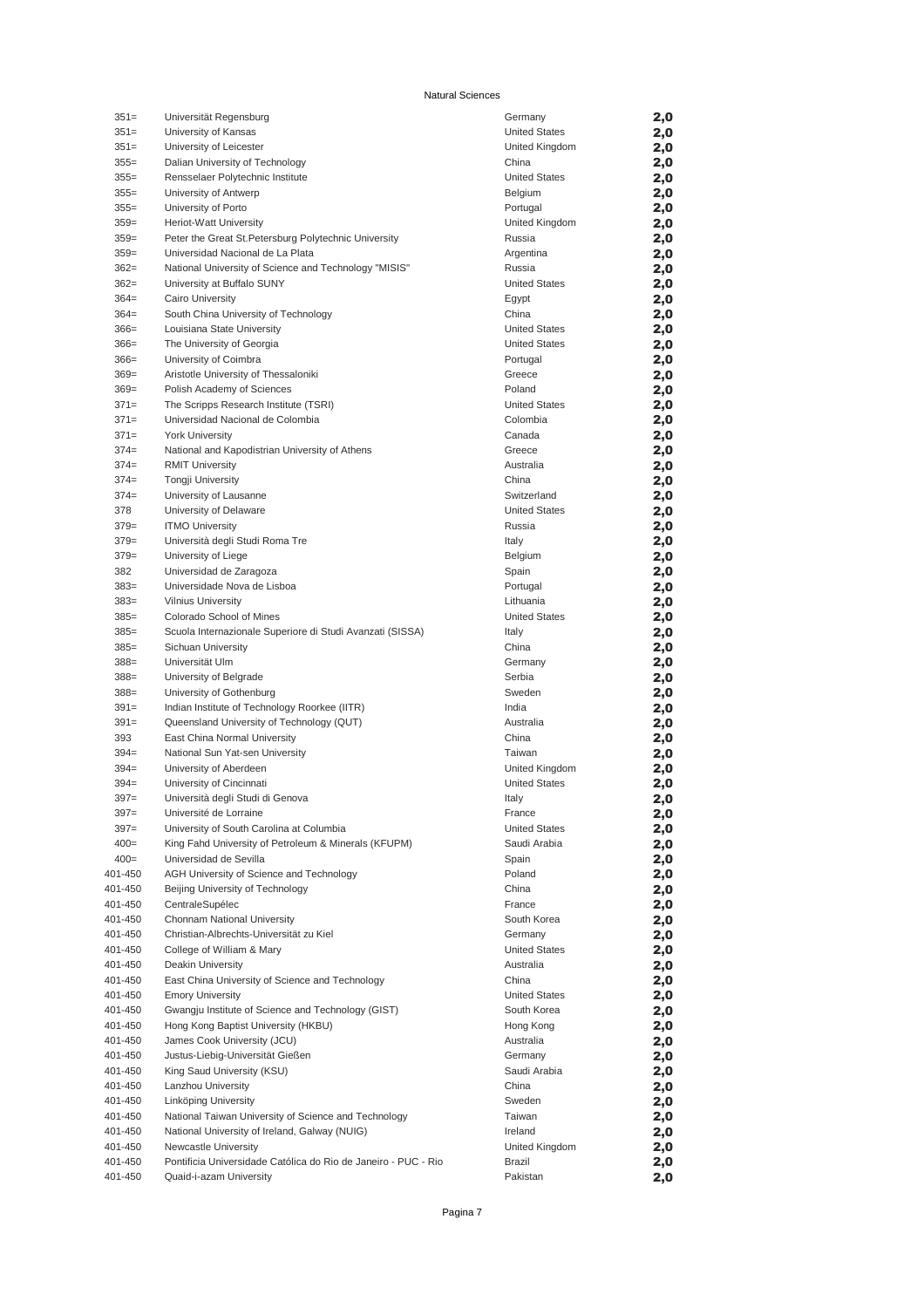Natural Sciences

| Rank | Institution | Country | Score |
|---|---|---|---|
| 351= | Universität Regensburg | Germany | 2,0 |
| 351= | University of Kansas | United States | 2,0 |
| 351= | University of Leicester | United Kingdom | 2,0 |
| 355= | Dalian University of Technology | China | 2,0 |
| 355= | Rensselaer Polytechnic Institute | United States | 2,0 |
| 355= | University of Antwerp | Belgium | 2,0 |
| 355= | University of Porto | Portugal | 2,0 |
| 359= | Heriot-Watt University | United Kingdom | 2,0 |
| 359= | Peter the Great St.Petersburg Polytechnic University | Russia | 2,0 |
| 359= | Universidad Nacional de La Plata | Argentina | 2,0 |
| 362= | National University of Science and Technology "MISIS" | Russia | 2,0 |
| 362= | University at Buffalo SUNY | United States | 2,0 |
| 364= | Cairo University | Egypt | 2,0 |
| 364= | South China University of Technology | China | 2,0 |
| 366= | Louisiana State University | United States | 2,0 |
| 366= | The University of Georgia | United States | 2,0 |
| 366= | University of Coimbra | Portugal | 2,0 |
| 369= | Aristotle University of Thessaloniki | Greece | 2,0 |
| 369= | Polish Academy of Sciences | Poland | 2,0 |
| 371= | The Scripps Research Institute (TSRI) | United States | 2,0 |
| 371= | Universidad Nacional de Colombia | Colombia | 2,0 |
| 371= | York University | Canada | 2,0 |
| 374= | National and Kapodistrian University of Athens | Greece | 2,0 |
| 374= | RMIT University | Australia | 2,0 |
| 374= | Tongji University | China | 2,0 |
| 374= | University of Lausanne | Switzerland | 2,0 |
| 378 | University of Delaware | United States | 2,0 |
| 379= | ITMO University | Russia | 2,0 |
| 379= | Università degli Studi Roma Tre | Italy | 2,0 |
| 379= | University of Liege | Belgium | 2,0 |
| 382 | Universidad de Zaragoza | Spain | 2,0 |
| 383= | Universidade Nova de Lisboa | Portugal | 2,0 |
| 383= | Vilnius University | Lithuania | 2,0 |
| 385= | Colorado School of Mines | United States | 2,0 |
| 385= | Scuola Internazionale Superiore di Studi Avanzati (SISSA) | Italy | 2,0 |
| 385= | Sichuan University | China | 2,0 |
| 388= | Universität Ulm | Germany | 2,0 |
| 388= | University of Belgrade | Serbia | 2,0 |
| 388= | University of Gothenburg | Sweden | 2,0 |
| 391= | Indian Institute of Technology Roorkee (IITR) | India | 2,0 |
| 391= | Queensland University of Technology (QUT) | Australia | 2,0 |
| 393 | East China Normal University | China | 2,0 |
| 394= | National Sun Yat-sen University | Taiwan | 2,0 |
| 394= | University of Aberdeen | United Kingdom | 2,0 |
| 394= | University of Cincinnati | United States | 2,0 |
| 397= | Università degli Studi di Genova | Italy | 2,0 |
| 397= | Université de Lorraine | France | 2,0 |
| 397= | University of South Carolina at Columbia | United States | 2,0 |
| 400= | King Fahd University of Petroleum & Minerals (KFUPM) | Saudi Arabia | 2,0 |
| 400= | Universidad de Sevilla | Spain | 2,0 |
| 401-450 | AGH University of Science and Technology | Poland | 2,0 |
| 401-450 | Beijing University of Technology | China | 2,0 |
| 401-450 | CentraleSupélec | France | 2,0 |
| 401-450 | Chonnam National University | South Korea | 2,0 |
| 401-450 | Christian-Albrechts-Universität zu Kiel | Germany | 2,0 |
| 401-450 | College of William & Mary | United States | 2,0 |
| 401-450 | Deakin University | Australia | 2,0 |
| 401-450 | East China University of Science and Technology | China | 2,0 |
| 401-450 | Emory University | United States | 2,0 |
| 401-450 | Gwangju Institute of Science and Technology (GIST) | South Korea | 2,0 |
| 401-450 | Hong Kong Baptist University (HKBU) | Hong Kong | 2,0 |
| 401-450 | James Cook University (JCU) | Australia | 2,0 |
| 401-450 | Justus-Liebig-Universität Gießen | Germany | 2,0 |
| 401-450 | King Saud University (KSU) | Saudi Arabia | 2,0 |
| 401-450 | Lanzhou University | China | 2,0 |
| 401-450 | Linköping University | Sweden | 2,0 |
| 401-450 | National Taiwan University of Science and Technology | Taiwan | 2,0 |
| 401-450 | National University of Ireland, Galway (NUIG) | Ireland | 2,0 |
| 401-450 | Newcastle University | United Kingdom | 2,0 |
| 401-450 | Pontificia Universidade Católica do Rio de Janeiro - PUC - Rio | Brazil | 2,0 |
| 401-450 | Quaid-i-azam University | Pakistan | 2,0 |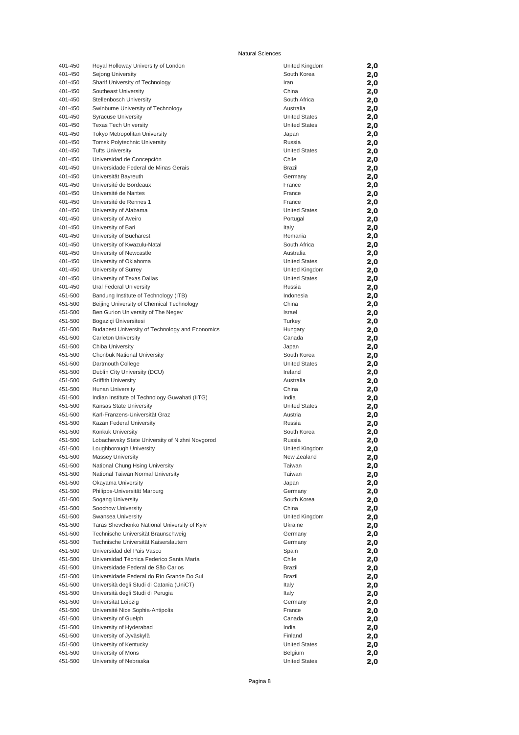Natural Sciences

| | | | |
|---|---|---|---|
| 401-450 | Royal Holloway University of London | United Kingdom | **2,0** |
| 401-450 | Sejong University | South Korea | **2,0** |
| 401-450 | Sharif University of Technology | Iran | **2,0** |
| 401-450 | Southeast University | China | **2,0** |
| 401-450 | Stellenbosch University | South Africa | **2,0** |
| 401-450 | Swinburne University of Technology | Australia | **2,0** |
| 401-450 | Syracuse University | United States | **2,0** |
| 401-450 | Texas Tech University | United States | **2,0** |
| 401-450 | Tokyo Metropolitan University | Japan | **2,0** |
| 401-450 | Tomsk Polytechnic University | Russia | **2,0** |
| 401-450 | Tufts University | United States | **2,0** |
| 401-450 | Universidad de Concepción | Chile | **2,0** |
| 401-450 | Universidade Federal de Minas Gerais | Brazil | **2,0** |
| 401-450 | Universität Bayreuth | Germany | **2,0** |
| 401-450 | Université de Bordeaux | France | **2,0** |
| 401-450 | Université de Nantes | France | **2,0** |
| 401-450 | Université de Rennes 1 | France | **2,0** |
| 401-450 | University of Alabama | United States | **2,0** |
| 401-450 | University of Aveiro | Portugal | **2,0** |
| 401-450 | University of Bari | Italy | **2,0** |
| 401-450 | University of Bucharest | Romania | **2,0** |
| 401-450 | University of Kwazulu-Natal | South Africa | **2,0** |
| 401-450 | University of Newcastle | Australia | **2,0** |
| 401-450 | University of Oklahoma | United States | **2,0** |
| 401-450 | University of Surrey | United Kingdom | **2,0** |
| 401-450 | University of Texas Dallas | United States | **2,0** |
| 401-450 | Ural Federal University | Russia | **2,0** |
| 451-500 | Bandung Institute of Technology (ITB) | Indonesia | **2,0** |
| 451-500 | Beijing University of Chemical Technology | China | **2,0** |
| 451-500 | Ben Gurion University of The Negev | Israel | **2,0** |
| 451-500 | Bogaziçi Üniversitesi | Turkey | **2,0** |
| 451-500 | Budapest University of Technology and Economics | Hungary | **2,0** |
| 451-500 | Carleton University | Canada | **2,0** |
| 451-500 | Chiba University | Japan | **2,0** |
| 451-500 | Chonbuk National University | South Korea | **2,0** |
| 451-500 | Dartmouth College | United States | **2,0** |
| 451-500 | Dublin City University (DCU) | Ireland | **2,0** |
| 451-500 | Griffith University | Australia | **2,0** |
| 451-500 | Hunan University | China | **2,0** |
| 451-500 | Indian Institute of Technology Guwahati (IITG) | India | **2,0** |
| 451-500 | Kansas State University | United States | **2,0** |
| 451-500 | Karl-Franzens-Universität Graz | Austria | **2,0** |
| 451-500 | Kazan Federal University | Russia | **2,0** |
| 451-500 | Konkuk University | South Korea | **2,0** |
| 451-500 | Lobachevsky State University of Nizhni Novgorod | Russia | **2,0** |
| 451-500 | Loughborough University | United Kingdom | **2,0** |
| 451-500 | Massey University | New Zealand | **2,0** |
| 451-500 | National Chung Hsing University | Taiwan | **2,0** |
| 451-500 | National Taiwan Normal University | Taiwan | **2,0** |
| 451-500 | Okayama University | Japan | **2,0** |
| 451-500 | Philipps-Universität Marburg | Germany | **2,0** |
| 451-500 | Sogang University | South Korea | **2,0** |
| 451-500 | Soochow University | China | **2,0** |
| 451-500 | Swansea University | United Kingdom | **2,0** |
| 451-500 | Taras Shevchenko National University of Kyiv | Ukraine | **2,0** |
| 451-500 | Technische Universität Braunschweig | Germany | **2,0** |
| 451-500 | Technische Universität Kaiserslautern | Germany | **2,0** |
| 451-500 | Universidad del Pais Vasco | Spain | **2,0** |
| 451-500 | Universidad Técnica Federico Santa María | Chile | **2,0** |
| 451-500 | Universidade Federal de São Carlos | Brazil | **2,0** |
| 451-500 | Universidade Federal do Rio Grande Do Sul | Brazil | **2,0** |
| 451-500 | Università degli Studi di Catania (UniCT) | Italy | **2,0** |
| 451-500 | Università degli Studi di Perugia | Italy | **2,0** |
| 451-500 | Universität Leipzig | Germany | **2,0** |
| 451-500 | Université Nice Sophia-Antipolis | France | **2,0** |
| 451-500 | University of Guelph | Canada | **2,0** |
| 451-500 | University of Hyderabad | India | **2,0** |
| 451-500 | University of Jyväskylä | Finland | **2,0** |
| 451-500 | University of Kentucky | United States | **2,0** |
| 451-500 | University of Mons | Belgium | **2,0** |
| 451-500 | University of Nebraska | United States | **2,0** |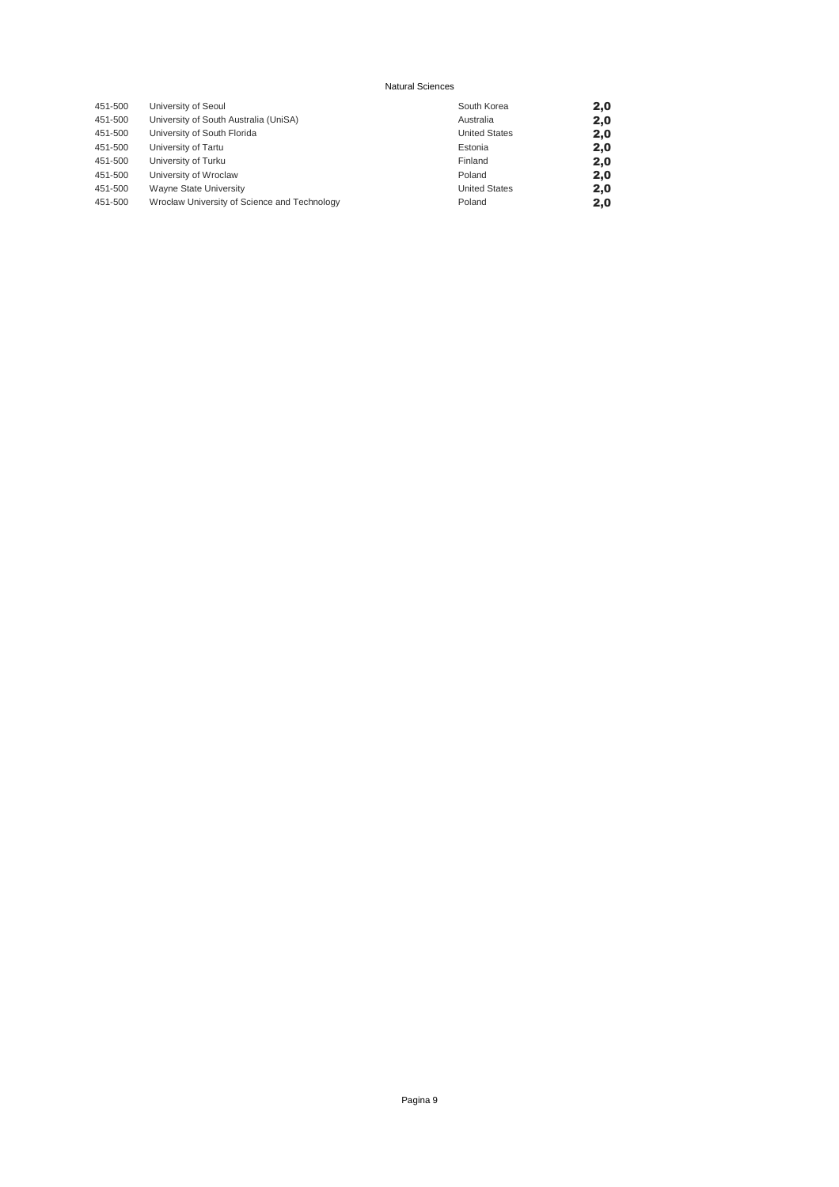Natural Sciences

| | | | |
|---|---|---|---|
| 451-500 | University of Seoul | South Korea | **2,0** |
| 451-500 | University of South Australia (UniSA) | Australia | **2,0** |
| 451-500 | University of South Florida | United States | **2,0** |
| 451-500 | University of Tartu | Estonia | **2,0** |
| 451-500 | University of Turku | Finland | **2,0** |
| 451-500 | University of Wroclaw | Poland | **2,0** |
| 451-500 | Wayne State University | United States | **2,0** |
| 451-500 | Wrocław University of Science and Technology | Poland | **2,0** |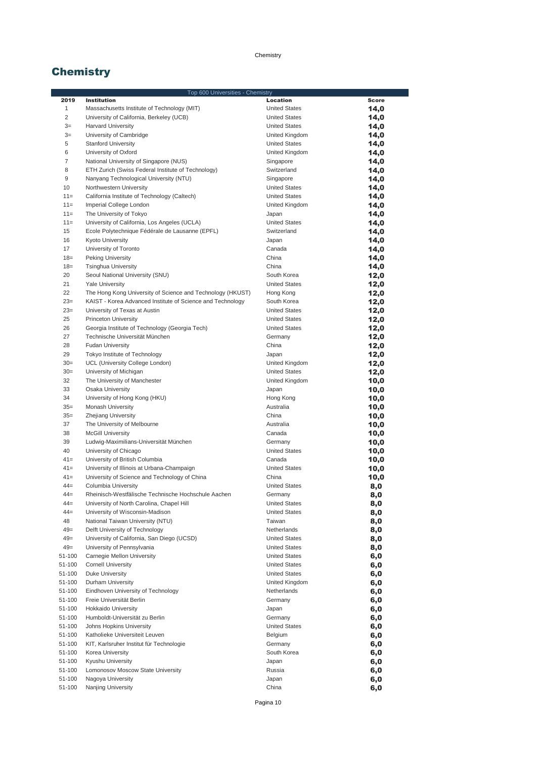# Chemistry

| Top 600 Universities - Chemistry | | | |
|---|---|---|---|
| **2019** | **Institution** | **Location** | **Score** |
| 1 | Massachusetts Institute of Technology (MIT) | United States | **14,0** |
| 2 | University of California, Berkeley (UCB) | United States | **14,0** |
| 3= | Harvard University | United States | **14,0** |
| 3= | University of Cambridge | United Kingdom | **14,0** |
| 5 | Stanford University | United States | **14,0** |
| 6 | University of Oxford | United Kingdom | **14,0** |
| 7 | National University of Singapore (NUS) | Singapore | **14,0** |
| 8 | ETH Zurich (Swiss Federal Institute of Technology) | Switzerland | **14,0** |
| 9 | Nanyang Technological University (NTU) | Singapore | **14,0** |
| 10 | Northwestern University | United States | **14,0** |
| 11= | California Institute of Technology (Caltech) | United States | **14,0** |
| 11= | Imperial College London | United Kingdom | **14,0** |
| 11= | The University of Tokyo | Japan | **14,0** |
| 11= | University of California, Los Angeles (UCLA) | United States | **14,0** |
| 15 | Ecole Polytechnique Fédérale de Lausanne (EPFL) | Switzerland | **14,0** |
| 16 | Kyoto University | Japan | **14,0** |
| 17 | University of Toronto | Canada | **14,0** |
| 18= | Peking University | China | **14,0** |
| 18= | Tsinghua University | China | **14,0** |
| 20 | Seoul National University (SNU) | South Korea | **12,0** |
| 21 | Yale University | United States | **12,0** |
| 22 | The Hong Kong University of Science and Technology (HKUST) | Hong Kong | **12,0** |
| 23= | KAIST - Korea Advanced Institute of Science and Technology | South Korea | **12,0** |
| 23= | University of Texas at Austin | United States | **12,0** |
| 25 | Princeton University | United States | **12,0** |
| 26 | Georgia Institute of Technology (Georgia Tech) | United States | **12,0** |
| 27 | Technische Universität München | Germany | **12,0** |
| 28 | Fudan University | China | **12,0** |
| 29 | Tokyo Institute of Technology | Japan | **12,0** |
| 30= | UCL (University College London) | United Kingdom | **12,0** |
| 30= | University of Michigan | United States | **12,0** |
| 32 | The University of Manchester | United Kingdom | **10,0** |
| 33 | Osaka University | Japan | **10,0** |
| 34 | University of Hong Kong (HKU) | Hong Kong | **10,0** |
| 35= | Monash University | Australia | **10,0** |
| 35= | Zhejiang University | China | **10,0** |
| 37 | The University of Melbourne | Australia | **10,0** |
| 38 | McGill University | Canada | **10,0** |
| 39 | Ludwig-Maximilians-Universität München | Germany | **10,0** |
| 40 | University of Chicago | United States | **10,0** |
| 41= | University of British Columbia | Canada | **10,0** |
| 41= | University of Illinois at Urbana-Champaign | United States | **10,0** |
| 41= | University of Science and Technology of China | China | **10,0** |
| 44= | Columbia University | United States | **8,0** |
| 44= | Rheinisch-Westfälische Technische Hochschule Aachen | Germany | **8,0** |
| 44= | University of North Carolina, Chapel Hill | United States | **8,0** |
| 44= | University of Wisconsin-Madison | United States | **8,0** |
| 48 | National Taiwan University (NTU) | Taiwan | **8,0** |
| 49= | Delft University of Technology | Netherlands | **8,0** |
| 49= | University of California, San Diego (UCSD) | United States | **8,0** |
| 49= | University of Pennsylvania | United States | **8,0** |
| 51-100 | Carnegie Mellon University | United States | **6,0** |
| 51-100 | Cornell University | United States | **6,0** |
| 51-100 | Duke University | United States | **6,0** |
| 51-100 | Durham University | United Kingdom | **6,0** |
| 51-100 | Eindhoven University of Technology | Netherlands | **6,0** |
| 51-100 | Freie Universität Berlin | Germany | **6,0** |
| 51-100 | Hokkaido University | Japan | **6,0** |
| 51-100 | Humboldt-Universität zu Berlin | Germany | **6,0** |
| 51-100 | Johns Hopkins University | United States | **6,0** |
| 51-100 | Katholieke Universiteit Leuven | Belgium | **6,0** |
| 51-100 | KIT, Karlsruher Institut für Technologie | Germany | **6,0** |
| 51-100 | Korea University | South Korea | **6,0** |
| 51-100 | Kyushu University | Japan | **6,0** |
| 51-100 | Lomonosov Moscow State University | Russia | **6,0** |
| 51-100 | Nagoya University | Japan | **6,0** |
| 51-100 | Nanjing University | China | **6,0** |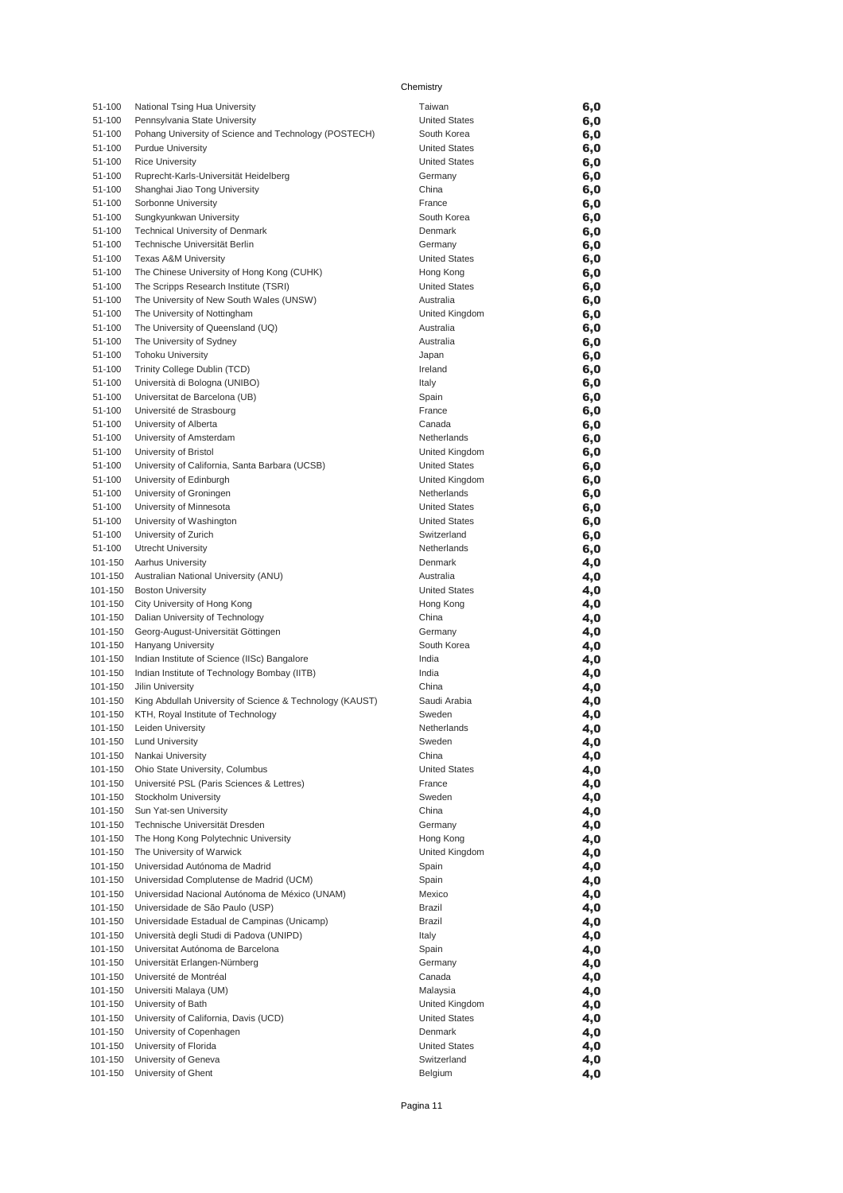Chemistry

| | | | |
|---|---|---|---|
| 51-100 | National Tsing Hua University | Taiwan | **6,0** |
| 51-100 | Pennsylvania State University | United States | **6,0** |
| 51-100 | Pohang University of Science and Technology (POSTECH) | South Korea | **6,0** |
| 51-100 | Purdue University | United States | **6,0** |
| 51-100 | Rice University | United States | **6,0** |
| 51-100 | Ruprecht-Karls-Universität Heidelberg | Germany | **6,0** |
| 51-100 | Shanghai Jiao Tong University | China | **6,0** |
| 51-100 | Sorbonne University | France | **6,0** |
| 51-100 | Sungkyunkwan University | South Korea | **6,0** |
| 51-100 | Technical University of Denmark | Denmark | **6,0** |
| 51-100 | Technische Universität Berlin | Germany | **6,0** |
| 51-100 | Texas A&M University | United States | **6,0** |
| 51-100 | The Chinese University of Hong Kong (CUHK) | Hong Kong | **6,0** |
| 51-100 | The Scripps Research Institute (TSRI) | United States | **6,0** |
| 51-100 | The University of New South Wales (UNSW) | Australia | **6,0** |
| 51-100 | The University of Nottingham | United Kingdom | **6,0** |
| 51-100 | The University of Queensland (UQ) | Australia | **6,0** |
| 51-100 | The University of Sydney | Australia | **6,0** |
| 51-100 | Tohoku University | Japan | **6,0** |
| 51-100 | Trinity College Dublin (TCD) | Ireland | **6,0** |
| 51-100 | Università di Bologna (UNIBO) | Italy | **6,0** |
| 51-100 | Universitat de Barcelona (UB) | Spain | **6,0** |
| 51-100 | Université de Strasbourg | France | **6,0** |
| 51-100 | University of Alberta | Canada | **6,0** |
| 51-100 | University of Amsterdam | Netherlands | **6,0** |
| 51-100 | University of Bristol | United Kingdom | **6,0** |
| 51-100 | University of California, Santa Barbara (UCSB) | United States | **6,0** |
| 51-100 | University of Edinburgh | United Kingdom | **6,0** |
| 51-100 | University of Groningen | Netherlands | **6,0** |
| 51-100 | University of Minnesota | United States | **6,0** |
| 51-100 | University of Washington | United States | **6,0** |
| 51-100 | University of Zurich | Switzerland | **6,0** |
| 51-100 | Utrecht University | Netherlands | **6,0** |
| 101-150 | Aarhus University | Denmark | **4,0** |
| 101-150 | Australian National University (ANU) | Australia | **4,0** |
| 101-150 | Boston University | United States | **4,0** |
| 101-150 | City University of Hong Kong | Hong Kong | **4,0** |
| 101-150 | Dalian University of Technology | China | **4,0** |
| 101-150 | Georg-August-Universität Göttingen | Germany | **4,0** |
| 101-150 | Hanyang University | South Korea | **4,0** |
| 101-150 | Indian Institute of Science (IISc) Bangalore | India | **4,0** |
| 101-150 | Indian Institute of Technology Bombay (IITB) | India | **4,0** |
| 101-150 | Jilin University | China | **4,0** |
| 101-150 | King Abdullah University of Science & Technology (KAUST) | Saudi Arabia | **4,0** |
| 101-150 | KTH, Royal Institute of Technology | Sweden | **4,0** |
| 101-150 | Leiden University | Netherlands | **4,0** |
| 101-150 | Lund University | Sweden | **4,0** |
| 101-150 | Nankai University | China | **4,0** |
| 101-150 | Ohio State University, Columbus | United States | **4,0** |
| 101-150 | Université PSL (Paris Sciences & Lettres) | France | **4,0** |
| 101-150 | Stockholm University | Sweden | **4,0** |
| 101-150 | Sun Yat-sen University | China | **4,0** |
| 101-150 | Technische Universität Dresden | Germany | **4,0** |
| 101-150 | The Hong Kong Polytechnic University | Hong Kong | **4,0** |
| 101-150 | The University of Warwick | United Kingdom | **4,0** |
| 101-150 | Universidad Autónoma de Madrid | Spain | **4,0** |
| 101-150 | Universidad Complutense de Madrid (UCM) | Spain | **4,0** |
| 101-150 | Universidad Nacional Autónoma de México (UNAM) | Mexico | **4,0** |
| 101-150 | Universidade de São Paulo (USP) | Brazil | **4,0** |
| 101-150 | Universidade Estadual de Campinas (Unicamp) | Brazil | **4,0** |
| 101-150 | Università degli Studi di Padova (UNIPD) | Italy | **4,0** |
| 101-150 | Universitat Autónoma de Barcelona | Spain | **4,0** |
| 101-150 | Universität Erlangen-Nürnberg | Germany | **4,0** |
| 101-150 | Université de Montréal | Canada | **4,0** |
| 101-150 | Universiti Malaya (UM) | Malaysia | **4,0** |
| 101-150 | University of Bath | United Kingdom | **4,0** |
| 101-150 | University of California, Davis (UCD) | United States | **4,0** |
| 101-150 | University of Copenhagen | Denmark | **4,0** |
| 101-150 | University of Florida | United States | **4,0** |
| 101-150 | University of Geneva | Switzerland | **4,0** |
| 101-150 | University of Ghent | Belgium | **4,0** |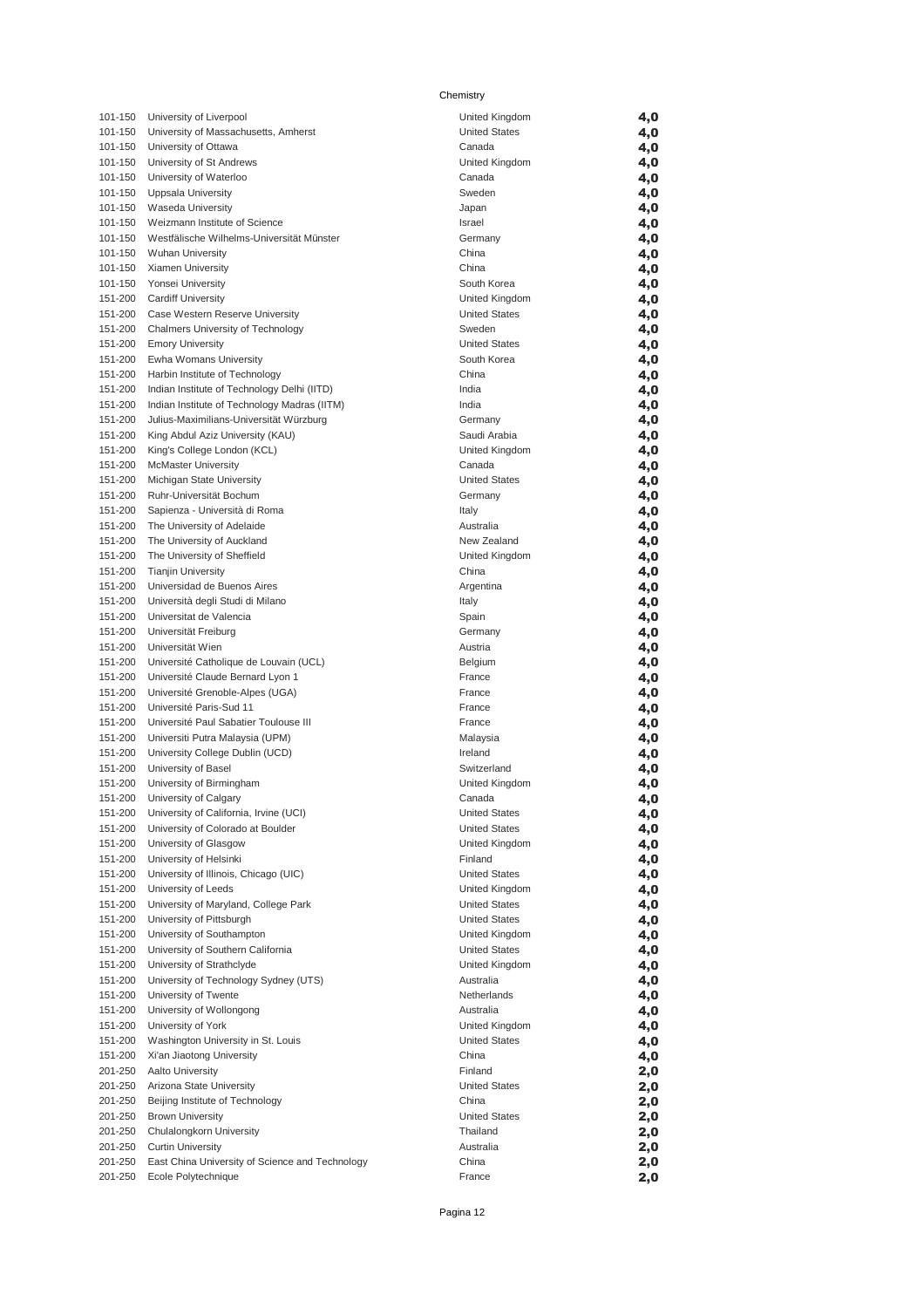Chemistry

| | | | |
|---|---|---|---|
| 101-150 | University of Liverpool | United Kingdom | 4,0 |
| 101-150 | University of Massachusetts, Amherst | United States | 4,0 |
| 101-150 | University of Ottawa | Canada | 4,0 |
| 101-150 | University of St Andrews | United Kingdom | 4,0 |
| 101-150 | University of Waterloo | Canada | 4,0 |
| 101-150 | Uppsala University | Sweden | 4,0 |
| 101-150 | Waseda University | Japan | 4,0 |
| 101-150 | Weizmann Institute of Science | Israel | 4,0 |
| 101-150 | Westfälische Wilhelms-Universität Münster | Germany | 4,0 |
| 101-150 | Wuhan University | China | 4,0 |
| 101-150 | Xiamen University | China | 4,0 |
| 101-150 | Yonsei University | South Korea | 4,0 |
| 151-200 | Cardiff University | United Kingdom | 4,0 |
| 151-200 | Case Western Reserve University | United States | 4,0 |
| 151-200 | Chalmers University of Technology | Sweden | 4,0 |
| 151-200 | Emory University | United States | 4,0 |
| 151-200 | Ewha Womans University | South Korea | 4,0 |
| 151-200 | Harbin Institute of Technology | China | 4,0 |
| 151-200 | Indian Institute of Technology Delhi (IITD) | India | 4,0 |
| 151-200 | Indian Institute of Technology Madras (IITM) | India | 4,0 |
| 151-200 | Julius-Maximilians-Universität Würzburg | Germany | 4,0 |
| 151-200 | King Abdul Aziz University (KAU) | Saudi Arabia | 4,0 |
| 151-200 | King's College London (KCL) | United Kingdom | 4,0 |
| 151-200 | McMaster University | Canada | 4,0 |
| 151-200 | Michigan State University | United States | 4,0 |
| 151-200 | Ruhr-Universität Bochum | Germany | 4,0 |
| 151-200 | Sapienza - Università di Roma | Italy | 4,0 |
| 151-200 | The University of Adelaide | Australia | 4,0 |
| 151-200 | The University of Auckland | New Zealand | 4,0 |
| 151-200 | The University of Sheffield | United Kingdom | 4,0 |
| 151-200 | Tianjin University | China | 4,0 |
| 151-200 | Universidad de Buenos Aires | Argentina | 4,0 |
| 151-200 | Università degli Studi di Milano | Italy | 4,0 |
| 151-200 | Universitat de Valencia | Spain | 4,0 |
| 151-200 | Universität Freiburg | Germany | 4,0 |
| 151-200 | Universität Wien | Austria | 4,0 |
| 151-200 | Université Catholique de Louvain (UCL) | Belgium | 4,0 |
| 151-200 | Université Claude Bernard Lyon 1 | France | 4,0 |
| 151-200 | Université Grenoble-Alpes (UGA) | France | 4,0 |
| 151-200 | Université Paris-Sud 11 | France | 4,0 |
| 151-200 | Université Paul Sabatier Toulouse III | France | 4,0 |
| 151-200 | Universiti Putra Malaysia (UPM) | Malaysia | 4,0 |
| 151-200 | University College Dublin (UCD) | Ireland | 4,0 |
| 151-200 | University of Basel | Switzerland | 4,0 |
| 151-200 | University of Birmingham | United Kingdom | 4,0 |
| 151-200 | University of Calgary | Canada | 4,0 |
| 151-200 | University of California, Irvine (UCI) | United States | 4,0 |
| 151-200 | University of Colorado at Boulder | United States | 4,0 |
| 151-200 | University of Glasgow | United Kingdom | 4,0 |
| 151-200 | University of Helsinki | Finland | 4,0 |
| 151-200 | University of Illinois, Chicago (UIC) | United States | 4,0 |
| 151-200 | University of Leeds | United Kingdom | 4,0 |
| 151-200 | University of Maryland, College Park | United States | 4,0 |
| 151-200 | University of Pittsburgh | United States | 4,0 |
| 151-200 | University of Southampton | United Kingdom | 4,0 |
| 151-200 | University of Southern California | United States | 4,0 |
| 151-200 | University of Strathclyde | United Kingdom | 4,0 |
| 151-200 | University of Technology Sydney (UTS) | Australia | 4,0 |
| 151-200 | University of Twente | Netherlands | 4,0 |
| 151-200 | University of Wollongong | Australia | 4,0 |
| 151-200 | University of York | United Kingdom | 4,0 |
| 151-200 | Washington University in St. Louis | United States | 4,0 |
| 151-200 | Xi'an Jiaotong University | China | 4,0 |
| 201-250 | Aalto University | Finland | 2,0 |
| 201-250 | Arizona State University | United States | 2,0 |
| 201-250 | Beijing Institute of Technology | China | 2,0 |
| 201-250 | Brown University | United States | 2,0 |
| 201-250 | Chulalongkorn University | Thailand | 2,0 |
| 201-250 | Curtin University | Australia | 2,0 |
| 201-250 | East China University of Science and Technology | China | 2,0 |
| 201-250 | Ecole Polytechnique | France | 2,0 |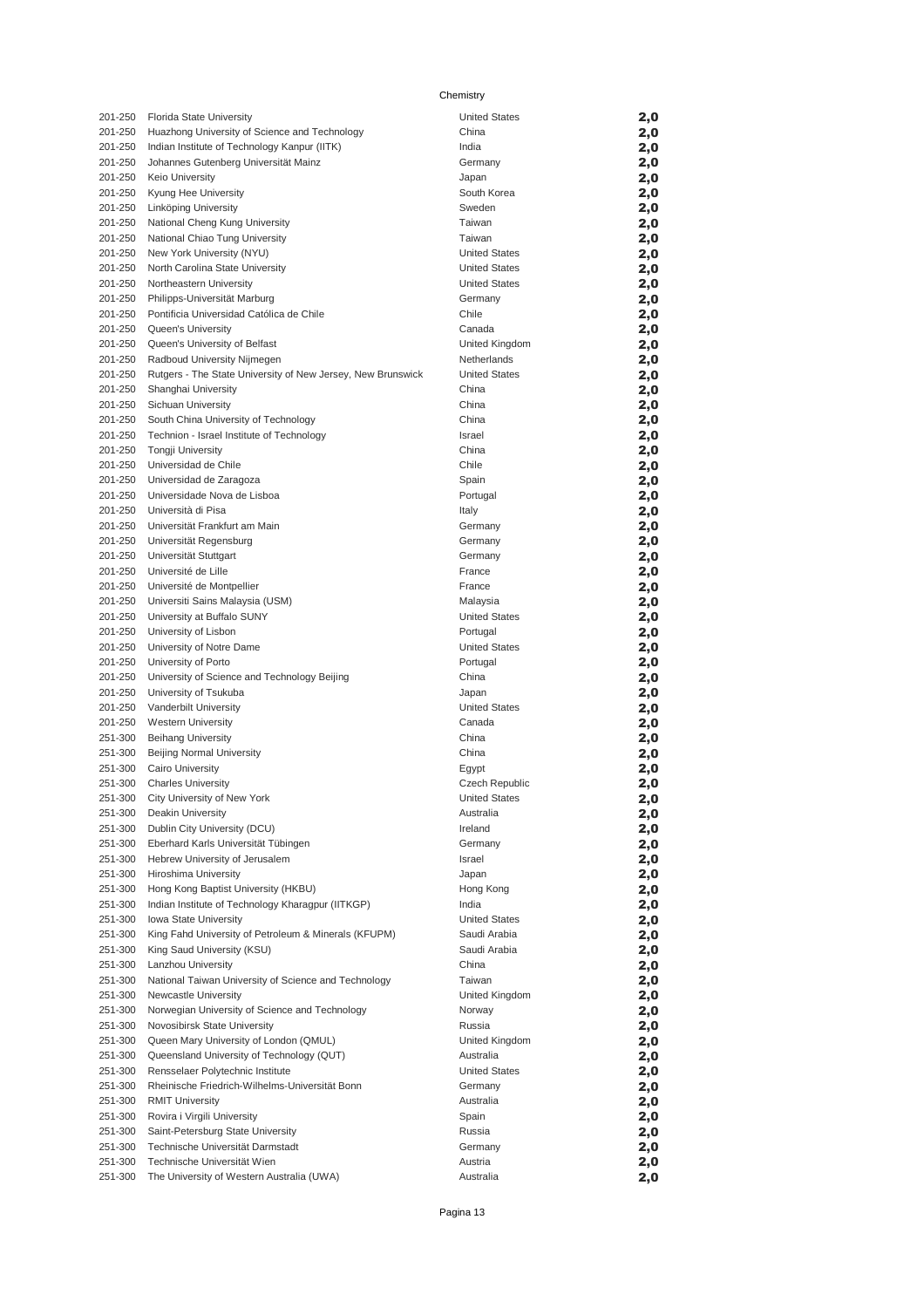Chemistry

| | | | |
|---|---|---|---|
| 201-250 | Florida State University | United States | 2,0 |
| 201-250 | Huazhong University of Science and Technology | China | 2,0 |
| 201-250 | Indian Institute of Technology Kanpur (IITK) | India | 2,0 |
| 201-250 | Johannes Gutenberg Universität Mainz | Germany | 2,0 |
| 201-250 | Keio University | Japan | 2,0 |
| 201-250 | Kyung Hee University | South Korea | 2,0 |
| 201-250 | Linköping University | Sweden | 2,0 |
| 201-250 | National Cheng Kung University | Taiwan | 2,0 |
| 201-250 | National Chiao Tung University | Taiwan | 2,0 |
| 201-250 | New York University (NYU) | United States | 2,0 |
| 201-250 | North Carolina State University | United States | 2,0 |
| 201-250 | Northeastern University | United States | 2,0 |
| 201-250 | Philipps-Universität Marburg | Germany | 2,0 |
| 201-250 | Pontificia Universidad Católica de Chile | Chile | 2,0 |
| 201-250 | Queen's University | Canada | 2,0 |
| 201-250 | Queen's University of Belfast | United Kingdom | 2,0 |
| 201-250 | Radboud University Nijmegen | Netherlands | 2,0 |
| 201-250 | Rutgers - The State University of New Jersey, New Brunswick | United States | 2,0 |
| 201-250 | Shanghai University | China | 2,0 |
| 201-250 | Sichuan University | China | 2,0 |
| 201-250 | South China University of Technology | China | 2,0 |
| 201-250 | Technion - Israel Institute of Technology | Israel | 2,0 |
| 201-250 | Tongji University | China | 2,0 |
| 201-250 | Universidad de Chile | Chile | 2,0 |
| 201-250 | Universidad de Zaragoza | Spain | 2,0 |
| 201-250 | Universidade Nova de Lisboa | Portugal | 2,0 |
| 201-250 | Università di Pisa | Italy | 2,0 |
| 201-250 | Universität Frankfurt am Main | Germany | 2,0 |
| 201-250 | Universität Regensburg | Germany | 2,0 |
| 201-250 | Universität Stuttgart | Germany | 2,0 |
| 201-250 | Université de Lille | France | 2,0 |
| 201-250 | Université de Montpellier | France | 2,0 |
| 201-250 | Universiti Sains Malaysia (USM) | Malaysia | 2,0 |
| 201-250 | University at Buffalo SUNY | United States | 2,0 |
| 201-250 | University of Lisbon | Portugal | 2,0 |
| 201-250 | University of Notre Dame | United States | 2,0 |
| 201-250 | University of Porto | Portugal | 2,0 |
| 201-250 | University of Science and Technology Beijing | China | 2,0 |
| 201-250 | University of Tsukuba | Japan | 2,0 |
| 201-250 | Vanderbilt University | United States | 2,0 |
| 201-250 | Western University | Canada | 2,0 |
| 251-300 | Beihang University | China | 2,0 |
| 251-300 | Beijing Normal University | China | 2,0 |
| 251-300 | Cairo University | Egypt | 2,0 |
| 251-300 | Charles University | Czech Republic | 2,0 |
| 251-300 | City University of New York | United States | 2,0 |
| 251-300 | Deakin University | Australia | 2,0 |
| 251-300 | Dublin City University (DCU) | Ireland | 2,0 |
| 251-300 | Eberhard Karls Universität Tübingen | Germany | 2,0 |
| 251-300 | Hebrew University of Jerusalem | Israel | 2,0 |
| 251-300 | Hiroshima University | Japan | 2,0 |
| 251-300 | Hong Kong Baptist University (HKBU) | Hong Kong | 2,0 |
| 251-300 | Indian Institute of Technology Kharagpur (IITKGP) | India | 2,0 |
| 251-300 | Iowa State University | United States | 2,0 |
| 251-300 | King Fahd University of Petroleum & Minerals (KFUPM) | Saudi Arabia | 2,0 |
| 251-300 | King Saud University (KSU) | Saudi Arabia | 2,0 |
| 251-300 | Lanzhou University | China | 2,0 |
| 251-300 | National Taiwan University of Science and Technology | Taiwan | 2,0 |
| 251-300 | Newcastle University | United Kingdom | 2,0 |
| 251-300 | Norwegian University of Science and Technology | Norway | 2,0 |
| 251-300 | Novosibirsk State University | Russia | 2,0 |
| 251-300 | Queen Mary University of London (QMUL) | United Kingdom | 2,0 |
| 251-300 | Queensland University of Technology (QUT) | Australia | 2,0 |
| 251-300 | Rensselaer Polytechnic Institute | United States | 2,0 |
| 251-300 | Rheinische Friedrich-Wilhelms-Universität Bonn | Germany | 2,0 |
| 251-300 | RMIT University | Australia | 2,0 |
| 251-300 | Rovira i Virgili University | Spain | 2,0 |
| 251-300 | Saint-Petersburg State University | Russia | 2,0 |
| 251-300 | Technische Universität Darmstadt | Germany | 2,0 |
| 251-300 | Technische Universität Wien | Austria | 2,0 |
| 251-300 | The University of Western Australia (UWA) | Australia | 2,0 |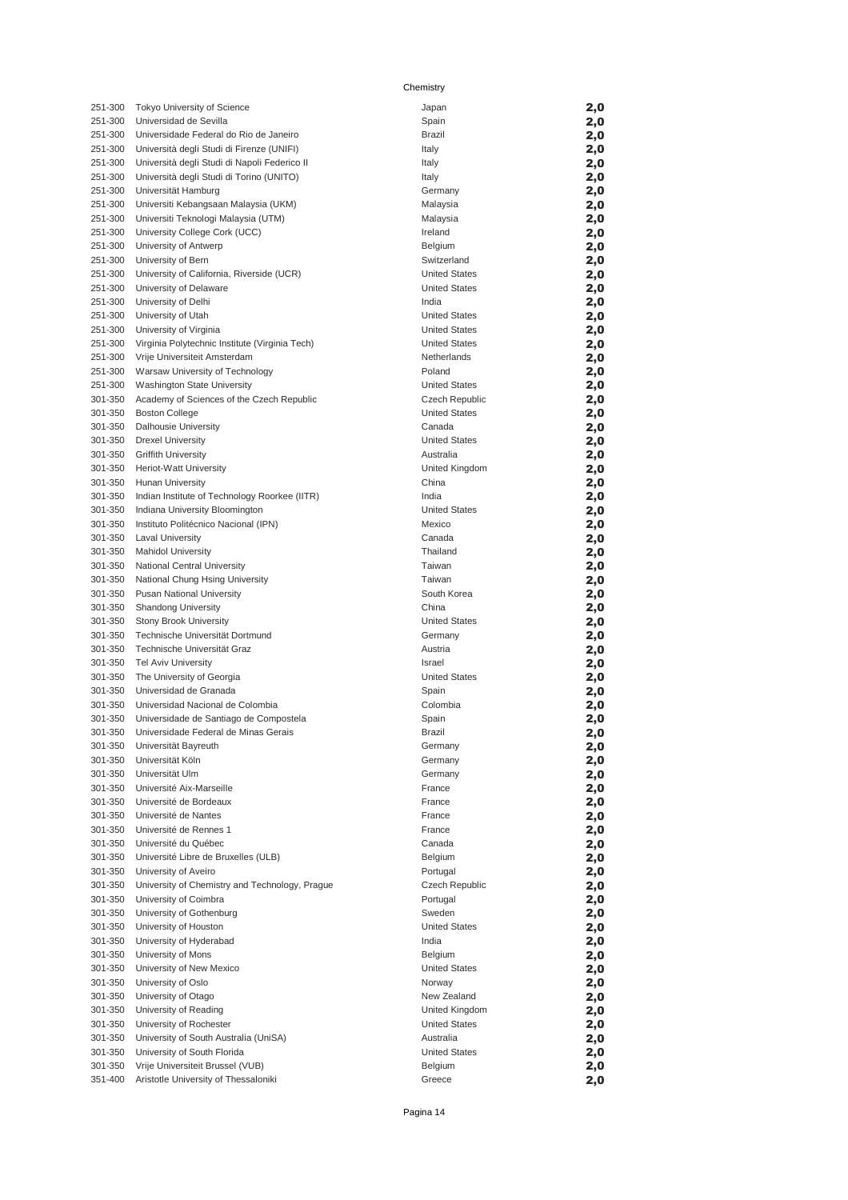Chemistry

| | | | |
|---|---|---|---|
| 251-300 | Tokyo University of Science | Japan | 2,0 |
| 251-300 | Universidad de Sevilla | Spain | 2,0 |
| 251-300 | Universidade Federal do Rio de Janeiro | Brazil | 2,0 |
| 251-300 | Università degli Studi di Firenze (UNIFI) | Italy | 2,0 |
| 251-300 | Università degli Studi di Napoli Federico II | Italy | 2,0 |
| 251-300 | Università degli Studi di Torino (UNITO) | Italy | 2,0 |
| 251-300 | Universität Hamburg | Germany | 2,0 |
| 251-300 | Universiti Kebangsaan Malaysia (UKM) | Malaysia | 2,0 |
| 251-300 | Universiti Teknologi Malaysia (UTM) | Malaysia | 2,0 |
| 251-300 | University College Cork (UCC) | Ireland | 2,0 |
| 251-300 | University of Antwerp | Belgium | 2,0 |
| 251-300 | University of Bern | Switzerland | 2,0 |
| 251-300 | University of California, Riverside (UCR) | United States | 2,0 |
| 251-300 | University of Delaware | United States | 2,0 |
| 251-300 | University of Delhi | India | 2,0 |
| 251-300 | University of Utah | United States | 2,0 |
| 251-300 | University of Virginia | United States | 2,0 |
| 251-300 | Virginia Polytechnic Institute (Virginia Tech) | United States | 2,0 |
| 251-300 | Vrije Universiteit Amsterdam | Netherlands | 2,0 |
| 251-300 | Warsaw University of Technology | Poland | 2,0 |
| 251-300 | Washington State University | United States | 2,0 |
| 301-350 | Academy of Sciences of the Czech Republic | Czech Republic | 2,0 |
| 301-350 | Boston College | United States | 2,0 |
| 301-350 | Dalhousie University | Canada | 2,0 |
| 301-350 | Drexel University | United States | 2,0 |
| 301-350 | Griffith University | Australia | 2,0 |
| 301-350 | Heriot-Watt University | United Kingdom | 2,0 |
| 301-350 | Hunan University | China | 2,0 |
| 301-350 | Indian Institute of Technology Roorkee (IITR) | India | 2,0 |
| 301-350 | Indiana University Bloomington | United States | 2,0 |
| 301-350 | Instituto Politécnico Nacional (IPN) | Mexico | 2,0 |
| 301-350 | Laval University | Canada | 2,0 |
| 301-350 | Mahidol University | Thailand | 2,0 |
| 301-350 | National Central University | Taiwan | 2,0 |
| 301-350 | National Chung Hsing University | Taiwan | 2,0 |
| 301-350 | Pusan National University | South Korea | 2,0 |
| 301-350 | Shandong University | China | 2,0 |
| 301-350 | Stony Brook University | United States | 2,0 |
| 301-350 | Technische Universität Dortmund | Germany | 2,0 |
| 301-350 | Technische Universität Graz | Austria | 2,0 |
| 301-350 | Tel Aviv University | Israel | 2,0 |
| 301-350 | The University of Georgia | United States | 2,0 |
| 301-350 | Universidad de Granada | Spain | 2,0 |
| 301-350 | Universidad Nacional de Colombia | Colombia | 2,0 |
| 301-350 | Universidade de Santiago de Compostela | Spain | 2,0 |
| 301-350 | Universidade Federal de Minas Gerais | Brazil | 2,0 |
| 301-350 | Universität Bayreuth | Germany | 2,0 |
| 301-350 | Universität Köln | Germany | 2,0 |
| 301-350 | Universität Ulm | Germany | 2,0 |
| 301-350 | Université Aix-Marseille | France | 2,0 |
| 301-350 | Université de Bordeaux | France | 2,0 |
| 301-350 | Université de Nantes | France | 2,0 |
| 301-350 | Université de Rennes 1 | France | 2,0 |
| 301-350 | Université du Québec | Canada | 2,0 |
| 301-350 | Université Libre de Bruxelles (ULB) | Belgium | 2,0 |
| 301-350 | University of Aveiro | Portugal | 2,0 |
| 301-350 | University of Chemistry and Technology, Prague | Czech Republic | 2,0 |
| 301-350 | University of Coimbra | Portugal | 2,0 |
| 301-350 | University of Gothenburg | Sweden | 2,0 |
| 301-350 | University of Houston | United States | 2,0 |
| 301-350 | University of Hyderabad | India | 2,0 |
| 301-350 | University of Mons | Belgium | 2,0 |
| 301-350 | University of New Mexico | United States | 2,0 |
| 301-350 | University of Oslo | Norway | 2,0 |
| 301-350 | University of Otago | New Zealand | 2,0 |
| 301-350 | University of Reading | United Kingdom | 2,0 |
| 301-350 | University of Rochester | United States | 2,0 |
| 301-350 | University of South Australia (UniSA) | Australia | 2,0 |
| 301-350 | University of South Florida | United States | 2,0 |
| 301-350 | Vrije Universiteit Brussel (VUB) | Belgium | 2,0 |
| 351-400 | Aristotle University of Thessaloniki | Greece | 2,0 |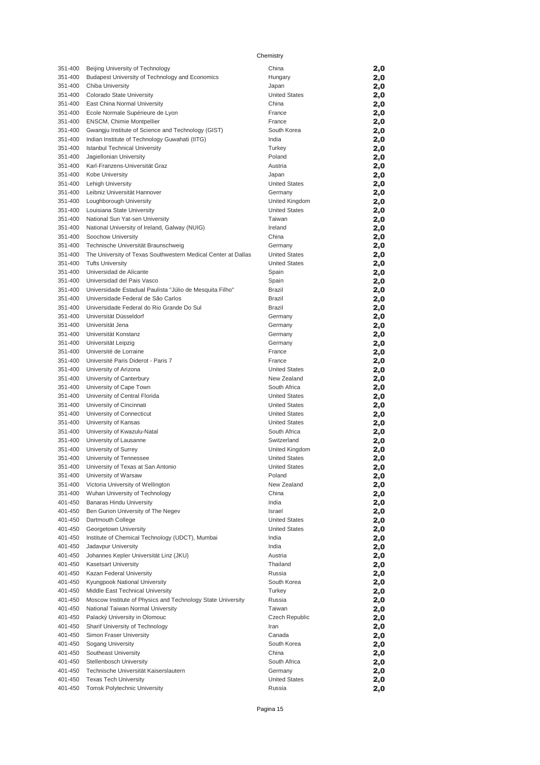Chemistry

| | | | |
|---|---|---|---|
| 351-400 | Beijing University of Technology | China | 2,0 |
| 351-400 | Budapest University of Technology and Economics | Hungary | 2,0 |
| 351-400 | Chiba University | Japan | 2,0 |
| 351-400 | Colorado State University | United States | 2,0 |
| 351-400 | East China Normal University | China | 2,0 |
| 351-400 | Ecole Normale Supérieure de Lyon | France | 2,0 |
| 351-400 | ENSCM, Chimie Montpellier | France | 2,0 |
| 351-400 | Gwangju Institute of Science and Technology (GIST) | South Korea | 2,0 |
| 351-400 | Indian Institute of Technology Guwahati (IITG) | India | 2,0 |
| 351-400 | Istanbul Technical University | Turkey | 2,0 |
| 351-400 | Jagiellonian University | Poland | 2,0 |
| 351-400 | Karl-Franzens-Universität Graz | Austria | 2,0 |
| 351-400 | Kobe University | Japan | 2,0 |
| 351-400 | Lehigh University | United States | 2,0 |
| 351-400 | Leibniz Universität Hannover | Germany | 2,0 |
| 351-400 | Loughborough University | United Kingdom | 2,0 |
| 351-400 | Louisiana State University | United States | 2,0 |
| 351-400 | National Sun Yat-sen University | Taiwan | 2,0 |
| 351-400 | National University of Ireland, Galway (NUIG) | Ireland | 2,0 |
| 351-400 | Soochow University | China | 2,0 |
| 351-400 | Technische Universität Braunschweig | Germany | 2,0 |
| 351-400 | The University of Texas Southwestern Medical Center at Dallas | United States | 2,0 |
| 351-400 | Tufts University | United States | 2,0 |
| 351-400 | Universidad de Alicante | Spain | 2,0 |
| 351-400 | Universidad del Pais Vasco | Spain | 2,0 |
| 351-400 | Universidade Estadual Paulista "Júlio de Mesquita Filho" | Brazil | 2,0 |
| 351-400 | Universidade Federal de São Carlos | Brazil | 2,0 |
| 351-400 | Universidade Federal do Rio Grande Do Sul | Brazil | 2,0 |
| 351-400 | Universität Düsseldorf | Germany | 2,0 |
| 351-400 | Universität Jena | Germany | 2,0 |
| 351-400 | Universität Konstanz | Germany | 2,0 |
| 351-400 | Universität Leipzig | Germany | 2,0 |
| 351-400 | Université de Lorraine | France | 2,0 |
| 351-400 | Université Paris Diderot - Paris 7 | France | 2,0 |
| 351-400 | University of Arizona | United States | 2,0 |
| 351-400 | University of Canterbury | New Zealand | 2,0 |
| 351-400 | University of Cape Town | South Africa | 2,0 |
| 351-400 | University of Central Florida | United States | 2,0 |
| 351-400 | University of Cincinnati | United States | 2,0 |
| 351-400 | University of Connecticut | United States | 2,0 |
| 351-400 | University of Kansas | United States | 2,0 |
| 351-400 | University of Kwazulu-Natal | South Africa | 2,0 |
| 351-400 | University of Lausanne | Switzerland | 2,0 |
| 351-400 | University of Surrey | United Kingdom | 2,0 |
| 351-400 | University of Tennessee | United States | 2,0 |
| 351-400 | University of Texas at San Antonio | United States | 2,0 |
| 351-400 | University of Warsaw | Poland | 2,0 |
| 351-400 | Victoria University of Wellington | New Zealand | 2,0 |
| 351-400 | Wuhan University of Technology | China | 2,0 |
| 401-450 | Banaras Hindu University | India | 2,0 |
| 401-450 | Ben Gurion University of The Negev | Israel | 2,0 |
| 401-450 | Dartmouth College | United States | 2,0 |
| 401-450 | Georgetown University | United States | 2,0 |
| 401-450 | Institute of Chemical Technology (UDCT), Mumbai | India | 2,0 |
| 401-450 | Jadavpur University | India | 2,0 |
| 401-450 | Johannes Kepler Universität Linz (JKU) | Austria | 2,0 |
| 401-450 | Kasetsart University | Thailand | 2,0 |
| 401-450 | Kazan Federal University | Russia | 2,0 |
| 401-450 | Kyungpook National University | South Korea | 2,0 |
| 401-450 | Middle East Technical University | Turkey | 2,0 |
| 401-450 | Moscow Institute of Physics and Technology State University | Russia | 2,0 |
| 401-450 | National Taiwan Normal University | Taiwan | 2,0 |
| 401-450 | Palacký University in Olomouc | Czech Republic | 2,0 |
| 401-450 | Sharif University of Technology | Iran | 2,0 |
| 401-450 | Simon Fraser University | Canada | 2,0 |
| 401-450 | Sogang University | South Korea | 2,0 |
| 401-450 | Southeast University | China | 2,0 |
| 401-450 | Stellenbosch University | South Africa | 2,0 |
| 401-450 | Technische Universität Kaiserslautern | Germany | 2,0 |
| 401-450 | Texas Tech University | United States | 2,0 |
| 401-450 | Tomsk Polytechnic University | Russia | 2,0 |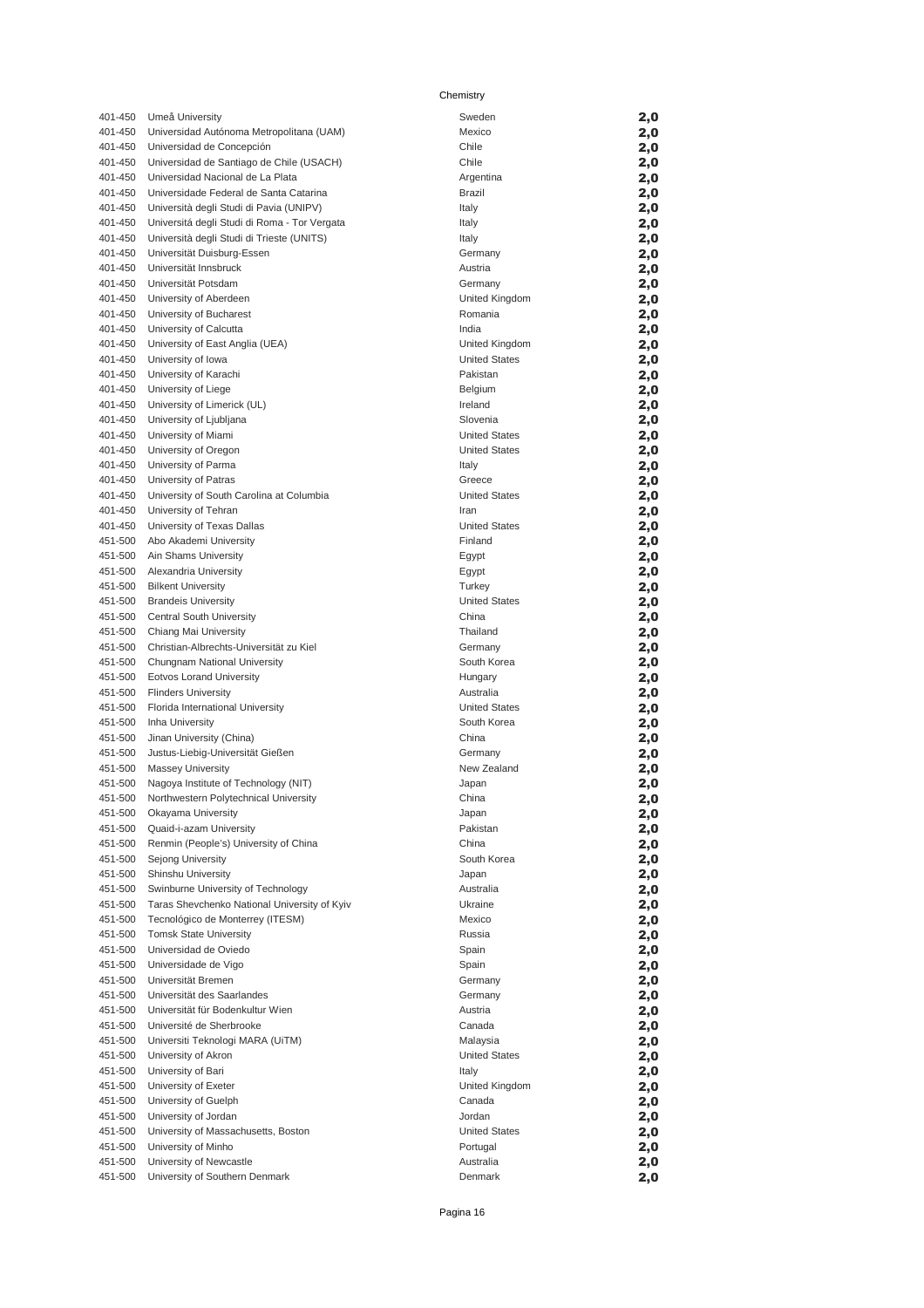Chemistry

| | | | |
|---|---|---|---|
| 401-450 | Umeå University | Sweden | 2,0 |
| 401-450 | Universidad Autónoma Metropolitana (UAM) | Mexico | 2,0 |
| 401-450 | Universidad de Concepción | Chile | 2,0 |
| 401-450 | Universidad de Santiago de Chile (USACH) | Chile | 2,0 |
| 401-450 | Universidad Nacional de La Plata | Argentina | 2,0 |
| 401-450 | Universidade Federal de Santa Catarina | Brazil | 2,0 |
| 401-450 | Università degli Studi di Pavia (UNIPV) | Italy | 2,0 |
| 401-450 | Universitá degli Studi di Roma - Tor Vergata | Italy | 2,0 |
| 401-450 | Università degli Studi di Trieste (UNITS) | Italy | 2,0 |
| 401-450 | Universität Duisburg-Essen | Germany | 2,0 |
| 401-450 | Universität Innsbruck | Austria | 2,0 |
| 401-450 | Universität Potsdam | Germany | 2,0 |
| 401-450 | University of Aberdeen | United Kingdom | 2,0 |
| 401-450 | University of Bucharest | Romania | 2,0 |
| 401-450 | University of Calcutta | India | 2,0 |
| 401-450 | University of East Anglia (UEA) | United Kingdom | 2,0 |
| 401-450 | University of Iowa | United States | 2,0 |
| 401-450 | University of Karachi | Pakistan | 2,0 |
| 401-450 | University of Liege | Belgium | 2,0 |
| 401-450 | University of Limerick (UL) | Ireland | 2,0 |
| 401-450 | University of Ljubljana | Slovenia | 2,0 |
| 401-450 | University of Miami | United States | 2,0 |
| 401-450 | University of Oregon | United States | 2,0 |
| 401-450 | University of Parma | Italy | 2,0 |
| 401-450 | University of Patras | Greece | 2,0 |
| 401-450 | University of South Carolina at Columbia | United States | 2,0 |
| 401-450 | University of Tehran | Iran | 2,0 |
| 401-450 | University of Texas Dallas | United States | 2,0 |
| 451-500 | Abo Akademi University | Finland | 2,0 |
| 451-500 | Ain Shams University | Egypt | 2,0 |
| 451-500 | Alexandria University | Egypt | 2,0 |
| 451-500 | Bilkent University | Turkey | 2,0 |
| 451-500 | Brandeis University | United States | 2,0 |
| 451-500 | Central South University | China | 2,0 |
| 451-500 | Chiang Mai University | Thailand | 2,0 |
| 451-500 | Christian-Albrechts-Universität zu Kiel | Germany | 2,0 |
| 451-500 | Chungnam National University | South Korea | 2,0 |
| 451-500 | Eotvos Lorand University | Hungary | 2,0 |
| 451-500 | Flinders University | Australia | 2,0 |
| 451-500 | Florida International University | United States | 2,0 |
| 451-500 | Inha University | South Korea | 2,0 |
| 451-500 | Jinan University (China) | China | 2,0 |
| 451-500 | Justus-Liebig-Universität Gießen | Germany | 2,0 |
| 451-500 | Massey University | New Zealand | 2,0 |
| 451-500 | Nagoya Institute of Technology (NIT) | Japan | 2,0 |
| 451-500 | Northwestern Polytechnical University | China | 2,0 |
| 451-500 | Okayama University | Japan | 2,0 |
| 451-500 | Quaid-i-azam University | Pakistan | 2,0 |
| 451-500 | Renmin (People's) University of China | China | 2,0 |
| 451-500 | Sejong University | South Korea | 2,0 |
| 451-500 | Shinshu University | Japan | 2,0 |
| 451-500 | Swinburne University of Technology | Australia | 2,0 |
| 451-500 | Taras Shevchenko National University of Kyiv | Ukraine | 2,0 |
| 451-500 | Tecnológico de Monterrey (ITESM) | Mexico | 2,0 |
| 451-500 | Tomsk State University | Russia | 2,0 |
| 451-500 | Universidad de Oviedo | Spain | 2,0 |
| 451-500 | Universidade de Vigo | Spain | 2,0 |
| 451-500 | Universität Bremen | Germany | 2,0 |
| 451-500 | Universität des Saarlandes | Germany | 2,0 |
| 451-500 | Universität für Bodenkultur Wien | Austria | 2,0 |
| 451-500 | Université de Sherbrooke | Canada | 2,0 |
| 451-500 | Universiti Teknologi MARA (UiTM) | Malaysia | 2,0 |
| 451-500 | University of Akron | United States | 2,0 |
| 451-500 | University of Bari | Italy | 2,0 |
| 451-500 | University of Exeter | United Kingdom | 2,0 |
| 451-500 | University of Guelph | Canada | 2,0 |
| 451-500 | University of Jordan | Jordan | 2,0 |
| 451-500 | University of Massachusetts, Boston | United States | 2,0 |
| 451-500 | University of Minho | Portugal | 2,0 |
| 451-500 | University of Newcastle | Australia | 2,0 |
| 451-500 | University of Southern Denmark | Denmark | 2,0 |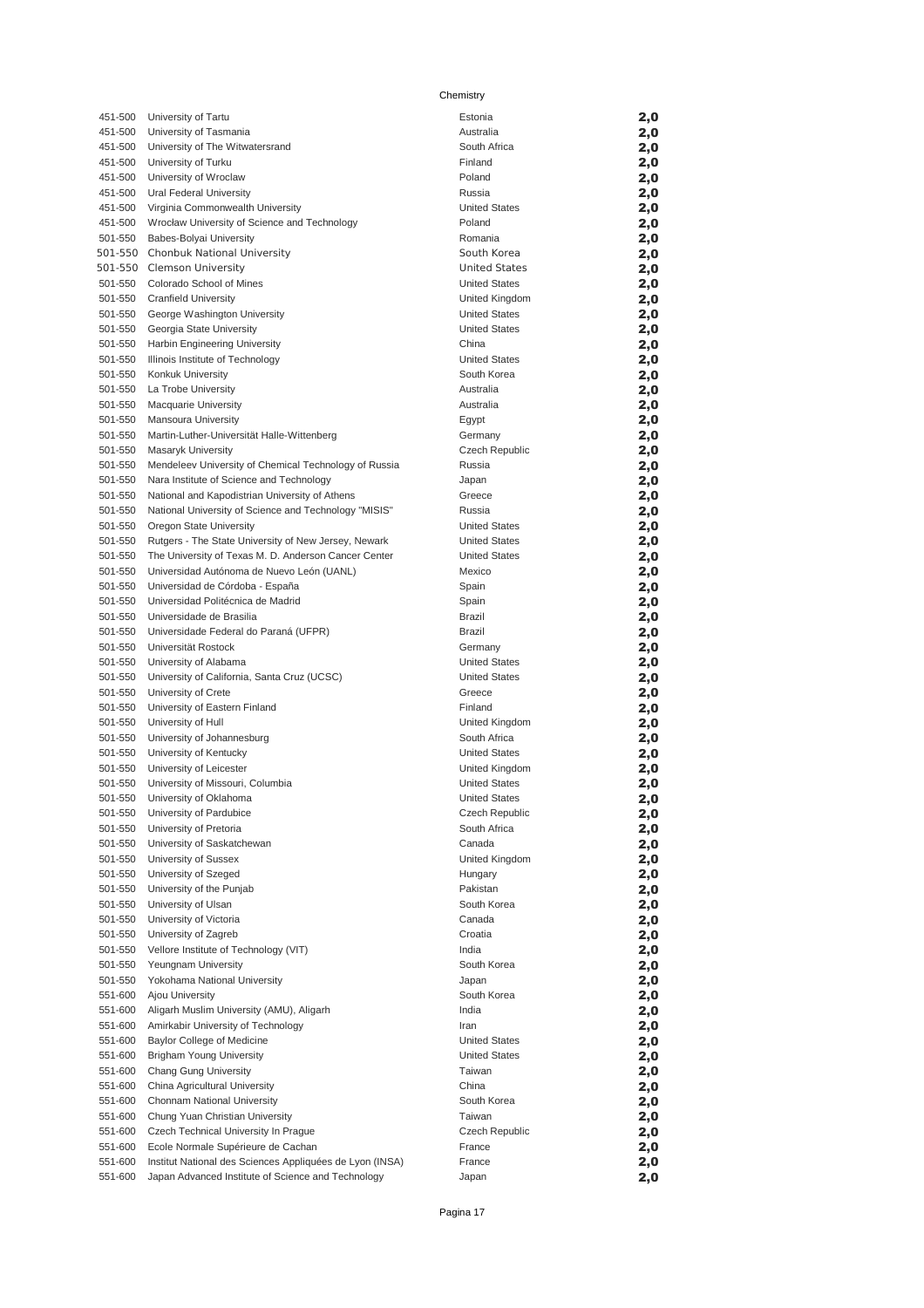Chemistry

| | | | |
|---|---|---|---|
| 451-500 | University of Tartu | Estonia | 2,0 |
| 451-500 | University of Tasmania | Australia | 2,0 |
| 451-500 | University of The Witwatersrand | South Africa | 2,0 |
| 451-500 | University of Turku | Finland | 2,0 |
| 451-500 | University of Wroclaw | Poland | 2,0 |
| 451-500 | Ural Federal University | Russia | 2,0 |
| 451-500 | Virginia Commonwealth University | United States | 2,0 |
| 451-500 | Wroclaw University of Science and Technology | Poland | 2,0 |
| 501-550 | Babes-Bolyai University | Romania | 2,0 |
| 501-550 | Chonbuk National University | South Korea | 2,0 |
| 501-550 | Clemson University | United States | 2,0 |
| 501-550 | Colorado School of Mines | United States | 2,0 |
| 501-550 | Cranfield University | United Kingdom | 2,0 |
| 501-550 | George Washington University | United States | 2,0 |
| 501-550 | Georgia State University | United States | 2,0 |
| 501-550 | Harbin Engineering University | China | 2,0 |
| 501-550 | Illinois Institute of Technology | United States | 2,0 |
| 501-550 | Konkuk University | South Korea | 2,0 |
| 501-550 | La Trobe University | Australia | 2,0 |
| 501-550 | Macquarie University | Australia | 2,0 |
| 501-550 | Mansoura University | Egypt | 2,0 |
| 501-550 | Martin-Luther-Universität Halle-Wittenberg | Germany | 2,0 |
| 501-550 | Masaryk University | Czech Republic | 2,0 |
| 501-550 | Mendeleev University of Chemical Technology of Russia | Russia | 2,0 |
| 501-550 | Nara Institute of Science and Technology | Japan | 2,0 |
| 501-550 | National and Kapodistrian University of Athens | Greece | 2,0 |
| 501-550 | National University of Science and Technology "MISIS" | Russia | 2,0 |
| 501-550 | Oregon State University | United States | 2,0 |
| 501-550 | Rutgers - The State University of New Jersey, Newark | United States | 2,0 |
| 501-550 | The University of Texas M. D. Anderson Cancer Center | United States | 2,0 |
| 501-550 | Universidad Autónoma de Nuevo León (UANL) | Mexico | 2,0 |
| 501-550 | Universidad de Córdoba - España | Spain | 2,0 |
| 501-550 | Universidad Politécnica de Madrid | Spain | 2,0 |
| 501-550 | Universidade de Brasilia | Brazil | 2,0 |
| 501-550 | Universidade Federal do Paraná (UFPR) | Brazil | 2,0 |
| 501-550 | Universität Rostock | Germany | 2,0 |
| 501-550 | University of Alabama | United States | 2,0 |
| 501-550 | University of California, Santa Cruz (UCSC) | United States | 2,0 |
| 501-550 | University of Crete | Greece | 2,0 |
| 501-550 | University of Eastern Finland | Finland | 2,0 |
| 501-550 | University of Hull | United Kingdom | 2,0 |
| 501-550 | University of Johannesburg | South Africa | 2,0 |
| 501-550 | University of Kentucky | United States | 2,0 |
| 501-550 | University of Leicester | United Kingdom | 2,0 |
| 501-550 | University of Missouri, Columbia | United States | 2,0 |
| 501-550 | University of Oklahoma | United States | 2,0 |
| 501-550 | University of Pardubice | Czech Republic | 2,0 |
| 501-550 | University of Pretoria | South Africa | 2,0 |
| 501-550 | University of Saskatchewan | Canada | 2,0 |
| 501-550 | University of Sussex | United Kingdom | 2,0 |
| 501-550 | University of Szeged | Hungary | 2,0 |
| 501-550 | University of the Punjab | Pakistan | 2,0 |
| 501-550 | University of Ulsan | South Korea | 2,0 |
| 501-550 | University of Victoria | Canada | 2,0 |
| 501-550 | University of Zagreb | Croatia | 2,0 |
| 501-550 | Vellore Institute of Technology (VIT) | India | 2,0 |
| 501-550 | Yeungnam University | South Korea | 2,0 |
| 501-550 | Yokohama National University | Japan | 2,0 |
| 551-600 | Ajou University | South Korea | 2,0 |
| 551-600 | Aligarh Muslim University (AMU), Aligarh | India | 2,0 |
| 551-600 | Amirkabir University of Technology | Iran | 2,0 |
| 551-600 | Baylor College of Medicine | United States | 2,0 |
| 551-600 | Brigham Young University | United States | 2,0 |
| 551-600 | Chang Gung University | Taiwan | 2,0 |
| 551-600 | China Agricultural University | China | 2,0 |
| 551-600 | Chonnam National University | South Korea | 2,0 |
| 551-600 | Chung Yuan Christian University | Taiwan | 2,0 |
| 551-600 | Czech Technical University In Prague | Czech Republic | 2,0 |
| 551-600 | Ecole Normale Supérieure de Cachan | France | 2,0 |
| 551-600 | Institut National des Sciences Appliquées de Lyon (INSA) | France | 2,0 |
| 551-600 | Japan Advanced Institute of Science and Technology | Japan | 2,0 |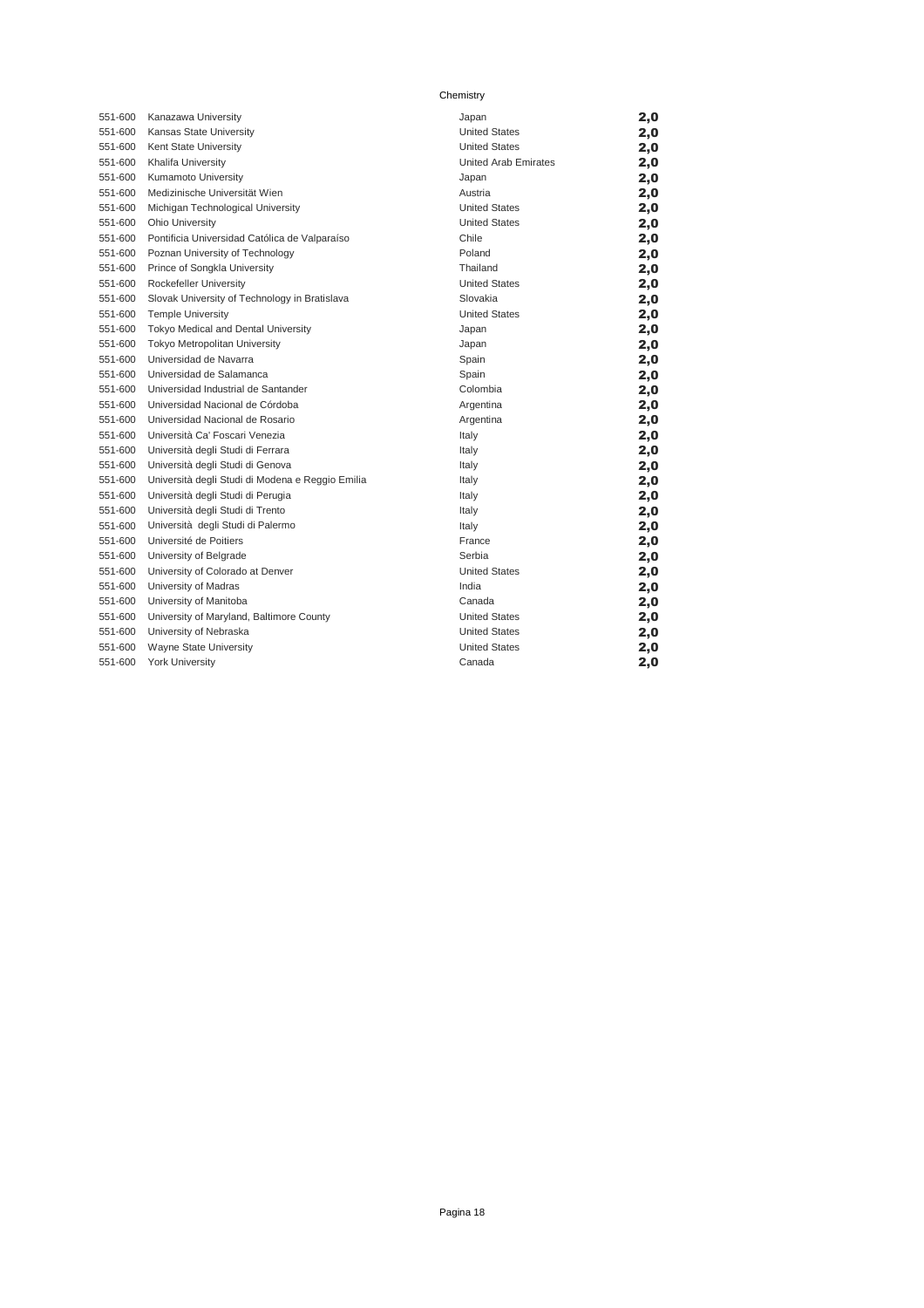Chemistry

| | | | |
|---|---|---|---|
| 551-600 | Kanazawa University | Japan | **2,0** |
| 551-600 | Kansas State University | United States | **2,0** |
| 551-600 | Kent State University | United States | **2,0** |
| 551-600 | Khalifa University | United Arab Emirates | **2,0** |
| 551-600 | Kumamoto University | Japan | **2,0** |
| 551-600 | Medizinische Universität Wien | Austria | **2,0** |
| 551-600 | Michigan Technological University | United States | **2,0** |
| 551-600 | Ohio University | United States | **2,0** |
| 551-600 | Pontificia Universidad Católica de Valparaíso | Chile | **2,0** |
| 551-600 | Poznan University of Technology | Poland | **2,0** |
| 551-600 | Prince of Songkla University | Thailand | **2,0** |
| 551-600 | Rockefeller University | United States | **2,0** |
| 551-600 | Slovak University of Technology in Bratislava | Slovakia | **2,0** |
| 551-600 | Temple University | United States | **2,0** |
| 551-600 | Tokyo Medical and Dental University | Japan | **2,0** |
| 551-600 | Tokyo Metropolitan University | Japan | **2,0** |
| 551-600 | Universidad de Navarra | Spain | **2,0** |
| 551-600 | Universidad de Salamanca | Spain | **2,0** |
| 551-600 | Universidad Industrial de Santander | Colombia | **2,0** |
| 551-600 | Universidad Nacional de Córdoba | Argentina | **2,0** |
| 551-600 | Universidad Nacional de Rosario | Argentina | **2,0** |
| 551-600 | Università Ca' Foscari Venezia | Italy | **2,0** |
| 551-600 | Università degli Studi di Ferrara | Italy | **2,0** |
| 551-600 | Università degli Studi di Genova | Italy | **2,0** |
| 551-600 | Università degli Studi di Modena e Reggio Emilia | Italy | **2,0** |
| 551-600 | Università degli Studi di Perugia | Italy | **2,0** |
| 551-600 | Università degli Studi di Trento | Italy | **2,0** |
| 551-600 | Università degli Studi di Palermo | Italy | **2,0** |
| 551-600 | Université de Poitiers | France | **2,0** |
| 551-600 | University of Belgrade | Serbia | **2,0** |
| 551-600 | University of Colorado at Denver | United States | **2,0** |
| 551-600 | University of Madras | India | **2,0** |
| 551-600 | University of Manitoba | Canada | **2,0** |
| 551-600 | University of Maryland, Baltimore County | United States | **2,0** |
| 551-600 | University of Nebraska | United States | **2,0** |
| 551-600 | Wayne State University | United States | **2,0** |
| 551-600 | York University | Canada | **2,0** |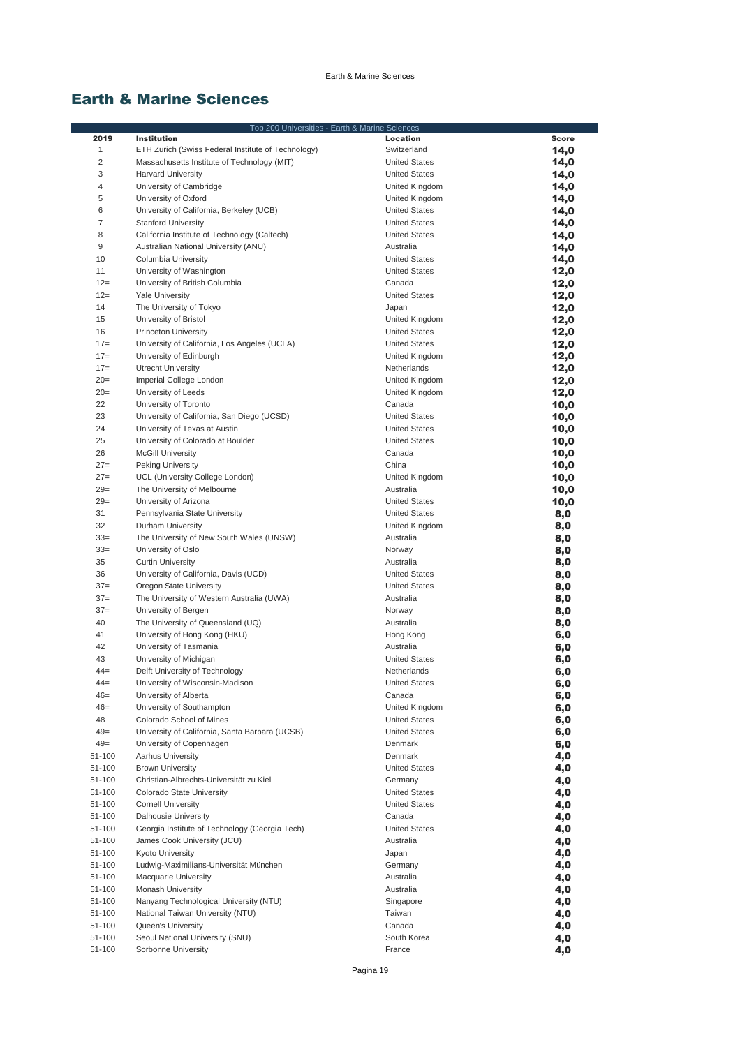## Earth & Marine Sciences

| Top 200 Universities - Earth & Marine Sciences | | | |
|---|---|---|---|
| 2019 | Institution | Location | Score |
| 1 | ETH Zurich (Swiss Federal Institute of Technology) | Switzerland | 14,0 |
| 2 | Massachusetts Institute of Technology (MIT) | United States | 14,0 |
| 3 | Harvard University | United States | 14,0 |
| 4 | University of Cambridge | United Kingdom | 14,0 |
| 5 | University of Oxford | United Kingdom | 14,0 |
| 6 | University of California, Berkeley (UCB) | United States | 14,0 |
| 7 | Stanford University | United States | 14,0 |
| 8 | California Institute of Technology (Caltech) | United States | 14,0 |
| 9 | Australian National University (ANU) | Australia | 14,0 |
| 10 | Columbia University | United States | 14,0 |
| 11 | University of Washington | United States | 12,0 |
| 12= | University of British Columbia | Canada | 12,0 |
| 12= | Yale University | United States | 12,0 |
| 14 | The University of Tokyo | Japan | 12,0 |
| 15 | University of Bristol | United Kingdom | 12,0 |
| 16 | Princeton University | United States | 12,0 |
| 17= | University of California, Los Angeles (UCLA) | United States | 12,0 |
| 17= | University of Edinburgh | United Kingdom | 12,0 |
| 17= | Utrecht University | Netherlands | 12,0 |
| 20= | Imperial College London | United Kingdom | 12,0 |
| 20= | University of Leeds | United Kingdom | 12,0 |
| 22 | University of Toronto | Canada | 10,0 |
| 23 | University of California, San Diego (UCSD) | United States | 10,0 |
| 24 | University of Texas at Austin | United States | 10,0 |
| 25 | University of Colorado at Boulder | United States | 10,0 |
| 26 | McGill University | Canada | 10,0 |
| 27= | Peking University | China | 10,0 |
| 27= | UCL (University College London) | United Kingdom | 10,0 |
| 29= | The University of Melbourne | Australia | 10,0 |
| 29= | University of Arizona | United States | 10,0 |
| 31 | Pennsylvania State University | United States | 8,0 |
| 32 | Durham University | United Kingdom | 8,0 |
| 33= | The University of New South Wales (UNSW) | Australia | 8,0 |
| 33= | University of Oslo | Norway | 8,0 |
| 35 | Curtin University | Australia | 8,0 |
| 36 | University of California, Davis (UCD) | United States | 8,0 |
| 37= | Oregon State University | United States | 8,0 |
| 37= | The University of Western Australia (UWA) | Australia | 8,0 |
| 37= | University of Bergen | Norway | 8,0 |
| 40 | The University of Queensland (UQ) | Australia | 8,0 |
| 41 | University of Hong Kong (HKU) | Hong Kong | 6,0 |
| 42 | University of Tasmania | Australia | 6,0 |
| 43 | University of Michigan | United States | 6,0 |
| 44= | Delft University of Technology | Netherlands | 6,0 |
| 44= | University of Wisconsin-Madison | United States | 6,0 |
| 46= | University of Alberta | Canada | 6,0 |
| 46= | University of Southampton | United Kingdom | 6,0 |
| 48 | Colorado School of Mines | United States | 6,0 |
| 49= | University of California, Santa Barbara (UCSB) | United States | 6,0 |
| 49= | University of Copenhagen | Denmark | 6,0 |
| 51-100 | Aarhus University | Denmark | 4,0 |
| 51-100 | Brown University | United States | 4,0 |
| 51-100 | Christian-Albrechts-Universität zu Kiel | Germany | 4,0 |
| 51-100 | Colorado State University | United States | 4,0 |
| 51-100 | Cornell University | United States | 4,0 |
| 51-100 | Dalhousie University | Canada | 4,0 |
| 51-100 | Georgia Institute of Technology (Georgia Tech) | United States | 4,0 |
| 51-100 | James Cook University (JCU) | Australia | 4,0 |
| 51-100 | Kyoto University | Japan | 4,0 |
| 51-100 | Ludwig-Maximilians-Universität München | Germany | 4,0 |
| 51-100 | Macquarie University | Australia | 4,0 |
| 51-100 | Monash University | Australia | 4,0 |
| 51-100 | Nanyang Technological University (NTU) | Singapore | 4,0 |
| 51-100 | National Taiwan University (NTU) | Taiwan | 4,0 |
| 51-100 | Queen's University | Canada | 4,0 |
| 51-100 | Seoul National University (SNU) | South Korea | 4,0 |
| 51-100 | Sorbonne University | France | 4,0 |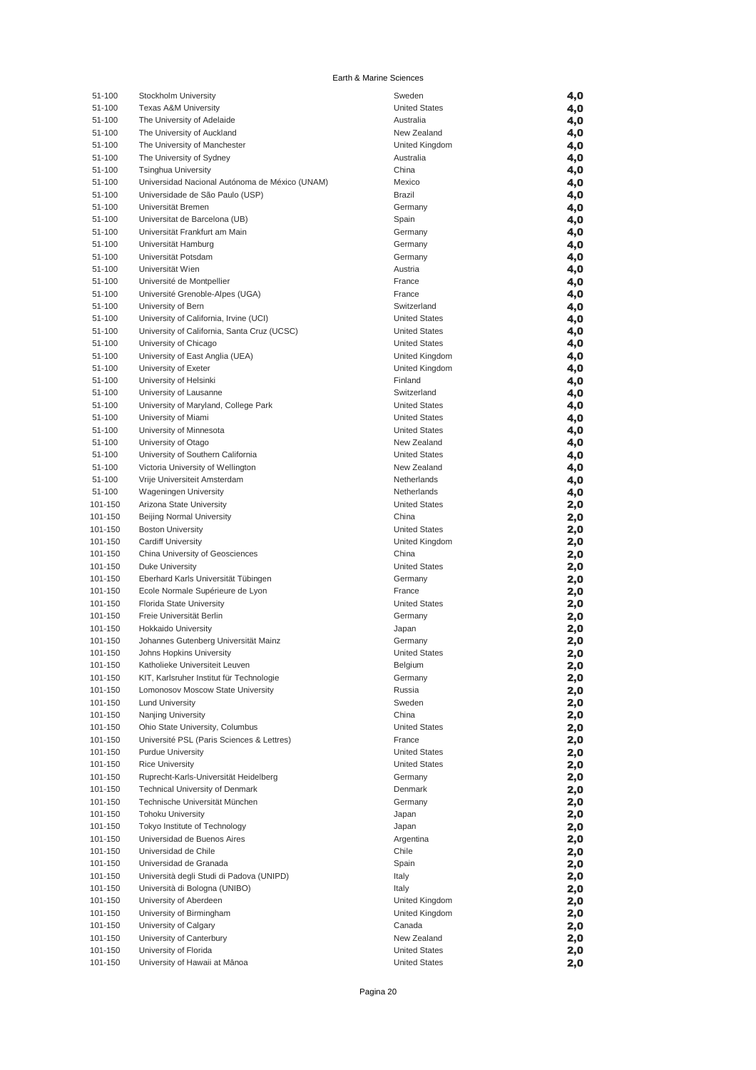Earth & Marine Sciences

| | | | |
|---|---|---|---|
| 51-100 | Stockholm University | Sweden | 4,0 |
| 51-100 | Texas A&M University | United States | 4,0 |
| 51-100 | The University of Adelaide | Australia | 4,0 |
| 51-100 | The University of Auckland | New Zealand | 4,0 |
| 51-100 | The University of Manchester | United Kingdom | 4,0 |
| 51-100 | The University of Sydney | Australia | 4,0 |
| 51-100 | Tsinghua University | China | 4,0 |
| 51-100 | Universidad Nacional Autónoma de México (UNAM) | Mexico | 4,0 |
| 51-100 | Universidade de São Paulo (USP) | Brazil | 4,0 |
| 51-100 | Universität Bremen | Germany | 4,0 |
| 51-100 | Universitat de Barcelona (UB) | Spain | 4,0 |
| 51-100 | Universität Frankfurt am Main | Germany | 4,0 |
| 51-100 | Universität Hamburg | Germany | 4,0 |
| 51-100 | Universität Potsdam | Germany | 4,0 |
| 51-100 | Universität Wien | Austria | 4,0 |
| 51-100 | Université de Montpellier | France | 4,0 |
| 51-100 | Université Grenoble-Alpes (UGA) | France | 4,0 |
| 51-100 | University of Bern | Switzerland | 4,0 |
| 51-100 | University of California, Irvine (UCI) | United States | 4,0 |
| 51-100 | University of California, Santa Cruz (UCSC) | United States | 4,0 |
| 51-100 | University of Chicago | United States | 4,0 |
| 51-100 | University of East Anglia (UEA) | United Kingdom | 4,0 |
| 51-100 | University of Exeter | United Kingdom | 4,0 |
| 51-100 | University of Helsinki | Finland | 4,0 |
| 51-100 | University of Lausanne | Switzerland | 4,0 |
| 51-100 | University of Maryland, College Park | United States | 4,0 |
| 51-100 | University of Miami | United States | 4,0 |
| 51-100 | University of Minnesota | United States | 4,0 |
| 51-100 | University of Otago | New Zealand | 4,0 |
| 51-100 | University of Southern California | United States | 4,0 |
| 51-100 | Victoria University of Wellington | New Zealand | 4,0 |
| 51-100 | Vrije Universiteit Amsterdam | Netherlands | 4,0 |
| 51-100 | Wageningen University | Netherlands | 4,0 |
| 101-150 | Arizona State University | United States | 2,0 |
| 101-150 | Beijing Normal University | China | 2,0 |
| 101-150 | Boston University | United States | 2,0 |
| 101-150 | Cardiff University | United Kingdom | 2,0 |
| 101-150 | China University of Geosciences | China | 2,0 |
| 101-150 | Duke University | United States | 2,0 |
| 101-150 | Eberhard Karls Universität Tübingen | Germany | 2,0 |
| 101-150 | Ecole Normale Supérieure de Lyon | France | 2,0 |
| 101-150 | Florida State University | United States | 2,0 |
| 101-150 | Freie Universität Berlin | Germany | 2,0 |
| 101-150 | Hokkaido University | Japan | 2,0 |
| 101-150 | Johannes Gutenberg Universität Mainz | Germany | 2,0 |
| 101-150 | Johns Hopkins University | United States | 2,0 |
| 101-150 | Katholieke Universiteit Leuven | Belgium | 2,0 |
| 101-150 | KIT, Karlsruher Institut für Technologie | Germany | 2,0 |
| 101-150 | Lomonosov Moscow State University | Russia | 2,0 |
| 101-150 | Lund University | Sweden | 2,0 |
| 101-150 | Nanjing University | China | 2,0 |
| 101-150 | Ohio State University, Columbus | United States | 2,0 |
| 101-150 | Université PSL (Paris Sciences & Lettres) | France | 2,0 |
| 101-150 | Purdue University | United States | 2,0 |
| 101-150 | Rice University | United States | 2,0 |
| 101-150 | Ruprecht-Karls-Universität Heidelberg | Germany | 2,0 |
| 101-150 | Technical University of Denmark | Denmark | 2,0 |
| 101-150 | Technische Universität München | Germany | 2,0 |
| 101-150 | Tohoku University | Japan | 2,0 |
| 101-150 | Tokyo Institute of Technology | Japan | 2,0 |
| 101-150 | Universidad de Buenos Aires | Argentina | 2,0 |
| 101-150 | Universidad de Chile | Chile | 2,0 |
| 101-150 | Universidad de Granada | Spain | 2,0 |
| 101-150 | Università degli Studi di Padova (UNIPD) | Italy | 2,0 |
| 101-150 | Università di Bologna (UNIBO) | Italy | 2,0 |
| 101-150 | University of Aberdeen | United Kingdom | 2,0 |
| 101-150 | University of Birmingham | United Kingdom | 2,0 |
| 101-150 | University of Calgary | Canada | 2,0 |
| 101-150 | University of Canterbury | New Zealand | 2,0 |
| 101-150 | University of Florida | United States | 2,0 |
| 101-150 | University of Hawaii at Mānoa | United States | 2,0 |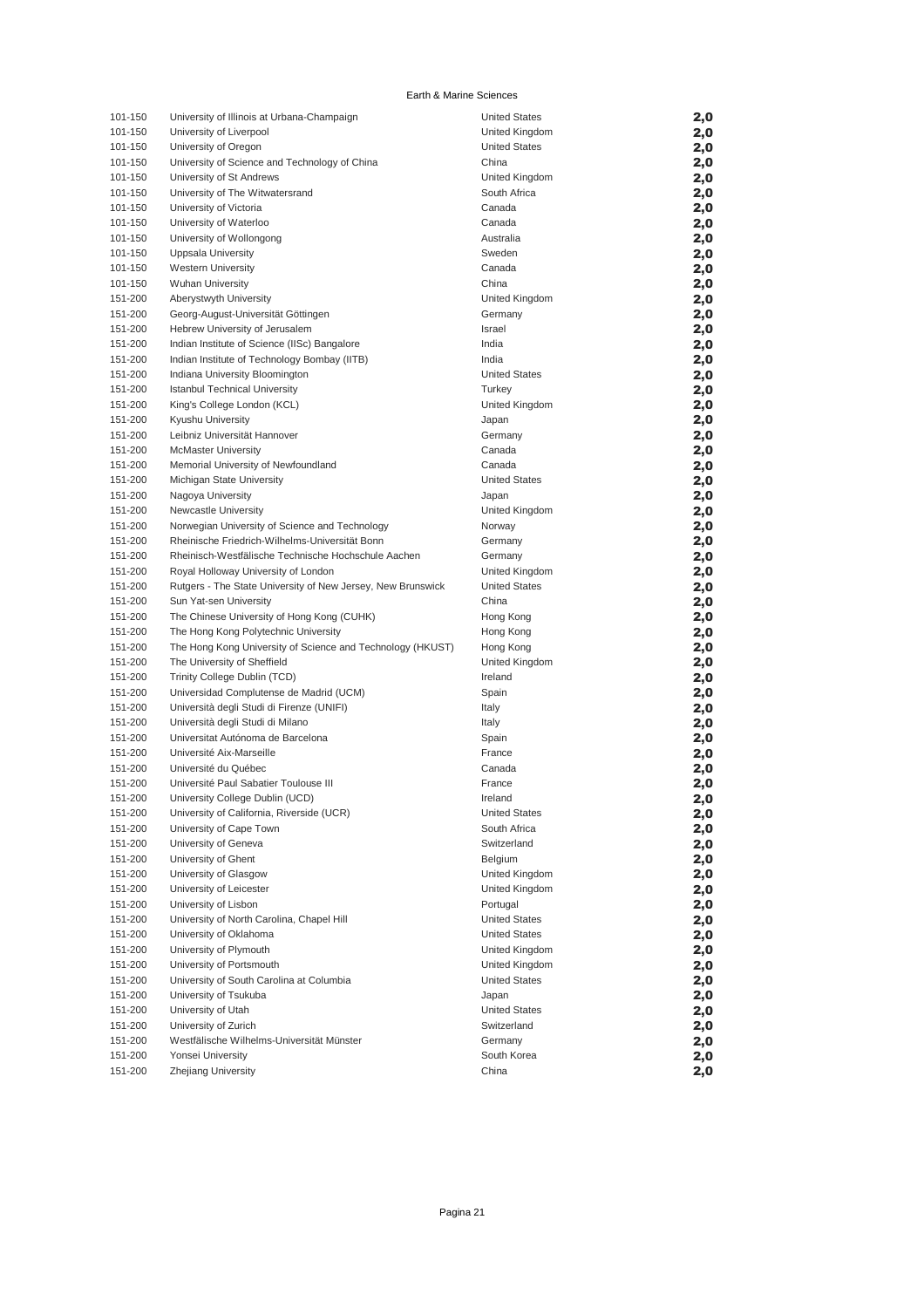Earth & Marine Sciences

| | | | |
|---|---|---|---|
| 101-150 | University of Illinois at Urbana-Champaign | United States | **2,0** |
| 101-150 | University of Liverpool | United Kingdom | **2,0** |
| 101-150 | University of Oregon | United States | **2,0** |
| 101-150 | University of Science and Technology of China | China | **2,0** |
| 101-150 | University of St Andrews | United Kingdom | **2,0** |
| 101-150 | University of The Witwatersrand | South Africa | **2,0** |
| 101-150 | University of Victoria | Canada | **2,0** |
| 101-150 | University of Waterloo | Canada | **2,0** |
| 101-150 | University of Wollongong | Australia | **2,0** |
| 101-150 | Uppsala University | Sweden | **2,0** |
| 101-150 | Western University | Canada | **2,0** |
| 101-150 | Wuhan University | China | **2,0** |
| 151-200 | Aberystwyth University | United Kingdom | **2,0** |
| 151-200 | Georg-August-Universität Göttingen | Germany | **2,0** |
| 151-200 | Hebrew University of Jerusalem | Israel | **2,0** |
| 151-200 | Indian Institute of Science (IISc) Bangalore | India | **2,0** |
| 151-200 | Indian Institute of Technology Bombay (IITB) | India | **2,0** |
| 151-200 | Indiana University Bloomington | United States | **2,0** |
| 151-200 | Istanbul Technical University | Turkey | **2,0** |
| 151-200 | King's College London (KCL) | United Kingdom | **2,0** |
| 151-200 | Kyushu University | Japan | **2,0** |
| 151-200 | Leibniz Universität Hannover | Germany | **2,0** |
| 151-200 | McMaster University | Canada | **2,0** |
| 151-200 | Memorial University of Newfoundland | Canada | **2,0** |
| 151-200 | Michigan State University | United States | **2,0** |
| 151-200 | Nagoya University | Japan | **2,0** |
| 151-200 | Newcastle University | United Kingdom | **2,0** |
| 151-200 | Norwegian University of Science and Technology | Norway | **2,0** |
| 151-200 | Rheinische Friedrich-Wilhelms-Universität Bonn | Germany | **2,0** |
| 151-200 | Rheinisch-Westfälische Technische Hochschule Aachen | Germany | **2,0** |
| 151-200 | Royal Holloway University of London | United Kingdom | **2,0** |
| 151-200 | Rutgers - The State University of New Jersey, New Brunswick | United States | **2,0** |
| 151-200 | Sun Yat-sen University | China | **2,0** |
| 151-200 | The Chinese University of Hong Kong (CUHK) | Hong Kong | **2,0** |
| 151-200 | The Hong Kong Polytechnic University | Hong Kong | **2,0** |
| 151-200 | The Hong Kong University of Science and Technology (HKUST) | Hong Kong | **2,0** |
| 151-200 | The University of Sheffield | United Kingdom | **2,0** |
| 151-200 | Trinity College Dublin (TCD) | Ireland | **2,0** |
| 151-200 | Universidad Complutense de Madrid (UCM) | Spain | **2,0** |
| 151-200 | Università degli Studi di Firenze (UNIFI) | Italy | **2,0** |
| 151-200 | Università degli Studi di Milano | Italy | **2,0** |
| 151-200 | Universitat Autónoma de Barcelona | Spain | **2,0** |
| 151-200 | Université Aix-Marseille | France | **2,0** |
| 151-200 | Université du Québec | Canada | **2,0** |
| 151-200 | Université Paul Sabatier Toulouse III | France | **2,0** |
| 151-200 | University College Dublin (UCD) | Ireland | **2,0** |
| 151-200 | University of California, Riverside (UCR) | United States | **2,0** |
| 151-200 | University of Cape Town | South Africa | **2,0** |
| 151-200 | University of Geneva | Switzerland | **2,0** |
| 151-200 | University of Ghent | Belgium | **2,0** |
| 151-200 | University of Glasgow | United Kingdom | **2,0** |
| 151-200 | University of Leicester | United Kingdom | **2,0** |
| 151-200 | University of Lisbon | Portugal | **2,0** |
| 151-200 | University of North Carolina, Chapel Hill | United States | **2,0** |
| 151-200 | University of Oklahoma | United States | **2,0** |
| 151-200 | University of Plymouth | United Kingdom | **2,0** |
| 151-200 | University of Portsmouth | United Kingdom | **2,0** |
| 151-200 | University of South Carolina at Columbia | United States | **2,0** |
| 151-200 | University of Tsukuba | Japan | **2,0** |
| 151-200 | University of Utah | United States | **2,0** |
| 151-200 | University of Zurich | Switzerland | **2,0** |
| 151-200 | Westfälische Wilhelms-Universität Münster | Germany | **2,0** |
| 151-200 | Yonsei University | South Korea | **2,0** |
| 151-200 | Zhejiang University | China | **2,0** |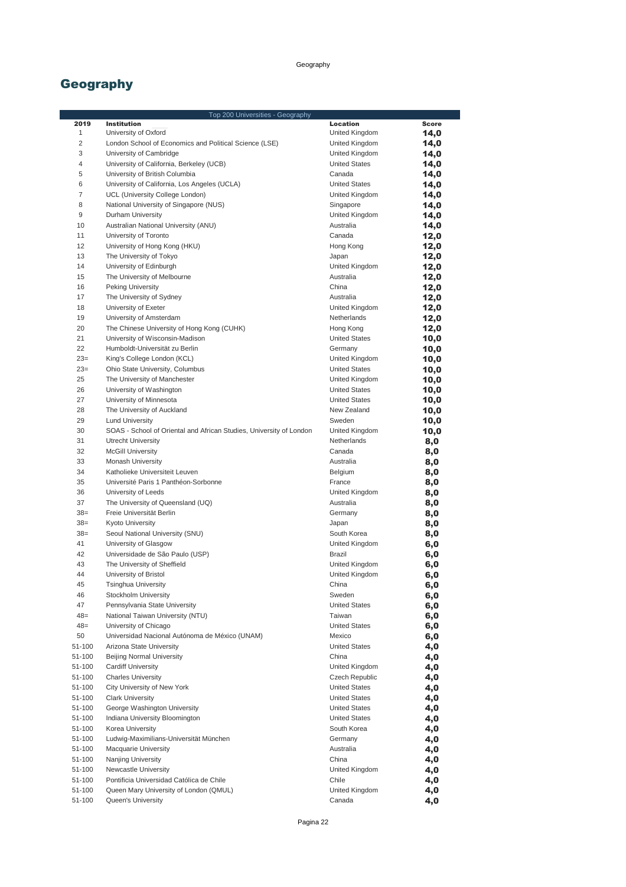# Geography

| Top 200 Universities - Geography | | | |
|---|---|---|---|
| **2019** | **Institution** | **Location** | **Score** |
| 1 | University of Oxford | United Kingdom | **14,0** |
| 2 | London School of Economics and Political Science (LSE) | United Kingdom | **14,0** |
| 3 | University of Cambridge | United Kingdom | **14,0** |
| 4 | University of California, Berkeley (UCB) | United States | **14,0** |
| 5 | University of British Columbia | Canada | **14,0** |
| 6 | University of California, Los Angeles (UCLA) | United States | **14,0** |
| 7 | UCL (University College London) | United Kingdom | **14,0** |
| 8 | National University of Singapore (NUS) | Singapore | **14,0** |
| 9 | Durham University | United Kingdom | **14,0** |
| 10 | Australian National University (ANU) | Australia | **14,0** |
| 11 | University of Toronto | Canada | **12,0** |
| 12 | University of Hong Kong (HKU) | Hong Kong | **12,0** |
| 13 | The University of Tokyo | Japan | **12,0** |
| 14 | University of Edinburgh | United Kingdom | **12,0** |
| 15 | The University of Melbourne | Australia | **12,0** |
| 16 | Peking University | China | **12,0** |
| 17 | The University of Sydney | Australia | **12,0** |
| 18 | University of Exeter | United Kingdom | **12,0** |
| 19 | University of Amsterdam | Netherlands | **12,0** |
| 20 | The Chinese University of Hong Kong (CUHK) | Hong Kong | **12,0** |
| 21 | University of Wisconsin-Madison | United States | **10,0** |
| 22 | Humboldt-Universität zu Berlin | Germany | **10,0** |
| 23= | King's College London (KCL) | United Kingdom | **10,0** |
| 23= | Ohio State University, Columbus | United States | **10,0** |
| 25 | The University of Manchester | United Kingdom | **10,0** |
| 26 | University of Washington | United States | **10,0** |
| 27 | University of Minnesota | United States | **10,0** |
| 28 | The University of Auckland | New Zealand | **10,0** |
| 29 | Lund University | Sweden | **10,0** |
| 30 | SOAS - School of Oriental and African Studies, University of London | United Kingdom | **10,0** |
| 31 | Utrecht University | Netherlands | **8,0** |
| 32 | McGill University | Canada | **8,0** |
| 33 | Monash University | Australia | **8,0** |
| 34 | Katholieke Universiteit Leuven | Belgium | **8,0** |
| 35 | Université Paris 1 Panthéon-Sorbonne | France | **8,0** |
| 36 | University of Leeds | United Kingdom | **8,0** |
| 37 | The University of Queensland (UQ) | Australia | **8,0** |
| 38= | Freie Universität Berlin | Germany | **8,0** |
| 38= | Kyoto University | Japan | **8,0** |
| 38= | Seoul National University (SNU) | South Korea | **8,0** |
| 41 | University of Glasgow | United Kingdom | **6,0** |
| 42 | Universidade de São Paulo (USP) | Brazil | **6,0** |
| 43 | The University of Sheffield | United Kingdom | **6,0** |
| 44 | University of Bristol | United Kingdom | **6,0** |
| 45 | Tsinghua University | China | **6,0** |
| 46 | Stockholm University | Sweden | **6,0** |
| 47 | Pennsylvania State University | United States | **6,0** |
| 48= | National Taiwan University (NTU) | Taiwan | **6,0** |
| 48= | University of Chicago | United States | **6,0** |
| 50 | Universidad Nacional Autónoma de México (UNAM) | Mexico | **6,0** |
| 51-100 | Arizona State University | United States | **4,0** |
| 51-100 | Beijing Normal University | China | **4,0** |
| 51-100 | Cardiff University | United Kingdom | **4,0** |
| 51-100 | Charles University | Czech Republic | **4,0** |
| 51-100 | City University of New York | United States | **4,0** |
| 51-100 | Clark University | United States | **4,0** |
| 51-100 | George Washington University | United States | **4,0** |
| 51-100 | Indiana University Bloomington | United States | **4,0** |
| 51-100 | Korea University | South Korea | **4,0** |
| 51-100 | Ludwig-Maximilians-Universität München | Germany | **4,0** |
| 51-100 | Macquarie University | Australia | **4,0** |
| 51-100 | Nanjing University | China | **4,0** |
| 51-100 | Newcastle University | United Kingdom | **4,0** |
| 51-100 | Pontificia Universidad Católica de Chile | Chile | **4,0** |
| 51-100 | Queen Mary University of London (QMUL) | United Kingdom | **4,0** |
| 51-100 | Queen's University | Canada | **4,0** |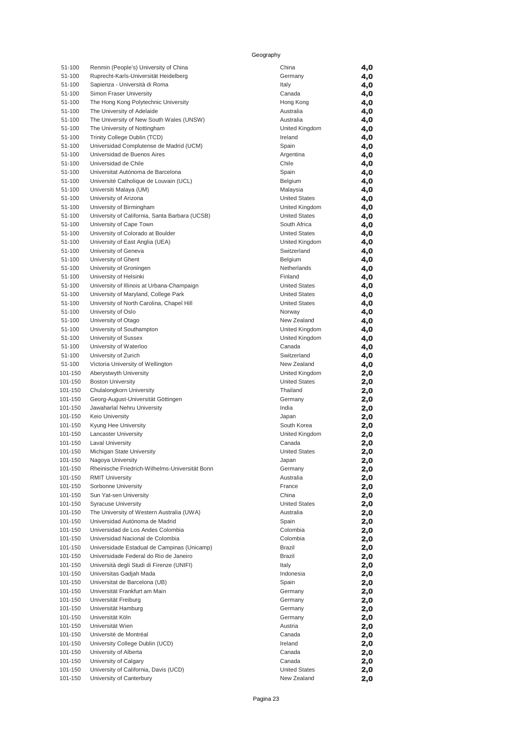Geography

| | | | |
|---|---|---|---|
| 51-100 | Renmin (People's) University of China | China | 4,0 |
| 51-100 | Ruprecht-Karls-Universität Heidelberg | Germany | 4,0 |
| 51-100 | Sapienza - Università di Roma | Italy | 4,0 |
| 51-100 | Simon Fraser University | Canada | 4,0 |
| 51-100 | The Hong Kong Polytechnic University | Hong Kong | 4,0 |
| 51-100 | The University of Adelaide | Australia | 4,0 |
| 51-100 | The University of New South Wales (UNSW) | Australia | 4,0 |
| 51-100 | The University of Nottingham | United Kingdom | 4,0 |
| 51-100 | Trinity College Dublin (TCD) | Ireland | 4,0 |
| 51-100 | Universidad Complutense de Madrid (UCM) | Spain | 4,0 |
| 51-100 | Universidad de Buenos Aires | Argentina | 4,0 |
| 51-100 | Universidad de Chile | Chile | 4,0 |
| 51-100 | Universitat Autónoma de Barcelona | Spain | 4,0 |
| 51-100 | Université Catholique de Louvain (UCL) | Belgium | 4,0 |
| 51-100 | Universiti Malaya (UM) | Malaysia | 4,0 |
| 51-100 | University of Arizona | United States | 4,0 |
| 51-100 | University of Birmingham | United Kingdom | 4,0 |
| 51-100 | University of California, Santa Barbara (UCSB) | United States | 4,0 |
| 51-100 | University of Cape Town | South Africa | 4,0 |
| 51-100 | University of Colorado at Boulder | United States | 4,0 |
| 51-100 | University of East Anglia (UEA) | United Kingdom | 4,0 |
| 51-100 | University of Geneva | Switzerland | 4,0 |
| 51-100 | University of Ghent | Belgium | 4,0 |
| 51-100 | University of Groningen | Netherlands | 4,0 |
| 51-100 | University of Helsinki | Finland | 4,0 |
| 51-100 | University of Illinois at Urbana-Champaign | United States | 4,0 |
| 51-100 | University of Maryland, College Park | United States | 4,0 |
| 51-100 | University of North Carolina, Chapel Hill | United States | 4,0 |
| 51-100 | University of Oslo | Norway | 4,0 |
| 51-100 | University of Otago | New Zealand | 4,0 |
| 51-100 | University of Southampton | United Kingdom | 4,0 |
| 51-100 | University of Sussex | United Kingdom | 4,0 |
| 51-100 | University of Waterloo | Canada | 4,0 |
| 51-100 | University of Zurich | Switzerland | 4,0 |
| 51-100 | Victoria University of Wellington | New Zealand | 4,0 |
| 101-150 | Aberystwyth University | United Kingdom | 2,0 |
| 101-150 | Boston University | United States | 2,0 |
| 101-150 | Chulalongkorn University | Thailand | 2,0 |
| 101-150 | Georg-August-Universität Göttingen | Germany | 2,0 |
| 101-150 | Jawaharlal Nehru University | India | 2,0 |
| 101-150 | Keio University | Japan | 2,0 |
| 101-150 | Kyung Hee University | South Korea | 2,0 |
| 101-150 | Lancaster University | United Kingdom | 2,0 |
| 101-150 | Laval University | Canada | 2,0 |
| 101-150 | Michigan State University | United States | 2,0 |
| 101-150 | Nagoya University | Japan | 2,0 |
| 101-150 | Rheinische Friedrich-Wilhelms-Universität Bonn | Germany | 2,0 |
| 101-150 | RMIT University | Australia | 2,0 |
| 101-150 | Sorbonne University | France | 2,0 |
| 101-150 | Sun Yat-sen University | China | 2,0 |
| 101-150 | Syracuse University | United States | 2,0 |
| 101-150 | The University of Western Australia (UWA) | Australia | 2,0 |
| 101-150 | Universidad Autónoma de Madrid | Spain | 2,0 |
| 101-150 | Universidad de Los Andes Colombia | Colombia | 2,0 |
| 101-150 | Universidad Nacional de Colombia | Colombia | 2,0 |
| 101-150 | Universidade Estadual de Campinas (Unicamp) | Brazil | 2,0 |
| 101-150 | Universidade Federal do Rio de Janeiro | Brazil | 2,0 |
| 101-150 | Università degli Studi di Firenze (UNIFI) | Italy | 2,0 |
| 101-150 | Universitas Gadjah Mada | Indonesia | 2,0 |
| 101-150 | Universitat de Barcelona (UB) | Spain | 2,0 |
| 101-150 | Universität Frankfurt am Main | Germany | 2,0 |
| 101-150 | Universität Freiburg | Germany | 2,0 |
| 101-150 | Universität Hamburg | Germany | 2,0 |
| 101-150 | Universität Köln | Germany | 2,0 |
| 101-150 | Universität Wien | Austria | 2,0 |
| 101-150 | Université de Montréal | Canada | 2,0 |
| 101-150 | University College Dublin (UCD) | Ireland | 2,0 |
| 101-150 | University of Alberta | Canada | 2,0 |
| 101-150 | University of Calgary | Canada | 2,0 |
| 101-150 | University of California, Davis (UCD) | United States | 2,0 |
| 101-150 | University of Canterbury | New Zealand | 2,0 |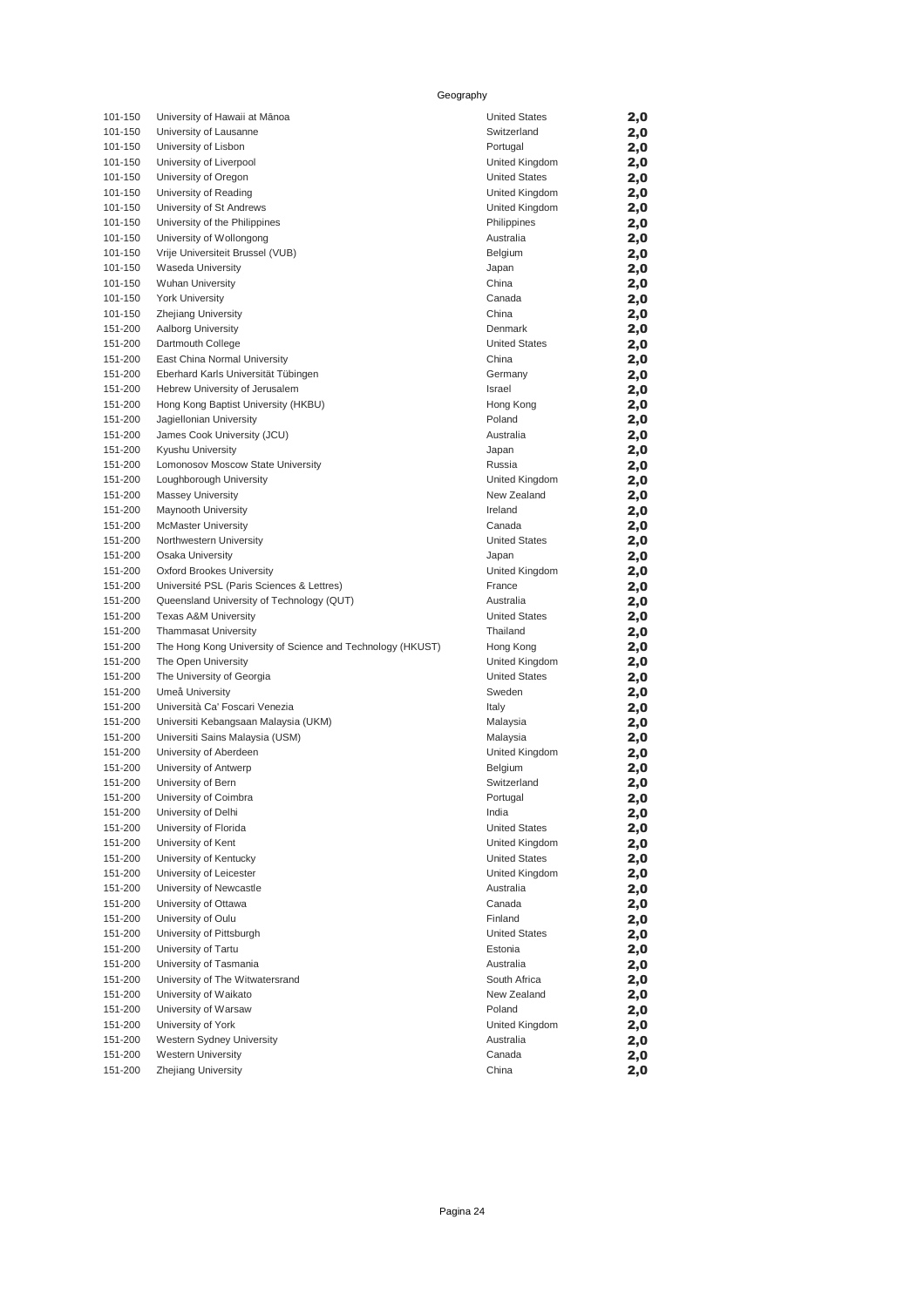Geography

| | | | |
|---|---|---|---|
| 101-150 | University of Hawaii at Mānoa | United States | 2,0 |
| 101-150 | University of Lausanne | Switzerland | 2,0 |
| 101-150 | University of Lisbon | Portugal | 2,0 |
| 101-150 | University of Liverpool | United Kingdom | 2,0 |
| 101-150 | University of Oregon | United States | 2,0 |
| 101-150 | University of Reading | United Kingdom | 2,0 |
| 101-150 | University of St Andrews | United Kingdom | 2,0 |
| 101-150 | University of the Philippines | Philippines | 2,0 |
| 101-150 | University of Wollongong | Australia | 2,0 |
| 101-150 | Vrije Universiteit Brussel (VUB) | Belgium | 2,0 |
| 101-150 | Waseda University | Japan | 2,0 |
| 101-150 | Wuhan University | China | 2,0 |
| 101-150 | York University | Canada | 2,0 |
| 101-150 | Zhejiang University | China | 2,0 |
| 151-200 | Aalborg University | Denmark | 2,0 |
| 151-200 | Dartmouth College | United States | 2,0 |
| 151-200 | East China Normal University | China | 2,0 |
| 151-200 | Eberhard Karls Universität Tübingen | Germany | 2,0 |
| 151-200 | Hebrew University of Jerusalem | Israel | 2,0 |
| 151-200 | Hong Kong Baptist University (HKBU) | Hong Kong | 2,0 |
| 151-200 | Jagiellonian University | Poland | 2,0 |
| 151-200 | James Cook University (JCU) | Australia | 2,0 |
| 151-200 | Kyushu University | Japan | 2,0 |
| 151-200 | Lomonosov Moscow State University | Russia | 2,0 |
| 151-200 | Loughborough University | United Kingdom | 2,0 |
| 151-200 | Massey University | New Zealand | 2,0 |
| 151-200 | Maynooth University | Ireland | 2,0 |
| 151-200 | McMaster University | Canada | 2,0 |
| 151-200 | Northwestern University | United States | 2,0 |
| 151-200 | Osaka University | Japan | 2,0 |
| 151-200 | Oxford Brookes University | United Kingdom | 2,0 |
| 151-200 | Université PSL (Paris Sciences & Lettres) | France | 2,0 |
| 151-200 | Queensland University of Technology (QUT) | Australia | 2,0 |
| 151-200 | Texas A&M University | United States | 2,0 |
| 151-200 | Thammasat University | Thailand | 2,0 |
| 151-200 | The Hong Kong University of Science and Technology (HKUST) | Hong Kong | 2,0 |
| 151-200 | The Open University | United Kingdom | 2,0 |
| 151-200 | The University of Georgia | United States | 2,0 |
| 151-200 | Umeå University | Sweden | 2,0 |
| 151-200 | Università Ca' Foscari Venezia | Italy | 2,0 |
| 151-200 | Universiti Kebangsaan Malaysia (UKM) | Malaysia | 2,0 |
| 151-200 | Universiti Sains Malaysia (USM) | Malaysia | 2,0 |
| 151-200 | University of Aberdeen | United Kingdom | 2,0 |
| 151-200 | University of Antwerp | Belgium | 2,0 |
| 151-200 | University of Bern | Switzerland | 2,0 |
| 151-200 | University of Coimbra | Portugal | 2,0 |
| 151-200 | University of Delhi | India | 2,0 |
| 151-200 | University of Florida | United States | 2,0 |
| 151-200 | University of Kent | United Kingdom | 2,0 |
| 151-200 | University of Kentucky | United States | 2,0 |
| 151-200 | University of Leicester | United Kingdom | 2,0 |
| 151-200 | University of Newcastle | Australia | 2,0 |
| 151-200 | University of Ottawa | Canada | 2,0 |
| 151-200 | University of Oulu | Finland | 2,0 |
| 151-200 | University of Pittsburgh | United States | 2,0 |
| 151-200 | University of Tartu | Estonia | 2,0 |
| 151-200 | University of Tasmania | Australia | 2,0 |
| 151-200 | University of The Witwatersrand | South Africa | 2,0 |
| 151-200 | University of Waikato | New Zealand | 2,0 |
| 151-200 | University of Warsaw | Poland | 2,0 |
| 151-200 | University of York | United Kingdom | 2,0 |
| 151-200 | Western Sydney University | Australia | 2,0 |
| 151-200 | Western University | Canada | 2,0 |
| 151-200 | Zhejiang University | China | 2,0 |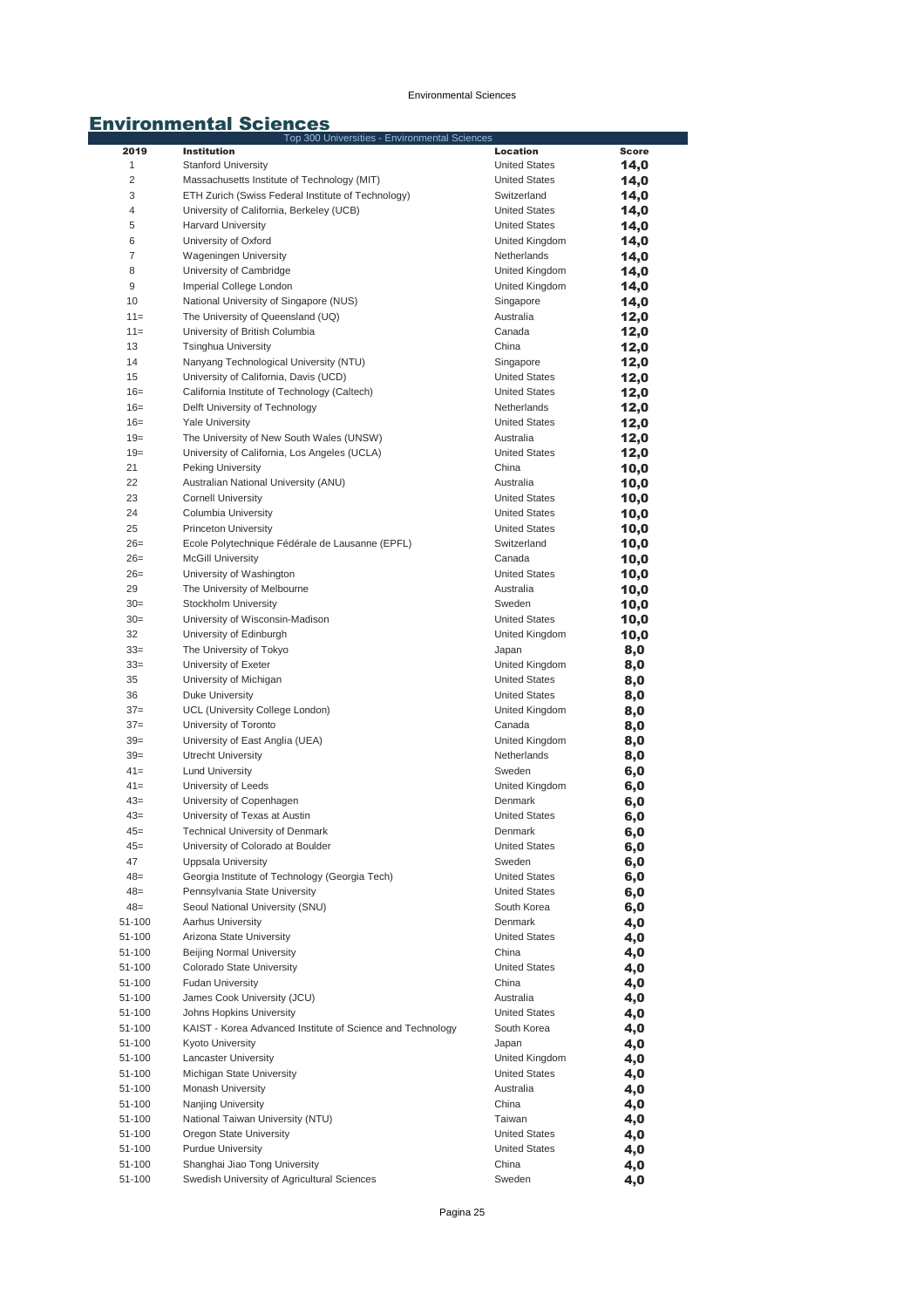# Environmental Sciences

| Top 300 Universities - Environmental Sciences | | | |
|---|---|---|---|
| 2019 | Institution | Location | Score |
| 1 | Stanford University | United States | 14,0 |
| 2 | Massachusetts Institute of Technology (MIT) | United States | 14,0 |
| 3 | ETH Zurich (Swiss Federal Institute of Technology) | Switzerland | 14,0 |
| 4 | University of California, Berkeley (UCB) | United States | 14,0 |
| 5 | Harvard University | United States | 14,0 |
| 6 | University of Oxford | United Kingdom | 14,0 |
| 7 | Wageningen University | Netherlands | 14,0 |
| 8 | University of Cambridge | United Kingdom | 14,0 |
| 9 | Imperial College London | United Kingdom | 14,0 |
| 10 | National University of Singapore (NUS) | Singapore | 14,0 |
| 11= | The University of Queensland (UQ) | Australia | 12,0 |
| 11= | University of British Columbia | Canada | 12,0 |
| 13 | Tsinghua University | China | 12,0 |
| 14 | Nanyang Technological University (NTU) | Singapore | 12,0 |
| 15 | University of California, Davis (UCD) | United States | 12,0 |
| 16= | California Institute of Technology (Caltech) | United States | 12,0 |
| 16= | Delft University of Technology | Netherlands | 12,0 |
| 16= | Yale University | United States | 12,0 |
| 19= | The University of New South Wales (UNSW) | Australia | 12,0 |
| 19= | University of California, Los Angeles (UCLA) | United States | 12,0 |
| 21 | Peking University | China | 10,0 |
| 22 | Australian National University (ANU) | Australia | 10,0 |
| 23 | Cornell University | United States | 10,0 |
| 24 | Columbia University | United States | 10,0 |
| 25 | Princeton University | United States | 10,0 |
| 26= | Ecole Polytechnique Fédérale de Lausanne (EPFL) | Switzerland | 10,0 |
| 26= | McGill University | Canada | 10,0 |
| 26= | University of Washington | United States | 10,0 |
| 29 | The University of Melbourne | Australia | 10,0 |
| 30= | Stockholm University | Sweden | 10,0 |
| 30= | University of Wisconsin-Madison | United States | 10,0 |
| 32 | University of Edinburgh | United Kingdom | 10,0 |
| 33= | The University of Tokyo | Japan | 8,0 |
| 33= | University of Exeter | United Kingdom | 8,0 |
| 35 | University of Michigan | United States | 8,0 |
| 36 | Duke University | United States | 8,0 |
| 37= | UCL (University College London) | United Kingdom | 8,0 |
| 37= | University of Toronto | Canada | 8,0 |
| 39= | University of East Anglia (UEA) | United Kingdom | 8,0 |
| 39= | Utrecht University | Netherlands | 8,0 |
| 41= | Lund University | Sweden | 6,0 |
| 41= | University of Leeds | United Kingdom | 6,0 |
| 43= | University of Copenhagen | Denmark | 6,0 |
| 43= | University of Texas at Austin | United States | 6,0 |
| 45= | Technical University of Denmark | Denmark | 6,0 |
| 45= | University of Colorado at Boulder | United States | 6,0 |
| 47 | Uppsala University | Sweden | 6,0 |
| 48= | Georgia Institute of Technology (Georgia Tech) | United States | 6,0 |
| 48= | Pennsylvania State University | United States | 6,0 |
| 48= | Seoul National University (SNU) | South Korea | 6,0 |
| 51-100 | Aarhus University | Denmark | 4,0 |
| 51-100 | Arizona State University | United States | 4,0 |
| 51-100 | Beijing Normal University | China | 4,0 |
| 51-100 | Colorado State University | United States | 4,0 |
| 51-100 | Fudan University | China | 4,0 |
| 51-100 | James Cook University (JCU) | Australia | 4,0 |
| 51-100 | Johns Hopkins University | United States | 4,0 |
| 51-100 | KAIST - Korea Advanced Institute of Science and Technology | South Korea | 4,0 |
| 51-100 | Kyoto University | Japan | 4,0 |
| 51-100 | Lancaster University | United Kingdom | 4,0 |
| 51-100 | Michigan State University | United States | 4,0 |
| 51-100 | Monash University | Australia | 4,0 |
| 51-100 | Nanjing University | China | 4,0 |
| 51-100 | National Taiwan University (NTU) | Taiwan | 4,0 |
| 51-100 | Oregon State University | United States | 4,0 |
| 51-100 | Purdue University | United States | 4,0 |
| 51-100 | Shanghai Jiao Tong University | China | 4,0 |
| 51-100 | Swedish University of Agricultural Sciences | Sweden | 4,0 |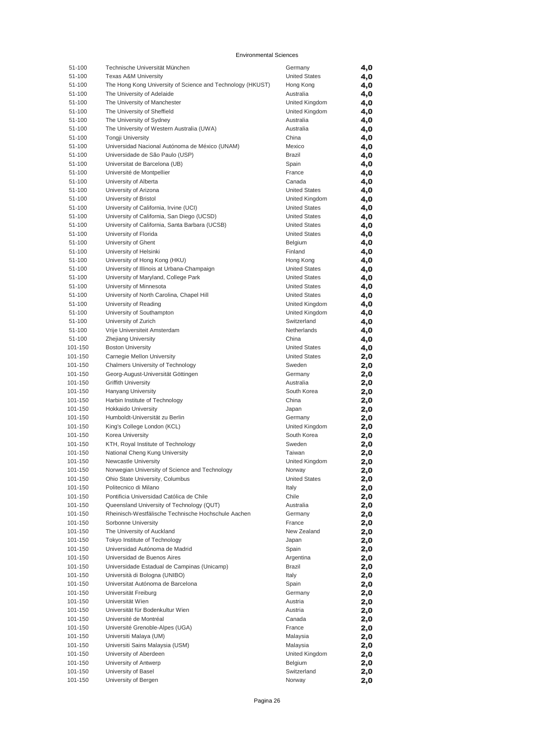Environmental Sciences

| | | | |
|---|---|---|---|
| 51-100 | Technische Universität München | Germany | 4,0 |
| 51-100 | Texas A&M University | United States | 4,0 |
| 51-100 | The Hong Kong University of Science and Technology (HKUST) | Hong Kong | 4,0 |
| 51-100 | The University of Adelaide | Australia | 4,0 |
| 51-100 | The University of Manchester | United Kingdom | 4,0 |
| 51-100 | The University of Sheffield | United Kingdom | 4,0 |
| 51-100 | The University of Sydney | Australia | 4,0 |
| 51-100 | The University of Western Australia (UWA) | Australia | 4,0 |
| 51-100 | Tongji University | China | 4,0 |
| 51-100 | Universidad Nacional Autónoma de México (UNAM) | Mexico | 4,0 |
| 51-100 | Universidade de São Paulo (USP) | Brazil | 4,0 |
| 51-100 | Universitat de Barcelona (UB) | Spain | 4,0 |
| 51-100 | Université de Montpellier | France | 4,0 |
| 51-100 | University of Alberta | Canada | 4,0 |
| 51-100 | University of Arizona | United States | 4,0 |
| 51-100 | University of Bristol | United Kingdom | 4,0 |
| 51-100 | University of California, Irvine (UCI) | United States | 4,0 |
| 51-100 | University of California, San Diego (UCSD) | United States | 4,0 |
| 51-100 | University of California, Santa Barbara (UCSB) | United States | 4,0 |
| 51-100 | University of Florida | United States | 4,0 |
| 51-100 | University of Ghent | Belgium | 4,0 |
| 51-100 | University of Helsinki | Finland | 4,0 |
| 51-100 | University of Hong Kong (HKU) | Hong Kong | 4,0 |
| 51-100 | University of Illinois at Urbana-Champaign | United States | 4,0 |
| 51-100 | University of Maryland, College Park | United States | 4,0 |
| 51-100 | University of Minnesota | United States | 4,0 |
| 51-100 | University of North Carolina, Chapel Hill | United States | 4,0 |
| 51-100 | University of Reading | United Kingdom | 4,0 |
| 51-100 | University of Southampton | United Kingdom | 4,0 |
| 51-100 | University of Zurich | Switzerland | 4,0 |
| 51-100 | Vrije Universiteit Amsterdam | Netherlands | 4,0 |
| 51-100 | Zhejiang University | China | 4,0 |
| 101-150 | Boston University | United States | 4,0 |
| 101-150 | Carnegie Mellon University | United States | 2,0 |
| 101-150 | Chalmers University of Technology | Sweden | 2,0 |
| 101-150 | Georg-August-Universität Göttingen | Germany | 2,0 |
| 101-150 | Griffith University | Australia | 2,0 |
| 101-150 | Hanyang University | South Korea | 2,0 |
| 101-150 | Harbin Institute of Technology | China | 2,0 |
| 101-150 | Hokkaido University | Japan | 2,0 |
| 101-150 | Humboldt-Universität zu Berlin | Germany | 2,0 |
| 101-150 | King's College London (KCL) | United Kingdom | 2,0 |
| 101-150 | Korea University | South Korea | 2,0 |
| 101-150 | KTH, Royal Institute of Technology | Sweden | 2,0 |
| 101-150 | National Cheng Kung University | Taiwan | 2,0 |
| 101-150 | Newcastle University | United Kingdom | 2,0 |
| 101-150 | Norwegian University of Science and Technology | Norway | 2,0 |
| 101-150 | Ohio State University, Columbus | United States | 2,0 |
| 101-150 | Politecnico di Milano | Italy | 2,0 |
| 101-150 | Pontificia Universidad Católica de Chile | Chile | 2,0 |
| 101-150 | Queensland University of Technology (QUT) | Australia | 2,0 |
| 101-150 | Rheinisch-Westfälische Technische Hochschule Aachen | Germany | 2,0 |
| 101-150 | Sorbonne University | France | 2,0 |
| 101-150 | The University of Auckland | New Zealand | 2,0 |
| 101-150 | Tokyo Institute of Technology | Japan | 2,0 |
| 101-150 | Universidad Autónoma de Madrid | Spain | 2,0 |
| 101-150 | Universidad de Buenos Aires | Argentina | 2,0 |
| 101-150 | Universidade Estadual de Campinas (Unicamp) | Brazil | 2,0 |
| 101-150 | Università di Bologna (UNIBO) | Italy | 2,0 |
| 101-150 | Universitat Autónoma de Barcelona | Spain | 2,0 |
| 101-150 | Universität Freiburg | Germany | 2,0 |
| 101-150 | Universität Wien | Austria | 2,0 |
| 101-150 | Universität für Bodenkultur Wien | Austria | 2,0 |
| 101-150 | Université de Montréal | Canada | 2,0 |
| 101-150 | Université Grenoble-Alpes (UGA) | France | 2,0 |
| 101-150 | Universiti Malaya (UM) | Malaysia | 2,0 |
| 101-150 | Universiti Sains Malaysia (USM) | Malaysia | 2,0 |
| 101-150 | University of Aberdeen | United Kingdom | 2,0 |
| 101-150 | University of Antwerp | Belgium | 2,0 |
| 101-150 | University of Basel | Switzerland | 2,0 |
| 101-150 | University of Bergen | Norway | 2,0 |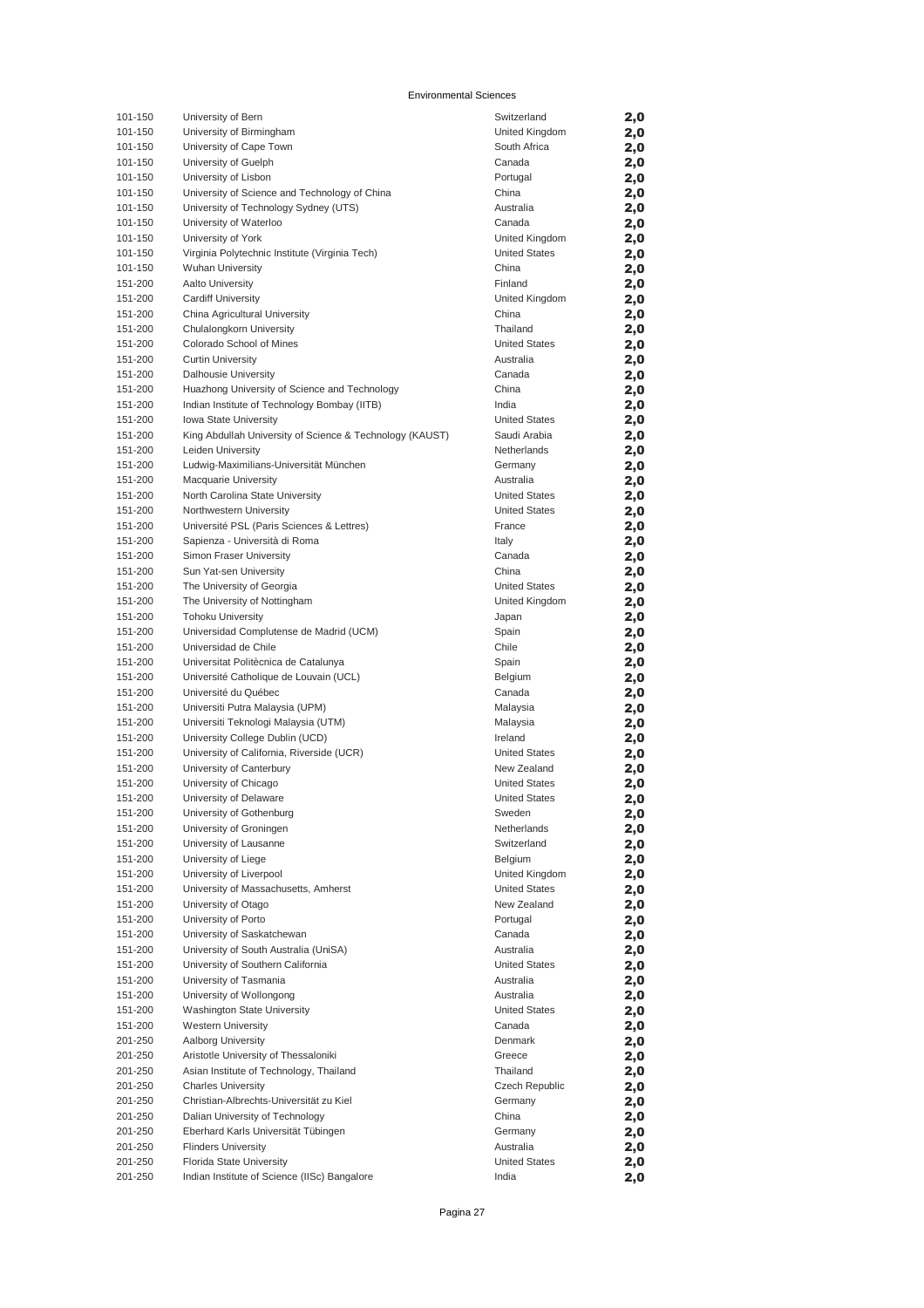Environmental Sciences

| | | | |
|---|---|---|---|
| 101-150 | University of Bern | Switzerland | 2,0 |
| 101-150 | University of Birmingham | United Kingdom | 2,0 |
| 101-150 | University of Cape Town | South Africa | 2,0 |
| 101-150 | University of Guelph | Canada | 2,0 |
| 101-150 | University of Lisbon | Portugal | 2,0 |
| 101-150 | University of Science and Technology of China | China | 2,0 |
| 101-150 | University of Technology Sydney (UTS) | Australia | 2,0 |
| 101-150 | University of Waterloo | Canada | 2,0 |
| 101-150 | University of York | United Kingdom | 2,0 |
| 101-150 | Virginia Polytechnic Institute (Virginia Tech) | United States | 2,0 |
| 101-150 | Wuhan University | China | 2,0 |
| 151-200 | Aalto University | Finland | 2,0 |
| 151-200 | Cardiff University | United Kingdom | 2,0 |
| 151-200 | China Agricultural University | China | 2,0 |
| 151-200 | Chulalongkorn University | Thailand | 2,0 |
| 151-200 | Colorado School of Mines | United States | 2,0 |
| 151-200 | Curtin University | Australia | 2,0 |
| 151-200 | Dalhousie University | Canada | 2,0 |
| 151-200 | Huazhong University of Science and Technology | China | 2,0 |
| 151-200 | Indian Institute of Technology Bombay (IITB) | India | 2,0 |
| 151-200 | Iowa State University | United States | 2,0 |
| 151-200 | King Abdullah University of Science & Technology (KAUST) | Saudi Arabia | 2,0 |
| 151-200 | Leiden University | Netherlands | 2,0 |
| 151-200 | Ludwig-Maximilians-Universität München | Germany | 2,0 |
| 151-200 | Macquarie University | Australia | 2,0 |
| 151-200 | North Carolina State University | United States | 2,0 |
| 151-200 | Northwestern University | United States | 2,0 |
| 151-200 | Université PSL (Paris Sciences & Lettres) | France | 2,0 |
| 151-200 | Sapienza - Università di Roma | Italy | 2,0 |
| 151-200 | Simon Fraser University | Canada | 2,0 |
| 151-200 | Sun Yat-sen University | China | 2,0 |
| 151-200 | The University of Georgia | United States | 2,0 |
| 151-200 | The University of Nottingham | United Kingdom | 2,0 |
| 151-200 | Tohoku University | Japan | 2,0 |
| 151-200 | Universidad Complutense de Madrid (UCM) | Spain | 2,0 |
| 151-200 | Universidad de Chile | Chile | 2,0 |
| 151-200 | Universitat Politècnica de Catalunya | Spain | 2,0 |
| 151-200 | Université Catholique de Louvain (UCL) | Belgium | 2,0 |
| 151-200 | Université du Québec | Canada | 2,0 |
| 151-200 | Universiti Putra Malaysia (UPM) | Malaysia | 2,0 |
| 151-200 | Universiti Teknologi Malaysia (UTM) | Malaysia | 2,0 |
| 151-200 | University College Dublin (UCD) | Ireland | 2,0 |
| 151-200 | University of California, Riverside (UCR) | United States | 2,0 |
| 151-200 | University of Canterbury | New Zealand | 2,0 |
| 151-200 | University of Chicago | United States | 2,0 |
| 151-200 | University of Delaware | United States | 2,0 |
| 151-200 | University of Gothenburg | Sweden | 2,0 |
| 151-200 | University of Groningen | Netherlands | 2,0 |
| 151-200 | University of Lausanne | Switzerland | 2,0 |
| 151-200 | University of Liege | Belgium | 2,0 |
| 151-200 | University of Liverpool | United Kingdom | 2,0 |
| 151-200 | University of Massachusetts, Amherst | United States | 2,0 |
| 151-200 | University of Otago | New Zealand | 2,0 |
| 151-200 | University of Porto | Portugal | 2,0 |
| 151-200 | University of Saskatchewan | Canada | 2,0 |
| 151-200 | University of South Australia (UniSA) | Australia | 2,0 |
| 151-200 | University of Southern California | United States | 2,0 |
| 151-200 | University of Tasmania | Australia | 2,0 |
| 151-200 | University of Wollongong | Australia | 2,0 |
| 151-200 | Washington State University | United States | 2,0 |
| 151-200 | Western University | Canada | 2,0 |
| 201-250 | Aalborg University | Denmark | 2,0 |
| 201-250 | Aristotle University of Thessaloniki | Greece | 2,0 |
| 201-250 | Asian Institute of Technology, Thailand | Thailand | 2,0 |
| 201-250 | Charles University | Czech Republic | 2,0 |
| 201-250 | Christian-Albrechts-Universität zu Kiel | Germany | 2,0 |
| 201-250 | Dalian University of Technology | China | 2,0 |
| 201-250 | Eberhard Karls Universität Tübingen | Germany | 2,0 |
| 201-250 | Flinders University | Australia | 2,0 |
| 201-250 | Florida State University | United States | 2,0 |
| 201-250 | Indian Institute of Science (IISc) Bangalore | India | 2,0 |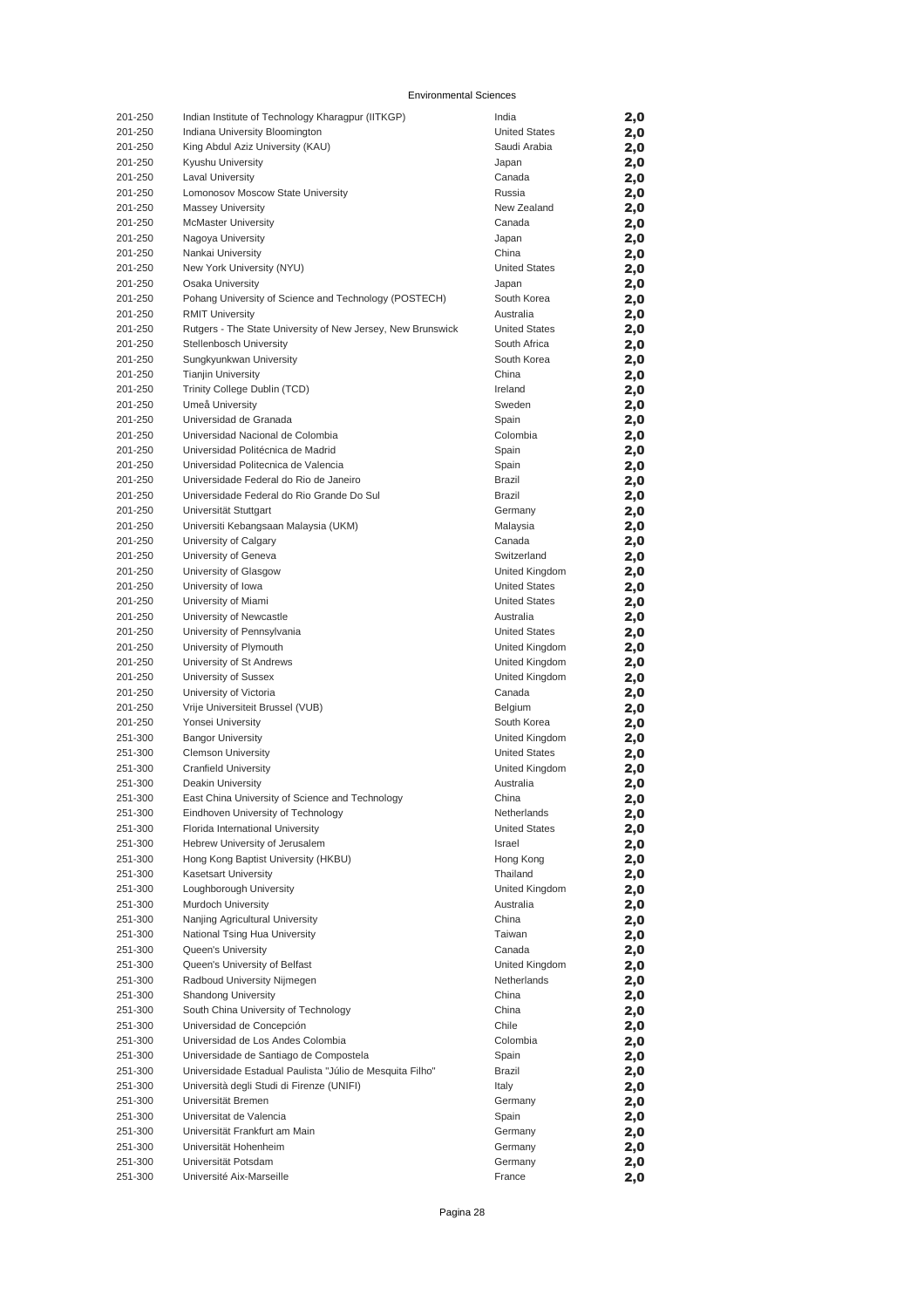Environmental Sciences

| | | | |
|---|---|---|---|
| 201-250 | Indian Institute of Technology Kharagpur (IITKGP) | India | 2,0 |
| 201-250 | Indiana University Bloomington | United States | 2,0 |
| 201-250 | King Abdul Aziz University (KAU) | Saudi Arabia | 2,0 |
| 201-250 | Kyushu University | Japan | 2,0 |
| 201-250 | Laval University | Canada | 2,0 |
| 201-250 | Lomonosov Moscow State University | Russia | 2,0 |
| 201-250 | Massey University | New Zealand | 2,0 |
| 201-250 | McMaster University | Canada | 2,0 |
| 201-250 | Nagoya University | Japan | 2,0 |
| 201-250 | Nankai University | China | 2,0 |
| 201-250 | New York University (NYU) | United States | 2,0 |
| 201-250 | Osaka University | Japan | 2,0 |
| 201-250 | Pohang University of Science and Technology (POSTECH) | South Korea | 2,0 |
| 201-250 | RMIT University | Australia | 2,0 |
| 201-250 | Rutgers - The State University of New Jersey, New Brunswick | United States | 2,0 |
| 201-250 | Stellenbosch University | South Africa | 2,0 |
| 201-250 | Sungkyunkwan University | South Korea | 2,0 |
| 201-250 | Tianjin University | China | 2,0 |
| 201-250 | Trinity College Dublin (TCD) | Ireland | 2,0 |
| 201-250 | Umeå University | Sweden | 2,0 |
| 201-250 | Universidad de Granada | Spain | 2,0 |
| 201-250 | Universidad Nacional de Colombia | Colombia | 2,0 |
| 201-250 | Universidad Politécnica de Madrid | Spain | 2,0 |
| 201-250 | Universidad Politecnica de Valencia | Spain | 2,0 |
| 201-250 | Universidade Federal do Rio de Janeiro | Brazil | 2,0 |
| 201-250 | Universidade Federal do Rio Grande Do Sul | Brazil | 2,0 |
| 201-250 | Universität Stuttgart | Germany | 2,0 |
| 201-250 | Universiti Kebangsaan Malaysia (UKM) | Malaysia | 2,0 |
| 201-250 | University of Calgary | Canada | 2,0 |
| 201-250 | University of Geneva | Switzerland | 2,0 |
| 201-250 | University of Glasgow | United Kingdom | 2,0 |
| 201-250 | University of Iowa | United States | 2,0 |
| 201-250 | University of Miami | United States | 2,0 |
| 201-250 | University of Newcastle | Australia | 2,0 |
| 201-250 | University of Pennsylvania | United States | 2,0 |
| 201-250 | University of Plymouth | United Kingdom | 2,0 |
| 201-250 | University of St Andrews | United Kingdom | 2,0 |
| 201-250 | University of Sussex | United Kingdom | 2,0 |
| 201-250 | University of Victoria | Canada | 2,0 |
| 201-250 | Vrije Universiteit Brussel (VUB) | Belgium | 2,0 |
| 201-250 | Yonsei University | South Korea | 2,0 |
| 251-300 | Bangor University | United Kingdom | 2,0 |
| 251-300 | Clemson University | United States | 2,0 |
| 251-300 | Cranfield University | United Kingdom | 2,0 |
| 251-300 | Deakin University | Australia | 2,0 |
| 251-300 | East China University of Science and Technology | China | 2,0 |
| 251-300 | Eindhoven University of Technology | Netherlands | 2,0 |
| 251-300 | Florida International University | United States | 2,0 |
| 251-300 | Hebrew University of Jerusalem | Israel | 2,0 |
| 251-300 | Hong Kong Baptist University (HKBU) | Hong Kong | 2,0 |
| 251-300 | Kasetsart University | Thailand | 2,0 |
| 251-300 | Loughborough University | United Kingdom | 2,0 |
| 251-300 | Murdoch University | Australia | 2,0 |
| 251-300 | Nanjing Agricultural University | China | 2,0 |
| 251-300 | National Tsing Hua University | Taiwan | 2,0 |
| 251-300 | Queen's University | Canada | 2,0 |
| 251-300 | Queen's University of Belfast | United Kingdom | 2,0 |
| 251-300 | Radboud University Nijmegen | Netherlands | 2,0 |
| 251-300 | Shandong University | China | 2,0 |
| 251-300 | South China University of Technology | China | 2,0 |
| 251-300 | Universidad de Concepción | Chile | 2,0 |
| 251-300 | Universidad de Los Andes Colombia | Colombia | 2,0 |
| 251-300 | Universidade de Santiago de Compostela | Spain | 2,0 |
| 251-300 | Universidade Estadual Paulista "Júlio de Mesquita Filho" | Brazil | 2,0 |
| 251-300 | Università degli Studi di Firenze (UNIFI) | Italy | 2,0 |
| 251-300 | Universität Bremen | Germany | 2,0 |
| 251-300 | Universitat de Valencia | Spain | 2,0 |
| 251-300 | Universität Frankfurt am Main | Germany | 2,0 |
| 251-300 | Universität Hohenheim | Germany | 2,0 |
| 251-300 | Universität Potsdam | Germany | 2,0 |
| 251-300 | Université Aix-Marseille | France | 2,0 |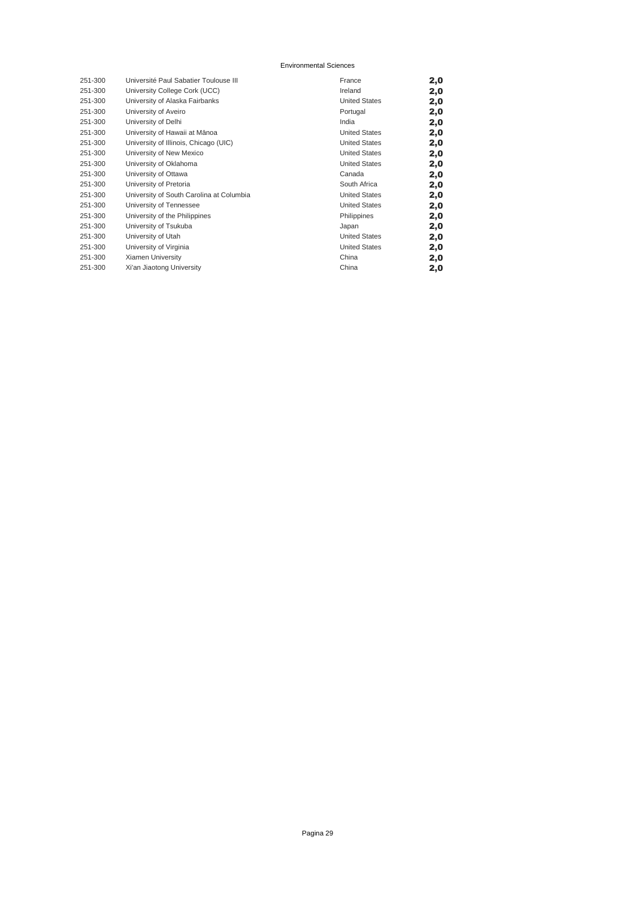Environmental Sciences

| | | | |
|---|---|---|---|
| 251-300 | Université Paul Sabatier Toulouse III | France | **2,0** |
| 251-300 | University College Cork (UCC) | Ireland | **2,0** |
| 251-300 | University of Alaska Fairbanks | United States | **2,0** |
| 251-300 | University of Aveiro | Portugal | **2,0** |
| 251-300 | University of Delhi | India | **2,0** |
| 251-300 | University of Hawaii at Mānoa | United States | **2,0** |
| 251-300 | University of Illinois, Chicago (UIC) | United States | **2,0** |
| 251-300 | University of New Mexico | United States | **2,0** |
| 251-300 | University of Oklahoma | United States | **2,0** |
| 251-300 | University of Ottawa | Canada | **2,0** |
| 251-300 | University of Pretoria | South Africa | **2,0** |
| 251-300 | University of South Carolina at Columbia | United States | **2,0** |
| 251-300 | University of Tennessee | United States | **2,0** |
| 251-300 | University of the Philippines | Philippines | **2,0** |
| 251-300 | University of Tsukuba | Japan | **2,0** |
| 251-300 | University of Utah | United States | **2,0** |
| 251-300 | University of Virginia | United States | **2,0** |
| 251-300 | Xiamen University | China | **2,0** |
| 251-300 | Xi'an Jiaotong University | China | **2,0** |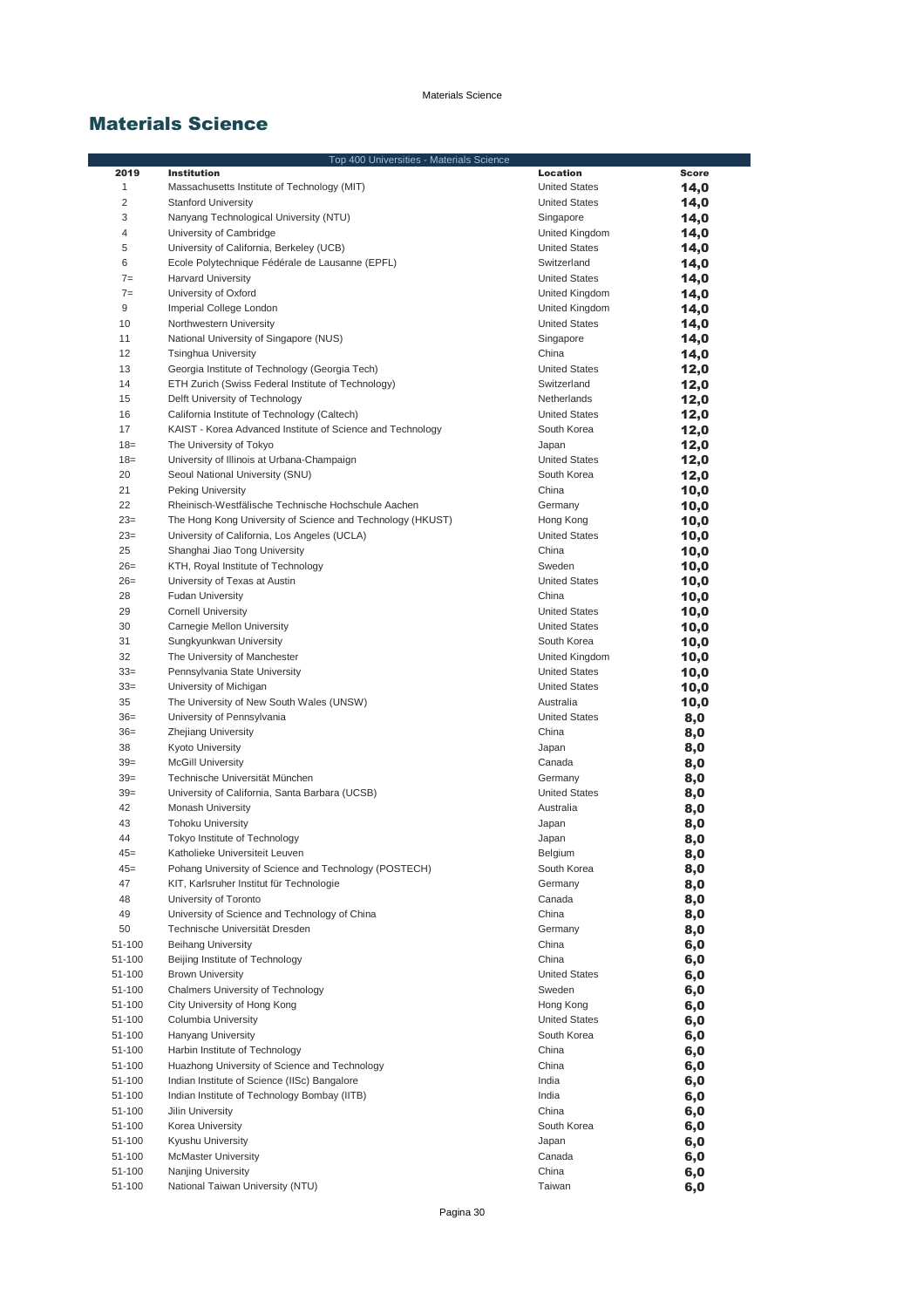## Materials Science

| Top 400 Universities - Materials Science | | | |
|---|---|---|---|
| **2019** | **Institution** | **Location** | **Score** |
| 1 | Massachusetts Institute of Technology (MIT) | United States | **14,0** |
| 2 | Stanford University | United States | **14,0** |
| 3 | Nanyang Technological University (NTU) | Singapore | **14,0** |
| 4 | University of Cambridge | United Kingdom | **14,0** |
| 5 | University of California, Berkeley (UCB) | United States | **14,0** |
| 6 | Ecole Polytechnique Fédérale de Lausanne (EPFL) | Switzerland | **14,0** |
| 7= | Harvard University | United States | **14,0** |
| 7= | University of Oxford | United Kingdom | **14,0** |
| 9 | Imperial College London | United Kingdom | **14,0** |
| 10 | Northwestern University | United States | **14,0** |
| 11 | National University of Singapore (NUS) | Singapore | **14,0** |
| 12 | Tsinghua University | China | **14,0** |
| 13 | Georgia Institute of Technology (Georgia Tech) | United States | **12,0** |
| 14 | ETH Zurich (Swiss Federal Institute of Technology) | Switzerland | **12,0** |
| 15 | Delft University of Technology | Netherlands | **12,0** |
| 16 | California Institute of Technology (Caltech) | United States | **12,0** |
| 17 | KAIST - Korea Advanced Institute of Science and Technology | South Korea | **12,0** |
| 18= | The University of Tokyo | Japan | **12,0** |
| 18= | University of Illinois at Urbana-Champaign | United States | **12,0** |
| 20 | Seoul National University (SNU) | South Korea | **12,0** |
| 21 | Peking University | China | **10,0** |
| 22 | Rheinisch-Westfälische Technische Hochschule Aachen | Germany | **10,0** |
| 23= | The Hong Kong University of Science and Technology (HKUST) | Hong Kong | **10,0** |
| 23= | University of California, Los Angeles (UCLA) | United States | **10,0** |
| 25 | Shanghai Jiao Tong University | China | **10,0** |
| 26= | KTH, Royal Institute of Technology | Sweden | **10,0** |
| 26= | University of Texas at Austin | United States | **10,0** |
| 28 | Fudan University | China | **10,0** |
| 29 | Cornell University | United States | **10,0** |
| 30 | Carnegie Mellon University | United States | **10,0** |
| 31 | Sungkyunkwan University | South Korea | **10,0** |
| 32 | The University of Manchester | United Kingdom | **10,0** |
| 33= | Pennsylvania State University | United States | **10,0** |
| 33= | University of Michigan | United States | **10,0** |
| 35 | The University of New South Wales (UNSW) | Australia | **10,0** |
| 36= | University of Pennsylvania | United States | **8,0** |
| 36= | Zhejiang University | China | **8,0** |
| 38 | Kyoto University | Japan | **8,0** |
| 39= | McGill University | Canada | **8,0** |
| 39= | Technische Universität München | Germany | **8,0** |
| 39= | University of California, Santa Barbara (UCSB) | United States | **8,0** |
| 42 | Monash University | Australia | **8,0** |
| 43 | Tohoku University | Japan | **8,0** |
| 44 | Tokyo Institute of Technology | Japan | **8,0** |
| 45= | Katholieke Universiteit Leuven | Belgium | **8,0** |
| 45= | Pohang University of Science and Technology (POSTECH) | South Korea | **8,0** |
| 47 | KIT, Karlsruher Institut für Technologie | Germany | **8,0** |
| 48 | University of Toronto | Canada | **8,0** |
| 49 | University of Science and Technology of China | China | **8,0** |
| 50 | Technische Universität Dresden | Germany | **8,0** |
| 51-100 | Beihang University | China | **6,0** |
| 51-100 | Beijing Institute of Technology | China | **6,0** |
| 51-100 | Brown University | United States | **6,0** |
| 51-100 | Chalmers University of Technology | Sweden | **6,0** |
| 51-100 | City University of Hong Kong | Hong Kong | **6,0** |
| 51-100 | Columbia University | United States | **6,0** |
| 51-100 | Hanyang University | South Korea | **6,0** |
| 51-100 | Harbin Institute of Technology | China | **6,0** |
| 51-100 | Huazhong University of Science and Technology | China | **6,0** |
| 51-100 | Indian Institute of Science (IISc) Bangalore | India | **6,0** |
| 51-100 | Indian Institute of Technology Bombay (IITB) | India | **6,0** |
| 51-100 | Jilin University | China | **6,0** |
| 51-100 | Korea University | South Korea | **6,0** |
| 51-100 | Kyushu University | Japan | **6,0** |
| 51-100 | McMaster University | Canada | **6,0** |
| 51-100 | Nanjing University | China | **6,0** |
| 51-100 | National Taiwan University (NTU) | Taiwan | **6,0** |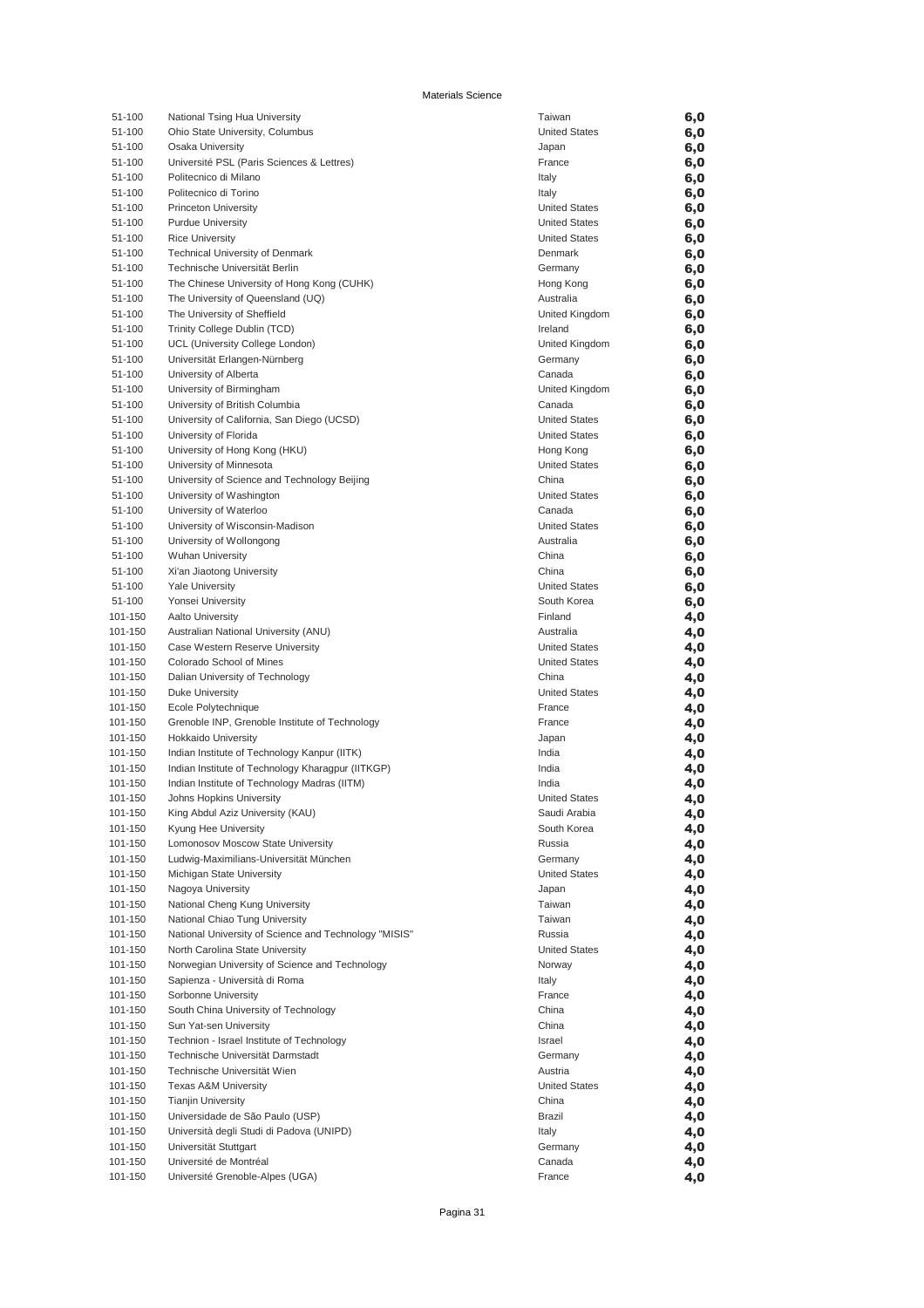Materials Science

| | | | |
|---|---|---|---|
| 51-100 | National Tsing Hua University | Taiwan | 6,0 |
| 51-100 | Ohio State University, Columbus | United States | 6,0 |
| 51-100 | Osaka University | Japan | 6,0 |
| 51-100 | Université PSL (Paris Sciences & Lettres) | France | 6,0 |
| 51-100 | Politecnico di Milano | Italy | 6,0 |
| 51-100 | Politecnico di Torino | Italy | 6,0 |
| 51-100 | Princeton University | United States | 6,0 |
| 51-100 | Purdue University | United States | 6,0 |
| 51-100 | Rice University | United States | 6,0 |
| 51-100 | Technical University of Denmark | Denmark | 6,0 |
| 51-100 | Technische Universität Berlin | Germany | 6,0 |
| 51-100 | The Chinese University of Hong Kong (CUHK) | Hong Kong | 6,0 |
| 51-100 | The University of Queensland (UQ) | Australia | 6,0 |
| 51-100 | The University of Sheffield | United Kingdom | 6,0 |
| 51-100 | Trinity College Dublin (TCD) | Ireland | 6,0 |
| 51-100 | UCL (University College London) | United Kingdom | 6,0 |
| 51-100 | Universität Erlangen-Nürnberg | Germany | 6,0 |
| 51-100 | University of Alberta | Canada | 6,0 |
| 51-100 | University of Birmingham | United Kingdom | 6,0 |
| 51-100 | University of British Columbia | Canada | 6,0 |
| 51-100 | University of California, San Diego (UCSD) | United States | 6,0 |
| 51-100 | University of Florida | United States | 6,0 |
| 51-100 | University of Hong Kong (HKU) | Hong Kong | 6,0 |
| 51-100 | University of Minnesota | United States | 6,0 |
| 51-100 | University of Science and Technology Beijing | China | 6,0 |
| 51-100 | University of Washington | United States | 6,0 |
| 51-100 | University of Waterloo | Canada | 6,0 |
| 51-100 | University of Wisconsin-Madison | United States | 6,0 |
| 51-100 | University of Wollongong | Australia | 6,0 |
| 51-100 | Wuhan University | China | 6,0 |
| 51-100 | Xi'an Jiaotong University | China | 6,0 |
| 51-100 | Yale University | United States | 6,0 |
| 51-100 | Yonsei University | South Korea | 6,0 |
| 101-150 | Aalto University | Finland | 4,0 |
| 101-150 | Australian National University (ANU) | Australia | 4,0 |
| 101-150 | Case Western Reserve University | United States | 4,0 |
| 101-150 | Colorado School of Mines | United States | 4,0 |
| 101-150 | Dalian University of Technology | China | 4,0 |
| 101-150 | Duke University | United States | 4,0 |
| 101-150 | Ecole Polytechnique | France | 4,0 |
| 101-150 | Grenoble INP, Grenoble Institute of Technology | France | 4,0 |
| 101-150 | Hokkaido University | Japan | 4,0 |
| 101-150 | Indian Institute of Technology Kanpur (IITK) | India | 4,0 |
| 101-150 | Indian Institute of Technology Kharagpur (IITKGP) | India | 4,0 |
| 101-150 | Indian Institute of Technology Madras (IITM) | India | 4,0 |
| 101-150 | Johns Hopkins University | United States | 4,0 |
| 101-150 | King Abdul Aziz University (KAU) | Saudi Arabia | 4,0 |
| 101-150 | Kyung Hee University | South Korea | 4,0 |
| 101-150 | Lomonosov Moscow State University | Russia | 4,0 |
| 101-150 | Ludwig-Maximilians-Universität München | Germany | 4,0 |
| 101-150 | Michigan State University | United States | 4,0 |
| 101-150 | Nagoya University | Japan | 4,0 |
| 101-150 | National Cheng Kung University | Taiwan | 4,0 |
| 101-150 | National Chiao Tung University | Taiwan | 4,0 |
| 101-150 | National University of Science and Technology "MISIS" | Russia | 4,0 |
| 101-150 | North Carolina State University | United States | 4,0 |
| 101-150 | Norwegian University of Science and Technology | Norway | 4,0 |
| 101-150 | Sapienza - Università di Roma | Italy | 4,0 |
| 101-150 | Sorbonne University | France | 4,0 |
| 101-150 | South China University of Technology | China | 4,0 |
| 101-150 | Sun Yat-sen University | China | 4,0 |
| 101-150 | Technion - Israel Institute of Technology | Israel | 4,0 |
| 101-150 | Technische Universität Darmstadt | Germany | 4,0 |
| 101-150 | Technische Universität Wien | Austria | 4,0 |
| 101-150 | Texas A&M University | United States | 4,0 |
| 101-150 | Tianjin University | China | 4,0 |
| 101-150 | Universidade de São Paulo (USP) | Brazil | 4,0 |
| 101-150 | Università degli Studi di Padova (UNIPD) | Italy | 4,0 |
| 101-150 | Universität Stuttgart | Germany | 4,0 |
| 101-150 | Université de Montréal | Canada | 4,0 |
| 101-150 | Université Grenoble-Alpes (UGA) | France | 4,0 |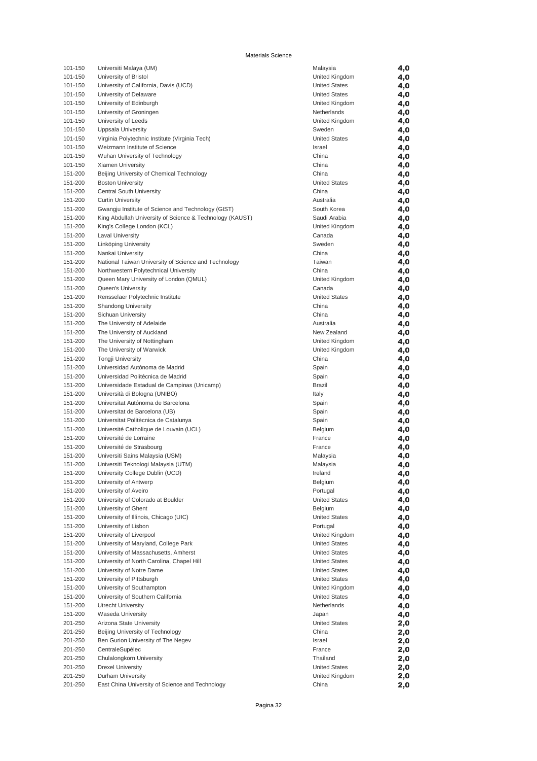Materials Science

| | | | |
|---|---|---|---|
| 101-150 | Universiti Malaya (UM) | Malaysia | **4,0** |
| 101-150 | University of Bristol | United Kingdom | **4,0** |
| 101-150 | University of California, Davis (UCD) | United States | **4,0** |
| 101-150 | University of Delaware | United States | **4,0** |
| 101-150 | University of Edinburgh | United Kingdom | **4,0** |
| 101-150 | University of Groningen | Netherlands | **4,0** |
| 101-150 | University of Leeds | United Kingdom | **4,0** |
| 101-150 | Uppsala University | Sweden | **4,0** |
| 101-150 | Virginia Polytechnic Institute (Virginia Tech) | United States | **4,0** |
| 101-150 | Weizmann Institute of Science | Israel | **4,0** |
| 101-150 | Wuhan University of Technology | China | **4,0** |
| 101-150 | Xiamen University | China | **4,0** |
| 151-200 | Beijing University of Chemical Technology | China | **4,0** |
| 151-200 | Boston University | United States | **4,0** |
| 151-200 | Central South University | China | **4,0** |
| 151-200 | Curtin University | Australia | **4,0** |
| 151-200 | Gwangju Institute of Science and Technology (GIST) | South Korea | **4,0** |
| 151-200 | King Abdullah University of Science & Technology (KAUST) | Saudi Arabia | **4,0** |
| 151-200 | King's College London (KCL) | United Kingdom | **4,0** |
| 151-200 | Laval University | Canada | **4,0** |
| 151-200 | Linköping University | Sweden | **4,0** |
| 151-200 | Nankai University | China | **4,0** |
| 151-200 | National Taiwan University of Science and Technology | Taiwan | **4,0** |
| 151-200 | Northwestern Polytechnical University | China | **4,0** |
| 151-200 | Queen Mary University of London (QMUL) | United Kingdom | **4,0** |
| 151-200 | Queen's University | Canada | **4,0** |
| 151-200 | Rensselaer Polytechnic Institute | United States | **4,0** |
| 151-200 | Shandong University | China | **4,0** |
| 151-200 | Sichuan University | China | **4,0** |
| 151-200 | The University of Adelaide | Australia | **4,0** |
| 151-200 | The University of Auckland | New Zealand | **4,0** |
| 151-200 | The University of Nottingham | United Kingdom | **4,0** |
| 151-200 | The University of Warwick | United Kingdom | **4,0** |
| 151-200 | Tongji University | China | **4,0** |
| 151-200 | Universidad Autónoma de Madrid | Spain | **4,0** |
| 151-200 | Universidad Politécnica de Madrid | Spain | **4,0** |
| 151-200 | Universidade Estadual de Campinas (Unicamp) | Brazil | **4,0** |
| 151-200 | Università di Bologna (UNIBO) | Italy | **4,0** |
| 151-200 | Universitat Autónoma de Barcelona | Spain | **4,0** |
| 151-200 | Universitat de Barcelona (UB) | Spain | **4,0** |
| 151-200 | Universitat Politècnica de Catalunya | Spain | **4,0** |
| 151-200 | Université Catholique de Louvain (UCL) | Belgium | **4,0** |
| 151-200 | Université de Lorraine | France | **4,0** |
| 151-200 | Université de Strasbourg | France | **4,0** |
| 151-200 | Universiti Sains Malaysia (USM) | Malaysia | **4,0** |
| 151-200 | Universiti Teknologi Malaysia (UTM) | Malaysia | **4,0** |
| 151-200 | University College Dublin (UCD) | Ireland | **4,0** |
| 151-200 | University of Antwerp | Belgium | **4,0** |
| 151-200 | University of Aveiro | Portugal | **4,0** |
| 151-200 | University of Colorado at Boulder | United States | **4,0** |
| 151-200 | University of Ghent | Belgium | **4,0** |
| 151-200 | University of Illinois, Chicago (UIC) | United States | **4,0** |
| 151-200 | University of Lisbon | Portugal | **4,0** |
| 151-200 | University of Liverpool | United Kingdom | **4,0** |
| 151-200 | University of Maryland, College Park | United States | **4,0** |
| 151-200 | University of Massachusetts, Amherst | United States | **4,0** |
| 151-200 | University of North Carolina, Chapel Hill | United States | **4,0** |
| 151-200 | University of Notre Dame | United States | **4,0** |
| 151-200 | University of Pittsburgh | United States | **4,0** |
| 151-200 | University of Southampton | United Kingdom | **4,0** |
| 151-200 | University of Southern California | United States | **4,0** |
| 151-200 | Utrecht University | Netherlands | **4,0** |
| 151-200 | Waseda University | Japan | **4,0** |
| 201-250 | Arizona State University | United States | **2,0** |
| 201-250 | Beijing University of Technology | China | **2,0** |
| 201-250 | Ben Gurion University of The Negev | Israel | **2,0** |
| 201-250 | CentraleSupélec | France | **2,0** |
| 201-250 | Chulalongkorn University | Thailand | **2,0** |
| 201-250 | Drexel University | United States | **2,0** |
| 201-250 | Durham University | United Kingdom | **2,0** |
| 201-250 | East China University of Science and Technology | China | **2,0** |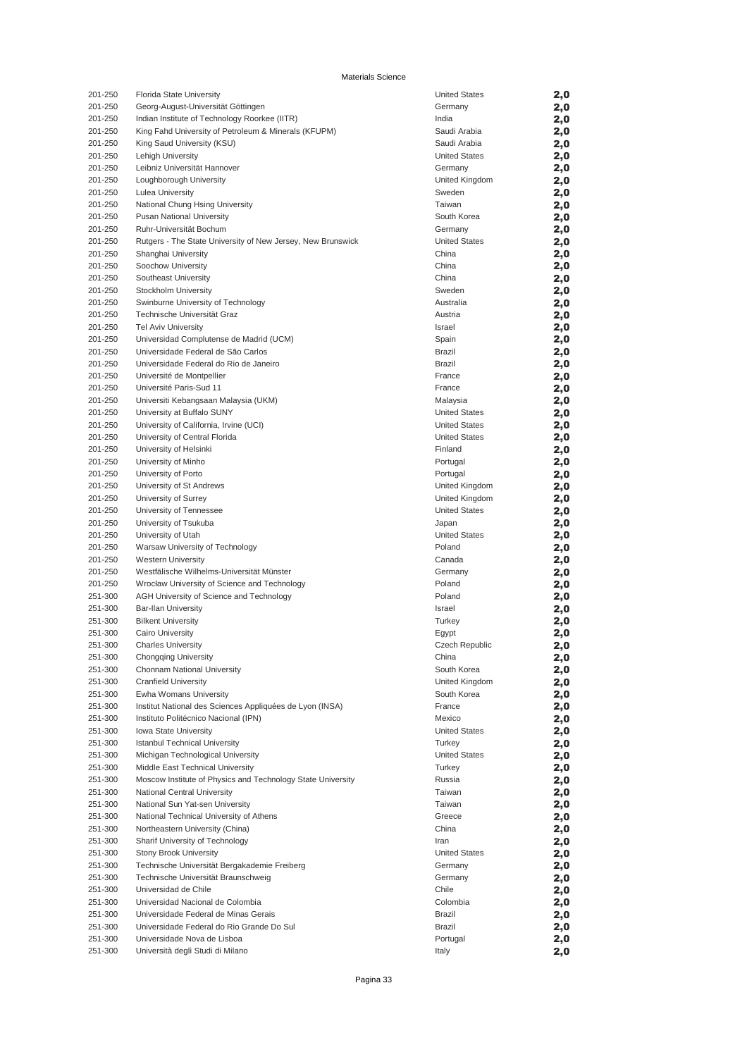Materials Science

| Rank | University | Country | Score |
|---|---|---|---|
| 201-250 | Florida State University | United States | 2,0 |
| 201-250 | Georg-August-Universität Göttingen | Germany | 2,0 |
| 201-250 | Indian Institute of Technology Roorkee (IITR) | India | 2,0 |
| 201-250 | King Fahd University of Petroleum & Minerals (KFUPM) | Saudi Arabia | 2,0 |
| 201-250 | King Saud University (KSU) | Saudi Arabia | 2,0 |
| 201-250 | Lehigh University | United States | 2,0 |
| 201-250 | Leibniz Universität Hannover | Germany | 2,0 |
| 201-250 | Loughborough University | United Kingdom | 2,0 |
| 201-250 | Lulea University | Sweden | 2,0 |
| 201-250 | National Chung Hsing University | Taiwan | 2,0 |
| 201-250 | Pusan National University | South Korea | 2,0 |
| 201-250 | Ruhr-Universität Bochum | Germany | 2,0 |
| 201-250 | Rutgers - The State University of New Jersey, New Brunswick | United States | 2,0 |
| 201-250 | Shanghai University | China | 2,0 |
| 201-250 | Soochow University | China | 2,0 |
| 201-250 | Southeast University | China | 2,0 |
| 201-250 | Stockholm University | Sweden | 2,0 |
| 201-250 | Swinburne University of Technology | Australia | 2,0 |
| 201-250 | Technische Universität Graz | Austria | 2,0 |
| 201-250 | Tel Aviv University | Israel | 2,0 |
| 201-250 | Universidad Complutense de Madrid (UCM) | Spain | 2,0 |
| 201-250 | Universidade Federal de São Carlos | Brazil | 2,0 |
| 201-250 | Universidade Federal do Rio de Janeiro | Brazil | 2,0 |
| 201-250 | Université de Montpellier | France | 2,0 |
| 201-250 | Université Paris-Sud 11 | France | 2,0 |
| 201-250 | Universiti Kebangsaan Malaysia (UKM) | Malaysia | 2,0 |
| 201-250 | University at Buffalo SUNY | United States | 2,0 |
| 201-250 | University of California, Irvine (UCI) | United States | 2,0 |
| 201-250 | University of Central Florida | United States | 2,0 |
| 201-250 | University of Helsinki | Finland | 2,0 |
| 201-250 | University of Minho | Portugal | 2,0 |
| 201-250 | University of Porto | Portugal | 2,0 |
| 201-250 | University of St Andrews | United Kingdom | 2,0 |
| 201-250 | University of Surrey | United Kingdom | 2,0 |
| 201-250 | University of Tennessee | United States | 2,0 |
| 201-250 | University of Tsukuba | Japan | 2,0 |
| 201-250 | University of Utah | United States | 2,0 |
| 201-250 | Warsaw University of Technology | Poland | 2,0 |
| 201-250 | Western University | Canada | 2,0 |
| 201-250 | Westfälische Wilhelms-Universität Münster | Germany | 2,0 |
| 201-250 | Wrocław University of Science and Technology | Poland | 2,0 |
| 251-300 | AGH University of Science and Technology | Poland | 2,0 |
| 251-300 | Bar-Ilan University | Israel | 2,0 |
| 251-300 | Bilkent University | Turkey | 2,0 |
| 251-300 | Cairo University | Egypt | 2,0 |
| 251-300 | Charles University | Czech Republic | 2,0 |
| 251-300 | Chongqing University | China | 2,0 |
| 251-300 | Chonnam National University | South Korea | 2,0 |
| 251-300 | Cranfield University | United Kingdom | 2,0 |
| 251-300 | Ewha Womans University | South Korea | 2,0 |
| 251-300 | Institut National des Sciences Appliquées de Lyon (INSA) | France | 2,0 |
| 251-300 | Instituto Politécnico Nacional (IPN) | Mexico | 2,0 |
| 251-300 | Iowa State University | United States | 2,0 |
| 251-300 | Istanbul Technical University | Turkey | 2,0 |
| 251-300 | Michigan Technological University | United States | 2,0 |
| 251-300 | Middle East Technical University | Turkey | 2,0 |
| 251-300 | Moscow Institute of Physics and Technology State University | Russia | 2,0 |
| 251-300 | National Central University | Taiwan | 2,0 |
| 251-300 | National Sun Yat-sen University | Taiwan | 2,0 |
| 251-300 | National Technical University of Athens | Greece | 2,0 |
| 251-300 | Northeastern University (China) | China | 2,0 |
| 251-300 | Sharif University of Technology | Iran | 2,0 |
| 251-300 | Stony Brook University | United States | 2,0 |
| 251-300 | Technische Universität Bergakademie Freiberg | Germany | 2,0 |
| 251-300 | Technische Universität Braunschweig | Germany | 2,0 |
| 251-300 | Universidad de Chile | Chile | 2,0 |
| 251-300 | Universidad Nacional de Colombia | Colombia | 2,0 |
| 251-300 | Universidade Federal de Minas Gerais | Brazil | 2,0 |
| 251-300 | Universidade Federal do Rio Grande Do Sul | Brazil | 2,0 |
| 251-300 | Universidade Nova de Lisboa | Portugal | 2,0 |
| 251-300 | Università degli Studi di Milano | Italy | 2,0 |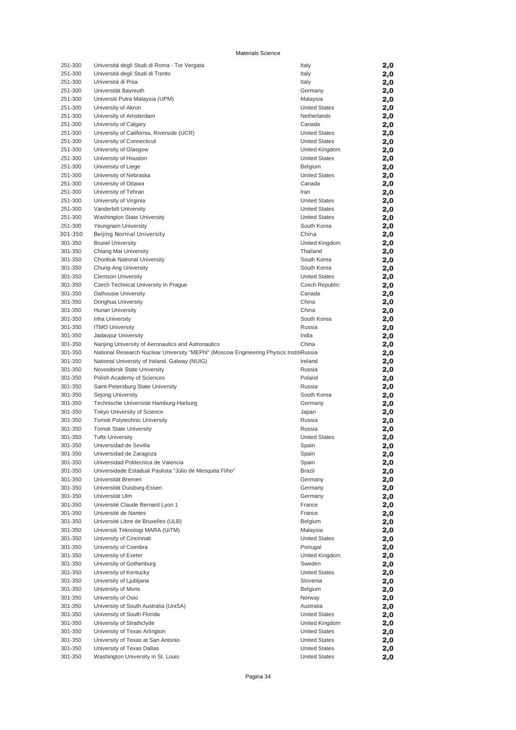Materials Science

| | | | |
|---|---|---|---|
| 251-300 | Universitá degli Studi di Roma - Tor Vergata | Italy | 2,0 |
| 251-300 | Università degli Studi di Trento | Italy | 2,0 |
| 251-300 | Università di Pisa | Italy | 2,0 |
| 251-300 | Universität Bayreuth | Germany | 2,0 |
| 251-300 | Universiti Putra Malaysia (UPM) | Malaysia | 2,0 |
| 251-300 | University of Akron | United States | 2,0 |
| 251-300 | University of Amsterdam | Netherlands | 2,0 |
| 251-300 | University of Calgary | Canada | 2,0 |
| 251-300 | University of California, Riverside (UCR) | United States | 2,0 |
| 251-300 | University of Connecticut | United States | 2,0 |
| 251-300 | University of Glasgow | United Kingdom | 2,0 |
| 251-300 | University of Houston | United States | 2,0 |
| 251-300 | University of Liege | Belgium | 2,0 |
| 251-300 | University of Nebraska | United States | 2,0 |
| 251-300 | University of Ottawa | Canada | 2,0 |
| 251-300 | University of Tehran | Iran | 2,0 |
| 251-300 | University of Virginia | United States | 2,0 |
| 251-300 | Vanderbilt University | United States | 2,0 |
| 251-300 | Washington State University | United States | 2,0 |
| 251-300 | Yeungnam University | South Korea | 2,0 |
| 301-350 | Beijing Normal University | China | 2,0 |
| 301-350 | Brunel University | United Kingdom | 2,0 |
| 301-350 | Chiang Mai University | Thailand | 2,0 |
| 301-350 | Chonbuk National University | South Korea | 2,0 |
| 301-350 | Chung-Ang University | South Korea | 2,0 |
| 301-350 | Clemson University | United States | 2,0 |
| 301-350 | Czech Technical University In Prague | Czech Republic | 2,0 |
| 301-350 | Dalhousie University | Canada | 2,0 |
| 301-350 | Donghua University | China | 2,0 |
| 301-350 | Hunan University | China | 2,0 |
| 301-350 | Inha University | South Korea | 2,0 |
| 301-350 | ITMO University | Russia | 2,0 |
| 301-350 | Jadavpur University | India | 2,0 |
| 301-350 | Nanjing University of Aeronautics and Astronautics | China | 2,0 |
| 301-350 | National Research Nuclear University "MEPhI" (Moscow Engineering Physics Instit | Russia | 2,0 |
| 301-350 | National University of Ireland, Galway (NUIG) | Ireland | 2,0 |
| 301-350 | Novosibirsk State University | Russia | 2,0 |
| 301-350 | Polish Academy of Sciences | Poland | 2,0 |
| 301-350 | Saint-Petersburg State University | Russia | 2,0 |
| 301-350 | Sejong University | South Korea | 2,0 |
| 301-350 | Technische Universität Hamburg-Harburg | Germany | 2,0 |
| 301-350 | Tokyo University of Science | Japan | 2,0 |
| 301-350 | Tomsk Polytechnic University | Russia | 2,0 |
| 301-350 | Tomsk State University | Russia | 2,0 |
| 301-350 | Tufts University | United States | 2,0 |
| 301-350 | Universidad de Sevilla | Spain | 2,0 |
| 301-350 | Universidad de Zaragoza | Spain | 2,0 |
| 301-350 | Universidad Politecnica de Valencia | Spain | 2,0 |
| 301-350 | Universidade Estadual Paulista "Júlio de Mesquita Filho" | Brazil | 2,0 |
| 301-350 | Universität Bremen | Germany | 2,0 |
| 301-350 | Universität Duisburg-Essen | Germany | 2,0 |
| 301-350 | Universität Ulm | Germany | 2,0 |
| 301-350 | Université Claude Bernard Lyon 1 | France | 2,0 |
| 301-350 | Université de Nantes | France | 2,0 |
| 301-350 | Université Libre de Bruxelles (ULB) | Belgium | 2,0 |
| 301-350 | Universiti Teknologi MARA (UiTM) | Malaysia | 2,0 |
| 301-350 | University of Cincinnati | United States | 2,0 |
| 301-350 | University of Coimbra | Portugal | 2,0 |
| 301-350 | University of Exeter | United Kingdom | 2,0 |
| 301-350 | University of Gothenburg | Sweden | 2,0 |
| 301-350 | University of Kentucky | United States | 2,0 |
| 301-350 | University of Ljubljana | Slovenia | 2,0 |
| 301-350 | University of Mons | Belgium | 2,0 |
| 301-350 | University of Oslo | Norway | 2,0 |
| 301-350 | University of South Australia (UniSA) | Australia | 2,0 |
| 301-350 | University of South Florida | United States | 2,0 |
| 301-350 | University of Strathclyde | United Kingdom | 2,0 |
| 301-350 | University of Texas Arlington | United States | 2,0 |
| 301-350 | University of Texas at San Antonio | United States | 2,0 |
| 301-350 | University of Texas Dallas | United States | 2,0 |
| 301-350 | Washington University in St. Louis | United States | 2,0 |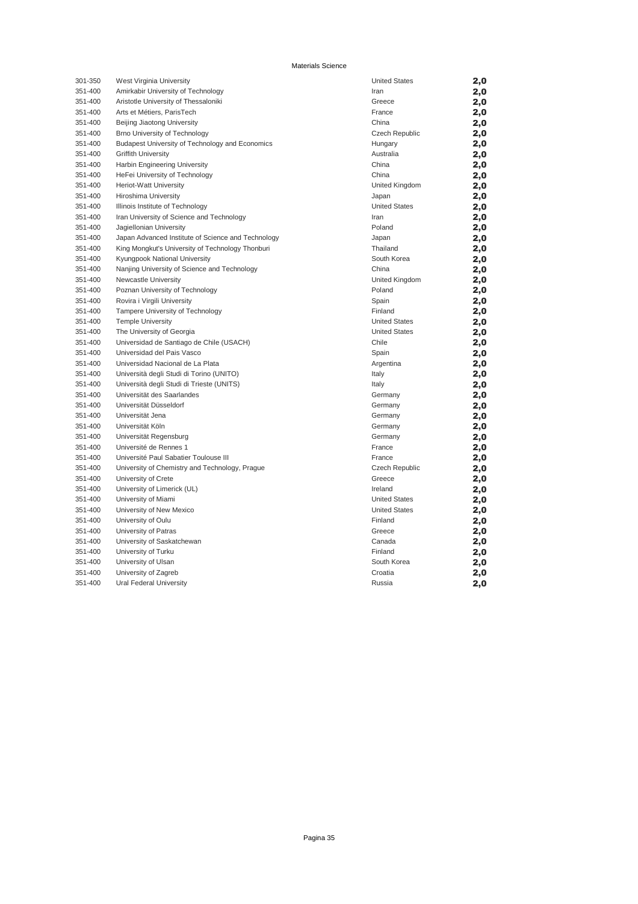Materials Science

| | | | |
|---|---|---|---|
| 301-350 | West Virginia University | United States | 2,0 |
| 351-400 | Amirkabir University of Technology | Iran | 2,0 |
| 351-400 | Aristotle University of Thessaloniki | Greece | 2,0 |
| 351-400 | Arts et Métiers, ParisTech | France | 2,0 |
| 351-400 | Beijing Jiaotong University | China | 2,0 |
| 351-400 | Brno University of Technology | Czech Republic | 2,0 |
| 351-400 | Budapest University of Technology and Economics | Hungary | 2,0 |
| 351-400 | Griffith University | Australia | 2,0 |
| 351-400 | Harbin Engineering University | China | 2,0 |
| 351-400 | HeFei University of Technology | China | 2,0 |
| 351-400 | Heriot-Watt University | United Kingdom | 2,0 |
| 351-400 | Hiroshima University | Japan | 2,0 |
| 351-400 | Illinois Institute of Technology | United States | 2,0 |
| 351-400 | Iran University of Science and Technology | Iran | 2,0 |
| 351-400 | Jagiellonian University | Poland | 2,0 |
| 351-400 | Japan Advanced Institute of Science and Technology | Japan | 2,0 |
| 351-400 | King Mongkut's University of Technology Thonburi | Thailand | 2,0 |
| 351-400 | Kyungpook National University | South Korea | 2,0 |
| 351-400 | Nanjing University of Science and Technology | China | 2,0 |
| 351-400 | Newcastle University | United Kingdom | 2,0 |
| 351-400 | Poznan University of Technology | Poland | 2,0 |
| 351-400 | Rovira i Virgili University | Spain | 2,0 |
| 351-400 | Tampere University of Technology | Finland | 2,0 |
| 351-400 | Temple University | United States | 2,0 |
| 351-400 | The University of Georgia | United States | 2,0 |
| 351-400 | Universidad de Santiago de Chile (USACH) | Chile | 2,0 |
| 351-400 | Universidad del Pais Vasco | Spain | 2,0 |
| 351-400 | Universidad Nacional de La Plata | Argentina | 2,0 |
| 351-400 | Università degli Studi di Torino (UNITO) | Italy | 2,0 |
| 351-400 | Università degli Studi di Trieste (UNITS) | Italy | 2,0 |
| 351-400 | Universität des Saarlandes | Germany | 2,0 |
| 351-400 | Universität Düsseldorf | Germany | 2,0 |
| 351-400 | Universität Jena | Germany | 2,0 |
| 351-400 | Universität Köln | Germany | 2,0 |
| 351-400 | Universität Regensburg | Germany | 2,0 |
| 351-400 | Université de Rennes 1 | France | 2,0 |
| 351-400 | Université Paul Sabatier Toulouse III | France | 2,0 |
| 351-400 | University of Chemistry and Technology, Prague | Czech Republic | 2,0 |
| 351-400 | University of Crete | Greece | 2,0 |
| 351-400 | University of Limerick (UL) | Ireland | 2,0 |
| 351-400 | University of Miami | United States | 2,0 |
| 351-400 | University of New Mexico | United States | 2,0 |
| 351-400 | University of Oulu | Finland | 2,0 |
| 351-400 | University of Patras | Greece | 2,0 |
| 351-400 | University of Saskatchewan | Canada | 2,0 |
| 351-400 | University of Turku | Finland | 2,0 |
| 351-400 | University of Ulsan | South Korea | 2,0 |
| 351-400 | University of Zagreb | Croatia | 2,0 |
| 351-400 | Ural Federal University | Russia | 2,0 |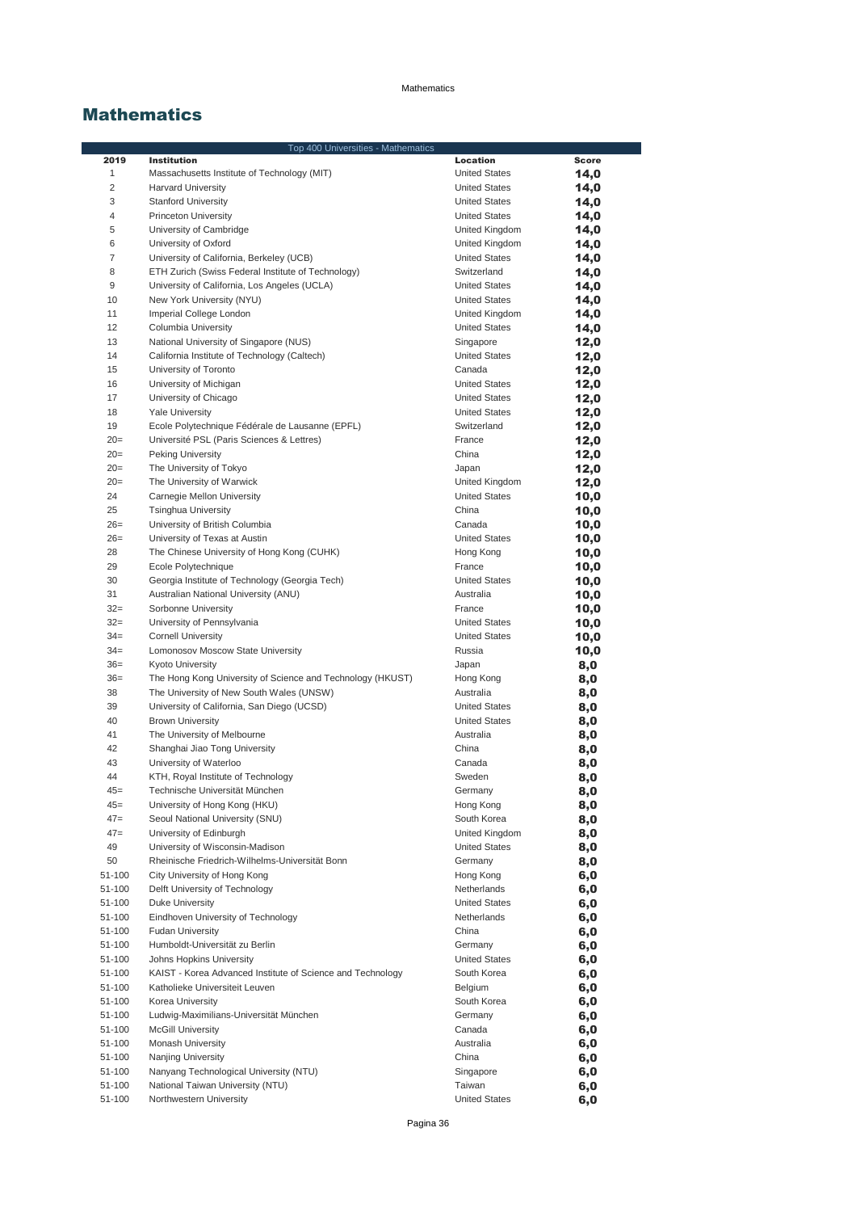# Mathematics

| Top 400 Universities - Mathematics | | | |
|---|---|---|---|
| **2019** | **Institution** | **Location** | **Score** |
| 1 | Massachusetts Institute of Technology (MIT) | United States | **14,0** |
| 2 | Harvard University | United States | **14,0** |
| 3 | Stanford University | United States | **14,0** |
| 4 | Princeton University | United States | **14,0** |
| 5 | University of Cambridge | United Kingdom | **14,0** |
| 6 | University of Oxford | United Kingdom | **14,0** |
| 7 | University of California, Berkeley (UCB) | United States | **14,0** |
| 8 | ETH Zurich (Swiss Federal Institute of Technology) | Switzerland | **14,0** |
| 9 | University of California, Los Angeles (UCLA) | United States | **14,0** |
| 10 | New York University (NYU) | United States | **14,0** |
| 11 | Imperial College London | United Kingdom | **14,0** |
| 12 | Columbia University | United States | **14,0** |
| 13 | National University of Singapore (NUS) | Singapore | **12,0** |
| 14 | California Institute of Technology (Caltech) | United States | **12,0** |
| 15 | University of Toronto | Canada | **12,0** |
| 16 | University of Michigan | United States | **12,0** |
| 17 | University of Chicago | United States | **12,0** |
| 18 | Yale University | United States | **12,0** |
| 19 | Ecole Polytechnique Fédérale de Lausanne (EPFL) | Switzerland | **12,0** |
| 20= | Université PSL (Paris Sciences & Lettres) | France | **12,0** |
| 20= | Peking University | China | **12,0** |
| 20= | The University of Tokyo | Japan | **12,0** |
| 20= | The University of Warwick | United Kingdom | **12,0** |
| 24 | Carnegie Mellon University | United States | **10,0** |
| 25 | Tsinghua University | China | **10,0** |
| 26= | University of British Columbia | Canada | **10,0** |
| 26= | University of Texas at Austin | United States | **10,0** |
| 28 | The Chinese University of Hong Kong (CUHK) | Hong Kong | **10,0** |
| 29 | Ecole Polytechnique | France | **10,0** |
| 30 | Georgia Institute of Technology (Georgia Tech) | United States | **10,0** |
| 31 | Australian National University (ANU) | Australia | **10,0** |
| 32= | Sorbonne University | France | **10,0** |
| 32= | University of Pennsylvania | United States | **10,0** |
| 34= | Cornell University | United States | **10,0** |
| 34= | Lomonosov Moscow State University | Russia | **10,0** |
| 36= | Kyoto University | Japan | **8,0** |
| 36= | The Hong Kong University of Science and Technology (HKUST) | Hong Kong | **8,0** |
| 38 | The University of New South Wales (UNSW) | Australia | **8,0** |
| 39 | University of California, San Diego (UCSD) | United States | **8,0** |
| 40 | Brown University | United States | **8,0** |
| 41 | The University of Melbourne | Australia | **8,0** |
| 42 | Shanghai Jiao Tong University | China | **8,0** |
| 43 | University of Waterloo | Canada | **8,0** |
| 44 | KTH, Royal Institute of Technology | Sweden | **8,0** |
| 45= | Technische Universität München | Germany | **8,0** |
| 45= | University of Hong Kong (HKU) | Hong Kong | **8,0** |
| 47= | Seoul National University (SNU) | South Korea | **8,0** |
| 47= | University of Edinburgh | United Kingdom | **8,0** |
| 49 | University of Wisconsin-Madison | United States | **8,0** |
| 50 | Rheinische Friedrich-Wilhelms-Universität Bonn | Germany | **8,0** |
| 51-100 | City University of Hong Kong | Hong Kong | **6,0** |
| 51-100 | Delft University of Technology | Netherlands | **6,0** |
| 51-100 | Duke University | United States | **6,0** |
| 51-100 | Eindhoven University of Technology | Netherlands | **6,0** |
| 51-100 | Fudan University | China | **6,0** |
| 51-100 | Humboldt-Universität zu Berlin | Germany | **6,0** |
| 51-100 | Johns Hopkins University | United States | **6,0** |
| 51-100 | KAIST - Korea Advanced Institute of Science and Technology | South Korea | **6,0** |
| 51-100 | Katholieke Universiteit Leuven | Belgium | **6,0** |
| 51-100 | Korea University | South Korea | **6,0** |
| 51-100 | Ludwig-Maximilians-Universität München | Germany | **6,0** |
| 51-100 | McGill University | Canada | **6,0** |
| 51-100 | Monash University | Australia | **6,0** |
| 51-100 | Nanjing University | China | **6,0** |
| 51-100 | Nanyang Technological University (NTU) | Singapore | **6,0** |
| 51-100 | National Taiwan University (NTU) | Taiwan | **6,0** |
| 51-100 | Northwestern University | United States | **6,0** |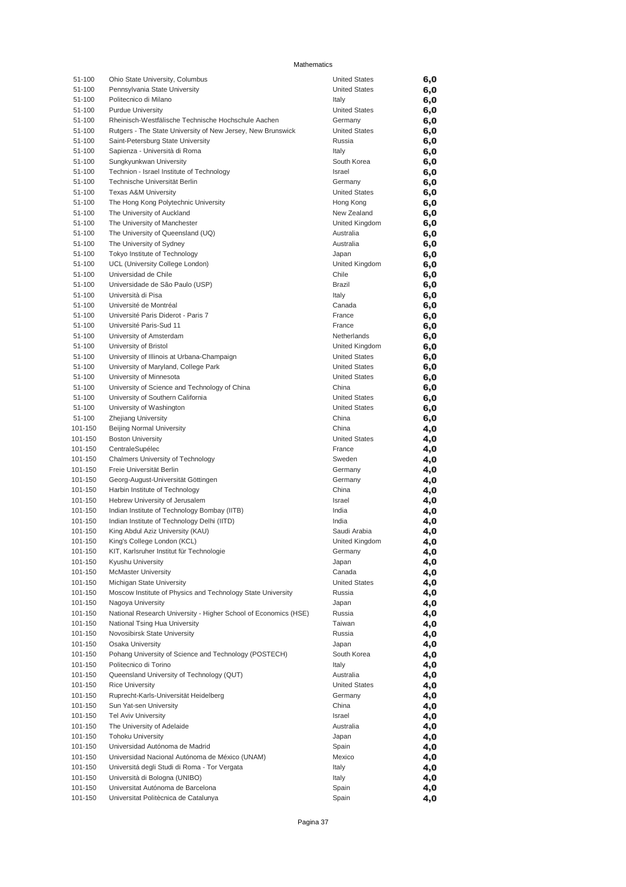Mathematics

| | | | |
|---|---|---|---|
| 51-100 | Ohio State University, Columbus | United States | **6,0** |
| 51-100 | Pennsylvania State University | United States | **6,0** |
| 51-100 | Politecnico di Milano | Italy | **6,0** |
| 51-100 | Purdue University | United States | **6,0** |
| 51-100 | Rheinisch-Westfälische Technische Hochschule Aachen | Germany | **6,0** |
| 51-100 | Rutgers - The State University of New Jersey, New Brunswick | United States | **6,0** |
| 51-100 | Saint-Petersburg State University | Russia | **6,0** |
| 51-100 | Sapienza - Università di Roma | Italy | **6,0** |
| 51-100 | Sungkyunkwan University | South Korea | **6,0** |
| 51-100 | Technion - Israel Institute of Technology | Israel | **6,0** |
| 51-100 | Technische Universität Berlin | Germany | **6,0** |
| 51-100 | Texas A&M University | United States | **6,0** |
| 51-100 | The Hong Kong Polytechnic University | Hong Kong | **6,0** |
| 51-100 | The University of Auckland | New Zealand | **6,0** |
| 51-100 | The University of Manchester | United Kingdom | **6,0** |
| 51-100 | The University of Queensland (UQ) | Australia | **6,0** |
| 51-100 | The University of Sydney | Australia | **6,0** |
| 51-100 | Tokyo Institute of Technology | Japan | **6,0** |
| 51-100 | UCL (University College London) | United Kingdom | **6,0** |
| 51-100 | Universidad de Chile | Chile | **6,0** |
| 51-100 | Universidade de São Paulo (USP) | Brazil | **6,0** |
| 51-100 | Università di Pisa | Italy | **6,0** |
| 51-100 | Université de Montréal | Canada | **6,0** |
| 51-100 | Université Paris Diderot - Paris 7 | France | **6,0** |
| 51-100 | Université Paris-Sud 11 | France | **6,0** |
| 51-100 | University of Amsterdam | Netherlands | **6,0** |
| 51-100 | University of Bristol | United Kingdom | **6,0** |
| 51-100 | University of Illinois at Urbana-Champaign | United States | **6,0** |
| 51-100 | University of Maryland, College Park | United States | **6,0** |
| 51-100 | University of Minnesota | United States | **6,0** |
| 51-100 | University of Science and Technology of China | China | **6,0** |
| 51-100 | University of Southern California | United States | **6,0** |
| 51-100 | University of Washington | United States | **6,0** |
| 51-100 | Zhejiang University | China | **6,0** |
| 101-150 | Beijing Normal University | China | **4,0** |
| 101-150 | Boston University | United States | **4,0** |
| 101-150 | CentraleSupélec | France | **4,0** |
| 101-150 | Chalmers University of Technology | Sweden | **4,0** |
| 101-150 | Freie Universität Berlin | Germany | **4,0** |
| 101-150 | Georg-August-Universität Göttingen | Germany | **4,0** |
| 101-150 | Harbin Institute of Technology | China | **4,0** |
| 101-150 | Hebrew University of Jerusalem | Israel | **4,0** |
| 101-150 | Indian Institute of Technology Bombay (IITB) | India | **4,0** |
| 101-150 | Indian Institute of Technology Delhi (IITD) | India | **4,0** |
| 101-150 | King Abdul Aziz University (KAU) | Saudi Arabia | **4,0** |
| 101-150 | King's College London (KCL) | United Kingdom | **4,0** |
| 101-150 | KIT, Karlsruher Institut für Technologie | Germany | **4,0** |
| 101-150 | Kyushu University | Japan | **4,0** |
| 101-150 | McMaster University | Canada | **4,0** |
| 101-150 | Michigan State University | United States | **4,0** |
| 101-150 | Moscow Institute of Physics and Technology State University | Russia | **4,0** |
| 101-150 | Nagoya University | Japan | **4,0** |
| 101-150 | National Research University - Higher School of Economics (HSE) | Russia | **4,0** |
| 101-150 | National Tsing Hua University | Taiwan | **4,0** |
| 101-150 | Novosibirsk State University | Russia | **4,0** |
| 101-150 | Osaka University | Japan | **4,0** |
| 101-150 | Pohang University of Science and Technology (POSTECH) | South Korea | **4,0** |
| 101-150 | Politecnico di Torino | Italy | **4,0** |
| 101-150 | Queensland University of Technology (QUT) | Australia | **4,0** |
| 101-150 | Rice University | United States | **4,0** |
| 101-150 | Ruprecht-Karls-Universität Heidelberg | Germany | **4,0** |
| 101-150 | Sun Yat-sen University | China | **4,0** |
| 101-150 | Tel Aviv University | Israel | **4,0** |
| 101-150 | The University of Adelaide | Australia | **4,0** |
| 101-150 | Tohoku University | Japan | **4,0** |
| 101-150 | Universidad Autónoma de Madrid | Spain | **4,0** |
| 101-150 | Universidad Nacional Autónoma de México (UNAM) | Mexico | **4,0** |
| 101-150 | Universitá degli Studi di Roma - Tor Vergata | Italy | **4,0** |
| 101-150 | Università di Bologna (UNIBO) | Italy | **4,0** |
| 101-150 | Universitat Autónoma de Barcelona | Spain | **4,0** |
| 101-150 | Universitat Politècnica de Catalunya | Spain | **4,0** |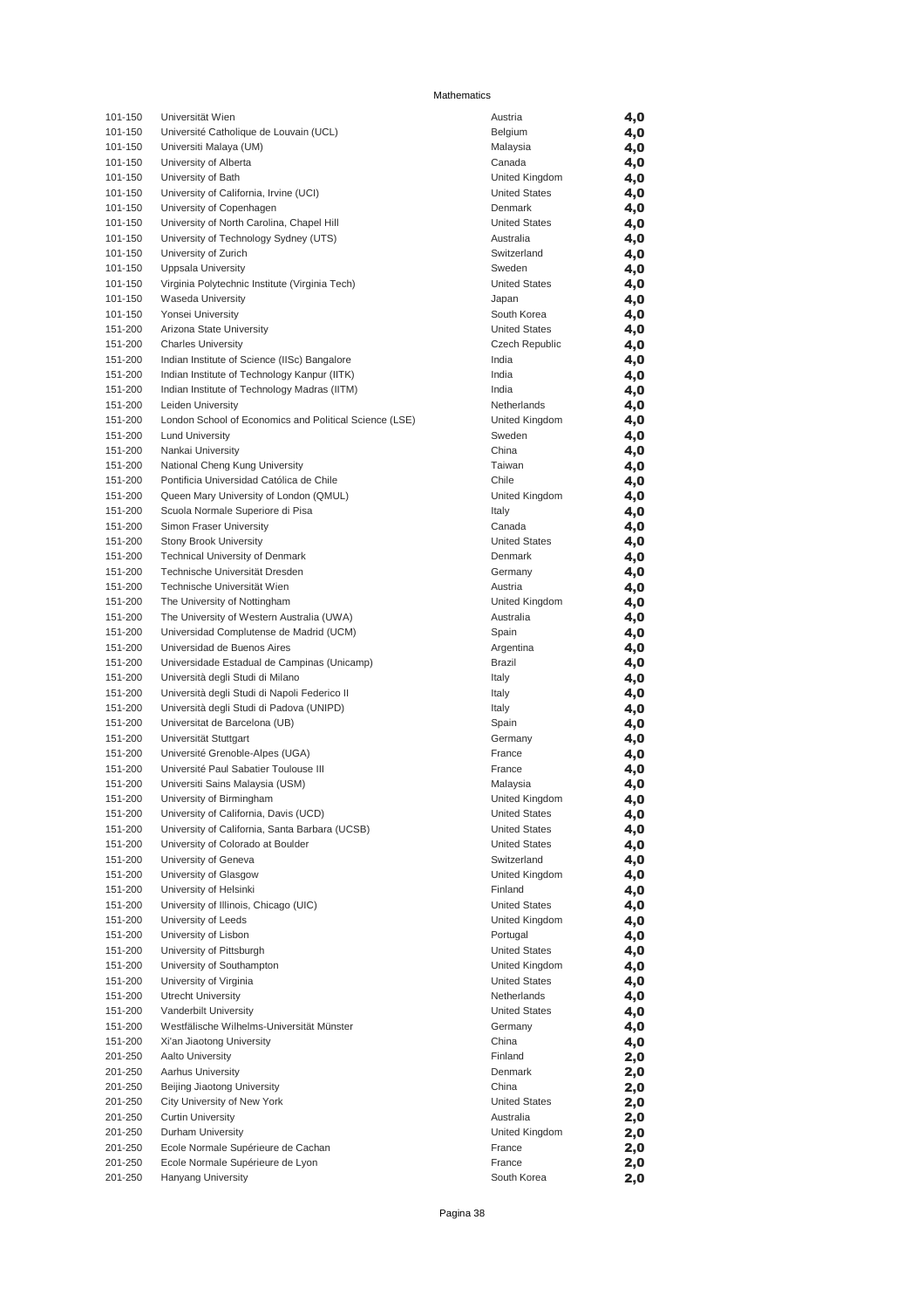Mathematics

| | | | |
|---|---|---|---|
| 101-150 | Universität Wien | Austria | 4,0 |
| 101-150 | Université Catholique de Louvain (UCL) | Belgium | 4,0 |
| 101-150 | Universiti Malaya (UM) | Malaysia | 4,0 |
| 101-150 | University of Alberta | Canada | 4,0 |
| 101-150 | University of Bath | United Kingdom | 4,0 |
| 101-150 | University of California, Irvine (UCI) | United States | 4,0 |
| 101-150 | University of Copenhagen | Denmark | 4,0 |
| 101-150 | University of North Carolina, Chapel Hill | United States | 4,0 |
| 101-150 | University of Technology Sydney (UTS) | Australia | 4,0 |
| 101-150 | University of Zurich | Switzerland | 4,0 |
| 101-150 | Uppsala University | Sweden | 4,0 |
| 101-150 | Virginia Polytechnic Institute (Virginia Tech) | United States | 4,0 |
| 101-150 | Waseda University | Japan | 4,0 |
| 101-150 | Yonsei University | South Korea | 4,0 |
| 151-200 | Arizona State University | United States | 4,0 |
| 151-200 | Charles University | Czech Republic | 4,0 |
| 151-200 | Indian Institute of Science (IISc) Bangalore | India | 4,0 |
| 151-200 | Indian Institute of Technology Kanpur (IITK) | India | 4,0 |
| 151-200 | Indian Institute of Technology Madras (IITM) | India | 4,0 |
| 151-200 | Leiden University | Netherlands | 4,0 |
| 151-200 | London School of Economics and Political Science (LSE) | United Kingdom | 4,0 |
| 151-200 | Lund University | Sweden | 4,0 |
| 151-200 | Nankai University | China | 4,0 |
| 151-200 | National Cheng Kung University | Taiwan | 4,0 |
| 151-200 | Pontificia Universidad Católica de Chile | Chile | 4,0 |
| 151-200 | Queen Mary University of London (QMUL) | United Kingdom | 4,0 |
| 151-200 | Scuola Normale Superiore di Pisa | Italy | 4,0 |
| 151-200 | Simon Fraser University | Canada | 4,0 |
| 151-200 | Stony Brook University | United States | 4,0 |
| 151-200 | Technical University of Denmark | Denmark | 4,0 |
| 151-200 | Technische Universität Dresden | Germany | 4,0 |
| 151-200 | Technische Universität Wien | Austria | 4,0 |
| 151-200 | The University of Nottingham | United Kingdom | 4,0 |
| 151-200 | The University of Western Australia (UWA) | Australia | 4,0 |
| 151-200 | Universidad Complutense de Madrid (UCM) | Spain | 4,0 |
| 151-200 | Universidad de Buenos Aires | Argentina | 4,0 |
| 151-200 | Universidade Estadual de Campinas (Unicamp) | Brazil | 4,0 |
| 151-200 | Università degli Studi di Milano | Italy | 4,0 |
| 151-200 | Università degli Studi di Napoli Federico II | Italy | 4,0 |
| 151-200 | Università degli Studi di Padova (UNIPD) | Italy | 4,0 |
| 151-200 | Universitat de Barcelona (UB) | Spain | 4,0 |
| 151-200 | Universität Stuttgart | Germany | 4,0 |
| 151-200 | Université Grenoble-Alpes (UGA) | France | 4,0 |
| 151-200 | Université Paul Sabatier Toulouse III | France | 4,0 |
| 151-200 | Universiti Sains Malaysia (USM) | Malaysia | 4,0 |
| 151-200 | University of Birmingham | United Kingdom | 4,0 |
| 151-200 | University of California, Davis (UCD) | United States | 4,0 |
| 151-200 | University of California, Santa Barbara (UCSB) | United States | 4,0 |
| 151-200 | University of Colorado at Boulder | United States | 4,0 |
| 151-200 | University of Geneva | Switzerland | 4,0 |
| 151-200 | University of Glasgow | United Kingdom | 4,0 |
| 151-200 | University of Helsinki | Finland | 4,0 |
| 151-200 | University of Illinois, Chicago (UIC) | United States | 4,0 |
| 151-200 | University of Leeds | United Kingdom | 4,0 |
| 151-200 | University of Lisbon | Portugal | 4,0 |
| 151-200 | University of Pittsburgh | United States | 4,0 |
| 151-200 | University of Southampton | United Kingdom | 4,0 |
| 151-200 | University of Virginia | United States | 4,0 |
| 151-200 | Utrecht University | Netherlands | 4,0 |
| 151-200 | Vanderbilt University | United States | 4,0 |
| 151-200 | Westfälische Wilhelms-Universität Münster | Germany | 4,0 |
| 151-200 | Xi'an Jiaotong University | China | 4,0 |
| 201-250 | Aalto University | Finland | 2,0 |
| 201-250 | Aarhus University | Denmark | 2,0 |
| 201-250 | Beijing Jiaotong University | China | 2,0 |
| 201-250 | City University of New York | United States | 2,0 |
| 201-250 | Curtin University | Australia | 2,0 |
| 201-250 | Durham University | United Kingdom | 2,0 |
| 201-250 | Ecole Normale Supérieure de Cachan | France | 2,0 |
| 201-250 | Ecole Normale Supérieure de Lyon | France | 2,0 |
| 201-250 | Hanyang University | South Korea | 2,0 |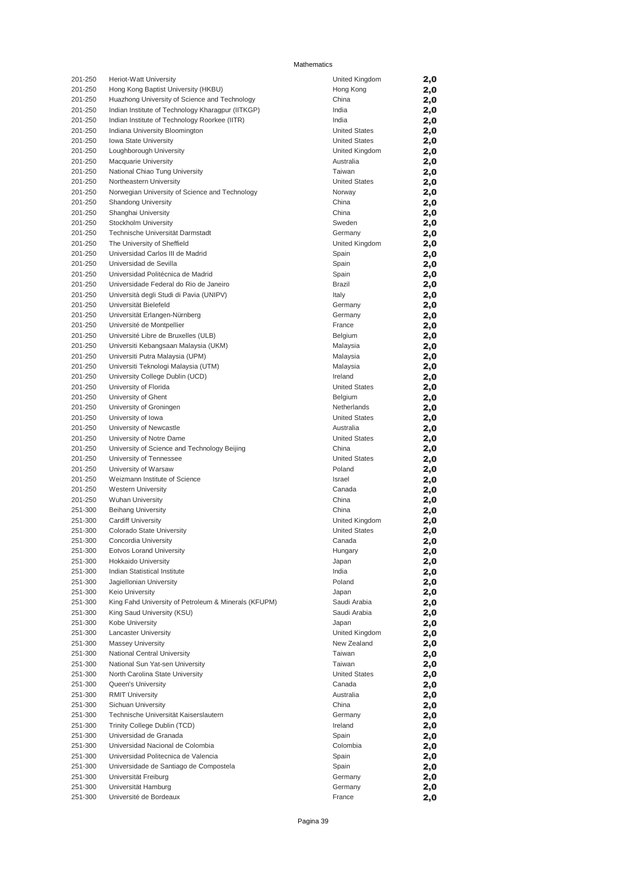Mathematics

| Rank | Institution | Country | Score |
|---|---|---|---|
| 201-250 | Heriot-Watt University | United Kingdom | 2,0 |
| 201-250 | Hong Kong Baptist University (HKBU) | Hong Kong | 2,0 |
| 201-250 | Huazhong University of Science and Technology | China | 2,0 |
| 201-250 | Indian Institute of Technology Kharagpur (IITKGP) | India | 2,0 |
| 201-250 | Indian Institute of Technology Roorkee (IITR) | India | 2,0 |
| 201-250 | Indiana University Bloomington | United States | 2,0 |
| 201-250 | Iowa State University | United States | 2,0 |
| 201-250 | Loughborough University | United Kingdom | 2,0 |
| 201-250 | Macquarie University | Australia | 2,0 |
| 201-250 | National Chiao Tung University | Taiwan | 2,0 |
| 201-250 | Northeastern University | United States | 2,0 |
| 201-250 | Norwegian University of Science and Technology | Norway | 2,0 |
| 201-250 | Shandong University | China | 2,0 |
| 201-250 | Shanghai University | China | 2,0 |
| 201-250 | Stockholm University | Sweden | 2,0 |
| 201-250 | Technische Universität Darmstadt | Germany | 2,0 |
| 201-250 | The University of Sheffield | United Kingdom | 2,0 |
| 201-250 | Universidad Carlos III de Madrid | Spain | 2,0 |
| 201-250 | Universidad de Sevilla | Spain | 2,0 |
| 201-250 | Universidad Politécnica de Madrid | Spain | 2,0 |
| 201-250 | Universidade Federal do Rio de Janeiro | Brazil | 2,0 |
| 201-250 | Università degli Studi di Pavia (UNIPV) | Italy | 2,0 |
| 201-250 | Universität Bielefeld | Germany | 2,0 |
| 201-250 | Universität Erlangen-Nürnberg | Germany | 2,0 |
| 201-250 | Université de Montpellier | France | 2,0 |
| 201-250 | Université Libre de Bruxelles (ULB) | Belgium | 2,0 |
| 201-250 | Universiti Kebangsaan Malaysia (UKM) | Malaysia | 2,0 |
| 201-250 | Universiti Putra Malaysia (UPM) | Malaysia | 2,0 |
| 201-250 | Universiti Teknologi Malaysia (UTM) | Malaysia | 2,0 |
| 201-250 | University College Dublin (UCD) | Ireland | 2,0 |
| 201-250 | University of Florida | United States | 2,0 |
| 201-250 | University of Ghent | Belgium | 2,0 |
| 201-250 | University of Groningen | Netherlands | 2,0 |
| 201-250 | University of Iowa | United States | 2,0 |
| 201-250 | University of Newcastle | Australia | 2,0 |
| 201-250 | University of Notre Dame | United States | 2,0 |
| 201-250 | University of Science and Technology Beijing | China | 2,0 |
| 201-250 | University of Tennessee | United States | 2,0 |
| 201-250 | University of Warsaw | Poland | 2,0 |
| 201-250 | Weizmann Institute of Science | Israel | 2,0 |
| 201-250 | Western University | Canada | 2,0 |
| 201-250 | Wuhan University | China | 2,0 |
| 251-300 | Beihang University | China | 2,0 |
| 251-300 | Cardiff University | United Kingdom | 2,0 |
| 251-300 | Colorado State University | United States | 2,0 |
| 251-300 | Concordia University | Canada | 2,0 |
| 251-300 | Eotvos Lorand University | Hungary | 2,0 |
| 251-300 | Hokkaido University | Japan | 2,0 |
| 251-300 | Indian Statistical Institute | India | 2,0 |
| 251-300 | Jagiellonian University | Poland | 2,0 |
| 251-300 | Keio University | Japan | 2,0 |
| 251-300 | King Fahd University of Petroleum & Minerals (KFUPM) | Saudi Arabia | 2,0 |
| 251-300 | King Saud University (KSU) | Saudi Arabia | 2,0 |
| 251-300 | Kobe University | Japan | 2,0 |
| 251-300 | Lancaster University | United Kingdom | 2,0 |
| 251-300 | Massey University | New Zealand | 2,0 |
| 251-300 | National Central University | Taiwan | 2,0 |
| 251-300 | National Sun Yat-sen University | Taiwan | 2,0 |
| 251-300 | North Carolina State University | United States | 2,0 |
| 251-300 | Queen's University | Canada | 2,0 |
| 251-300 | RMIT University | Australia | 2,0 |
| 251-300 | Sichuan University | China | 2,0 |
| 251-300 | Technische Universität Kaiserslautern | Germany | 2,0 |
| 251-300 | Trinity College Dublin (TCD) | Ireland | 2,0 |
| 251-300 | Universidad de Granada | Spain | 2,0 |
| 251-300 | Universidad Nacional de Colombia | Colombia | 2,0 |
| 251-300 | Universidad Politecnica de Valencia | Spain | 2,0 |
| 251-300 | Universidade de Santiago de Compostela | Spain | 2,0 |
| 251-300 | Universität Freiburg | Germany | 2,0 |
| 251-300 | Universität Hamburg | Germany | 2,0 |
| 251-300 | Université de Bordeaux | France | 2,0 |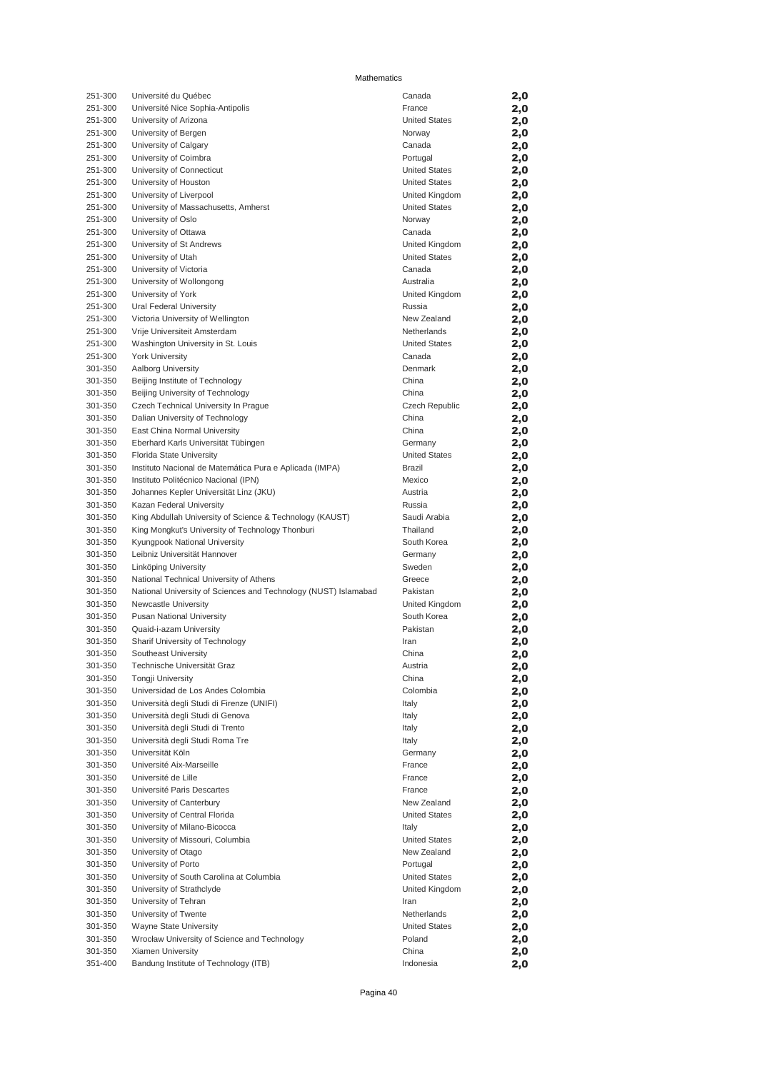Mathematics

| | | | |
|---|---|---|---|
| 251-300 | Université du Québec | Canada | 2,0 |
| 251-300 | Université Nice Sophia-Antipolis | France | 2,0 |
| 251-300 | University of Arizona | United States | 2,0 |
| 251-300 | University of Bergen | Norway | 2,0 |
| 251-300 | University of Calgary | Canada | 2,0 |
| 251-300 | University of Coimbra | Portugal | 2,0 |
| 251-300 | University of Connecticut | United States | 2,0 |
| 251-300 | University of Houston | United States | 2,0 |
| 251-300 | University of Liverpool | United Kingdom | 2,0 |
| 251-300 | University of Massachusetts, Amherst | United States | 2,0 |
| 251-300 | University of Oslo | Norway | 2,0 |
| 251-300 | University of Ottawa | Canada | 2,0 |
| 251-300 | University of St Andrews | United Kingdom | 2,0 |
| 251-300 | University of Utah | United States | 2,0 |
| 251-300 | University of Victoria | Canada | 2,0 |
| 251-300 | University of Wollongong | Australia | 2,0 |
| 251-300 | University of York | United Kingdom | 2,0 |
| 251-300 | Ural Federal University | Russia | 2,0 |
| 251-300 | Victoria University of Wellington | New Zealand | 2,0 |
| 251-300 | Vrije Universiteit Amsterdam | Netherlands | 2,0 |
| 251-300 | Washington University in St. Louis | United States | 2,0 |
| 251-300 | York University | Canada | 2,0 |
| 301-350 | Aalborg University | Denmark | 2,0 |
| 301-350 | Beijing Institute of Technology | China | 2,0 |
| 301-350 | Beijing University of Technology | China | 2,0 |
| 301-350 | Czech Technical University In Prague | Czech Republic | 2,0 |
| 301-350 | Dalian University of Technology | China | 2,0 |
| 301-350 | East China Normal University | China | 2,0 |
| 301-350 | Eberhard Karls Universität Tübingen | Germany | 2,0 |
| 301-350 | Florida State University | United States | 2,0 |
| 301-350 | Instituto Nacional de Matemática Pura e Aplicada (IMPA) | Brazil | 2,0 |
| 301-350 | Instituto Politécnico Nacional (IPN) | Mexico | 2,0 |
| 301-350 | Johannes Kepler Universität Linz (JKU) | Austria | 2,0 |
| 301-350 | Kazan Federal University | Russia | 2,0 |
| 301-350 | King Abdullah University of Science & Technology (KAUST) | Saudi Arabia | 2,0 |
| 301-350 | King Mongkut's University of Technology Thonburi | Thailand | 2,0 |
| 301-350 | Kyungpook National University | South Korea | 2,0 |
| 301-350 | Leibniz Universität Hannover | Germany | 2,0 |
| 301-350 | Linköping University | Sweden | 2,0 |
| 301-350 | National Technical University of Athens | Greece | 2,0 |
| 301-350 | National University of Sciences and Technology (NUST) Islamabad | Pakistan | 2,0 |
| 301-350 | Newcastle University | United Kingdom | 2,0 |
| 301-350 | Pusan National University | South Korea | 2,0 |
| 301-350 | Quaid-i-azam University | Pakistan | 2,0 |
| 301-350 | Sharif University of Technology | Iran | 2,0 |
| 301-350 | Southeast University | China | 2,0 |
| 301-350 | Technische Universität Graz | Austria | 2,0 |
| 301-350 | Tongji University | China | 2,0 |
| 301-350 | Universidad de Los Andes Colombia | Colombia | 2,0 |
| 301-350 | Università degli Studi di Firenze (UNIFI) | Italy | 2,0 |
| 301-350 | Università degli Studi di Genova | Italy | 2,0 |
| 301-350 | Università degli Studi di Trento | Italy | 2,0 |
| 301-350 | Università degli Studi Roma Tre | Italy | 2,0 |
| 301-350 | Universität Köln | Germany | 2,0 |
| 301-350 | Université Aix-Marseille | France | 2,0 |
| 301-350 | Université de Lille | France | 2,0 |
| 301-350 | Université Paris Descartes | France | 2,0 |
| 301-350 | University of Canterbury | New Zealand | 2,0 |
| 301-350 | University of Central Florida | United States | 2,0 |
| 301-350 | University of Milano-Bicocca | Italy | 2,0 |
| 301-350 | University of Missouri, Columbia | United States | 2,0 |
| 301-350 | University of Otago | New Zealand | 2,0 |
| 301-350 | University of Porto | Portugal | 2,0 |
| 301-350 | University of South Carolina at Columbia | United States | 2,0 |
| 301-350 | University of Strathclyde | United Kingdom | 2,0 |
| 301-350 | University of Tehran | Iran | 2,0 |
| 301-350 | University of Twente | Netherlands | 2,0 |
| 301-350 | Wayne State University | United States | 2,0 |
| 301-350 | Wrocław University of Science and Technology | Poland | 2,0 |
| 301-350 | Xiamen University | China | 2,0 |
| 351-400 | Bandung Institute of Technology (ITB) | Indonesia | 2,0 |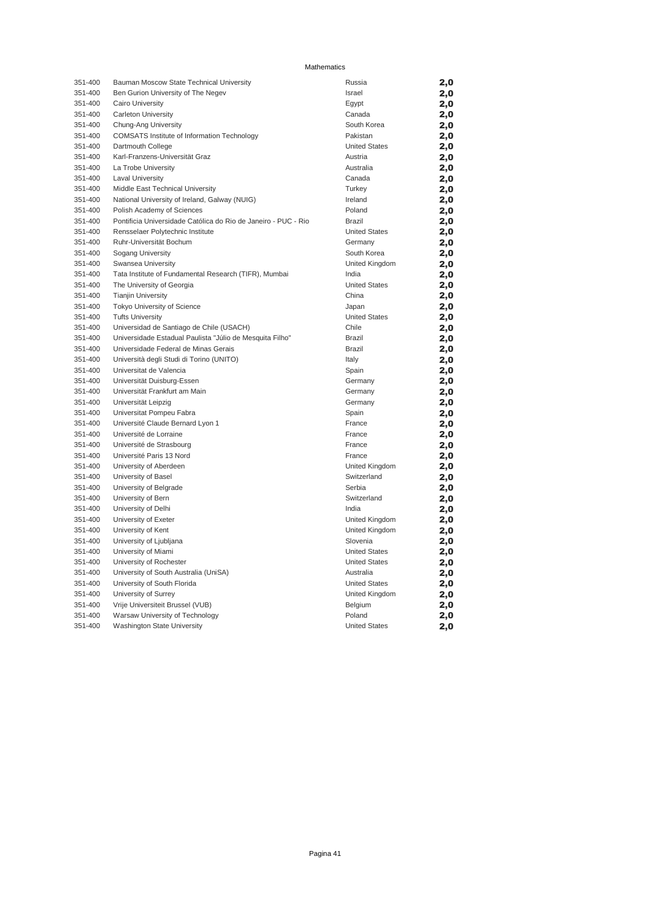Mathematics

| | | | |
|---|---|---|---|
| 351-400 | Bauman Moscow State Technical University | Russia | **2,0** |
| 351-400 | Ben Gurion University of The Negev | Israel | **2,0** |
| 351-400 | Cairo University | Egypt | **2,0** |
| 351-400 | Carleton University | Canada | **2,0** |
| 351-400 | Chung-Ang University | South Korea | **2,0** |
| 351-400 | COMSATS Institute of Information Technology | Pakistan | **2,0** |
| 351-400 | Dartmouth College | United States | **2,0** |
| 351-400 | Karl-Franzens-Universität Graz | Austria | **2,0** |
| 351-400 | La Trobe University | Australia | **2,0** |
| 351-400 | Laval University | Canada | **2,0** |
| 351-400 | Middle East Technical University | Turkey | **2,0** |
| 351-400 | National University of Ireland, Galway (NUIG) | Ireland | **2,0** |
| 351-400 | Polish Academy of Sciences | Poland | **2,0** |
| 351-400 | Pontifícia Universidade Católica do Rio de Janeiro - PUC - Rio | Brazil | **2,0** |
| 351-400 | Rensselaer Polytechnic Institute | United States | **2,0** |
| 351-400 | Ruhr-Universität Bochum | Germany | **2,0** |
| 351-400 | Sogang University | South Korea | **2,0** |
| 351-400 | Swansea University | United Kingdom | **2,0** |
| 351-400 | Tata Institute of Fundamental Research (TIFR), Mumbai | India | **2,0** |
| 351-400 | The University of Georgia | United States | **2,0** |
| 351-400 | Tianjin University | China | **2,0** |
| 351-400 | Tokyo University of Science | Japan | **2,0** |
| 351-400 | Tufts University | United States | **2,0** |
| 351-400 | Universidad de Santiago de Chile (USACH) | Chile | **2,0** |
| 351-400 | Universidade Estadual Paulista "Júlio de Mesquita Filho" | Brazil | **2,0** |
| 351-400 | Universidade Federal de Minas Gerais | Brazil | **2,0** |
| 351-400 | Università degli Studi di Torino (UNITO) | Italy | **2,0** |
| 351-400 | Universitat de Valencia | Spain | **2,0** |
| 351-400 | Universität Duisburg-Essen | Germany | **2,0** |
| 351-400 | Universität Frankfurt am Main | Germany | **2,0** |
| 351-400 | Universität Leipzig | Germany | **2,0** |
| 351-400 | Universitat Pompeu Fabra | Spain | **2,0** |
| 351-400 | Université Claude Bernard Lyon 1 | France | **2,0** |
| 351-400 | Université de Lorraine | France | **2,0** |
| 351-400 | Université de Strasbourg | France | **2,0** |
| 351-400 | Université Paris 13 Nord | France | **2,0** |
| 351-400 | University of Aberdeen | United Kingdom | **2,0** |
| 351-400 | University of Basel | Switzerland | **2,0** |
| 351-400 | University of Belgrade | Serbia | **2,0** |
| 351-400 | University of Bern | Switzerland | **2,0** |
| 351-400 | University of Delhi | India | **2,0** |
| 351-400 | University of Exeter | United Kingdom | **2,0** |
| 351-400 | University of Kent | United Kingdom | **2,0** |
| 351-400 | University of Ljubljana | Slovenia | **2,0** |
| 351-400 | University of Miami | United States | **2,0** |
| 351-400 | University of Rochester | United States | **2,0** |
| 351-400 | University of South Australia (UniSA) | Australia | **2,0** |
| 351-400 | University of South Florida | United States | **2,0** |
| 351-400 | University of Surrey | United Kingdom | **2,0** |
| 351-400 | Vrije Universiteit Brussel (VUB) | Belgium | **2,0** |
| 351-400 | Warsaw University of Technology | Poland | **2,0** |
| 351-400 | Washington State University | United States | **2,0** |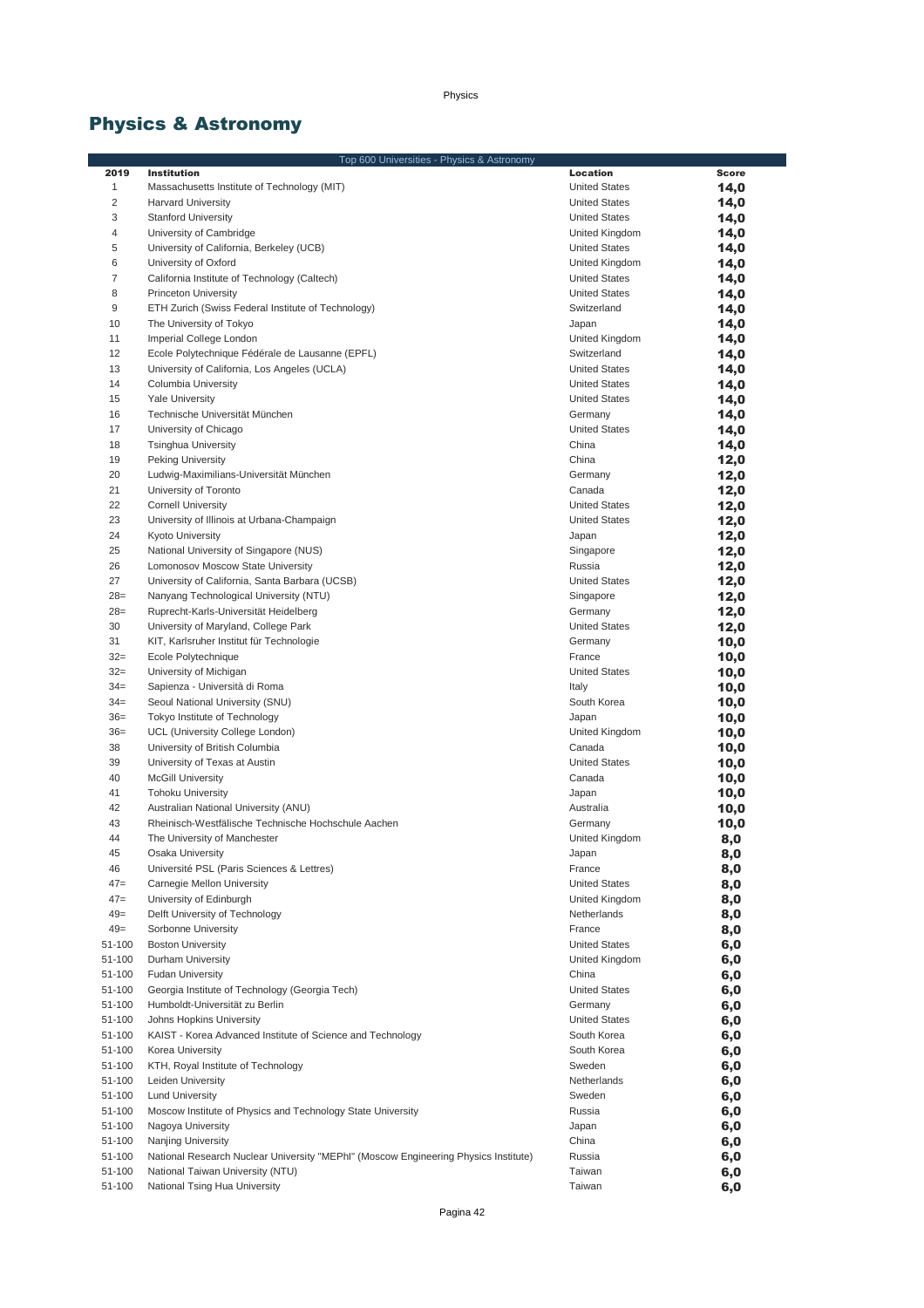## Physics & Astronomy

| Top 600 Universities - Physics & Astronomy | | | |
|---|---|---|---|
| **2019** | **Institution** | **Location** | **Score** |
| 1 | Massachusetts Institute of Technology (MIT) | United States | **14,0** |
| 2 | Harvard University | United States | **14,0** |
| 3 | Stanford University | United States | **14,0** |
| 4 | University of Cambridge | United Kingdom | **14,0** |
| 5 | University of California, Berkeley (UCB) | United States | **14,0** |
| 6 | University of Oxford | United Kingdom | **14,0** |
| 7 | California Institute of Technology (Caltech) | United States | **14,0** |
| 8 | Princeton University | United States | **14,0** |
| 9 | ETH Zurich (Swiss Federal Institute of Technology) | Switzerland | **14,0** |
| 10 | The University of Tokyo | Japan | **14,0** |
| 11 | Imperial College London | United Kingdom | **14,0** |
| 12 | Ecole Polytechnique Fédérale de Lausanne (EPFL) | Switzerland | **14,0** |
| 13 | University of California, Los Angeles (UCLA) | United States | **14,0** |
| 14 | Columbia University | United States | **14,0** |
| 15 | Yale University | United States | **14,0** |
| 16 | Technische Universität München | Germany | **14,0** |
| 17 | University of Chicago | United States | **14,0** |
| 18 | Tsinghua University | China | **14,0** |
| 19 | Peking University | China | **12,0** |
| 20 | Ludwig-Maximilians-Universität München | Germany | **12,0** |
| 21 | University of Toronto | Canada | **12,0** |
| 22 | Cornell University | United States | **12,0** |
| 23 | University of Illinois at Urbana-Champaign | United States | **12,0** |
| 24 | Kyoto University | Japan | **12,0** |
| 25 | National University of Singapore (NUS) | Singapore | **12,0** |
| 26 | Lomonosov Moscow State University | Russia | **12,0** |
| 27 | University of California, Santa Barbara (UCSB) | United States | **12,0** |
| 28= | Nanyang Technological University (NTU) | Singapore | **12,0** |
| 28= | Ruprecht-Karls-Universität Heidelberg | Germany | **12,0** |
| 30 | University of Maryland, College Park | United States | **12,0** |
| 31 | KIT, Karlsruher Institut für Technologie | Germany | **10,0** |
| 32= | Ecole Polytechnique | France | **10,0** |
| 32= | University of Michigan | United States | **10,0** |
| 34= | Sapienza - Università di Roma | Italy | **10,0** |
| 34= | Seoul National University (SNU) | South Korea | **10,0** |
| 36= | Tokyo Institute of Technology | Japan | **10,0** |
| 36= | UCL (University College London) | United Kingdom | **10,0** |
| 38 | University of British Columbia | Canada | **10,0** |
| 39 | University of Texas at Austin | United States | **10,0** |
| 40 | McGill University | Canada | **10,0** |
| 41 | Tohoku University | Japan | **10,0** |
| 42 | Australian National University (ANU) | Australia | **10,0** |
| 43 | Rheinisch-Westfälische Technische Hochschule Aachen | Germany | **10,0** |
| 44 | The University of Manchester | United Kingdom | **8,0** |
| 45 | Osaka University | Japan | **8,0** |
| 46 | Université PSL (Paris Sciences & Lettres) | France | **8,0** |
| 47= | Carnegie Mellon University | United States | **8,0** |
| 47= | University of Edinburgh | United Kingdom | **8,0** |
| 49= | Delft University of Technology | Netherlands | **8,0** |
| 49= | Sorbonne University | France | **8,0** |
| 51-100 | Boston University | United States | **6,0** |
| 51-100 | Durham University | United Kingdom | **6,0** |
| 51-100 | Fudan University | China | **6,0** |
| 51-100 | Georgia Institute of Technology (Georgia Tech) | United States | **6,0** |
| 51-100 | Humboldt-Universität zu Berlin | Germany | **6,0** |
| 51-100 | Johns Hopkins University | United States | **6,0** |
| 51-100 | KAIST - Korea Advanced Institute of Science and Technology | South Korea | **6,0** |
| 51-100 | Korea University | South Korea | **6,0** |
| 51-100 | KTH, Royal Institute of Technology | Sweden | **6,0** |
| 51-100 | Leiden University | Netherlands | **6,0** |
| 51-100 | Lund University | Sweden | **6,0** |
| 51-100 | Moscow Institute of Physics and Technology State University | Russia | **6,0** |
| 51-100 | Nagoya University | Japan | **6,0** |
| 51-100 | Nanjing University | China | **6,0** |
| 51-100 | National Research Nuclear University "MEPhI" (Moscow Engineering Physics Institute) | Russia | **6,0** |
| 51-100 | National Taiwan University (NTU) | Taiwan | **6,0** |
| 51-100 | National Tsing Hua University | Taiwan | **6,0** |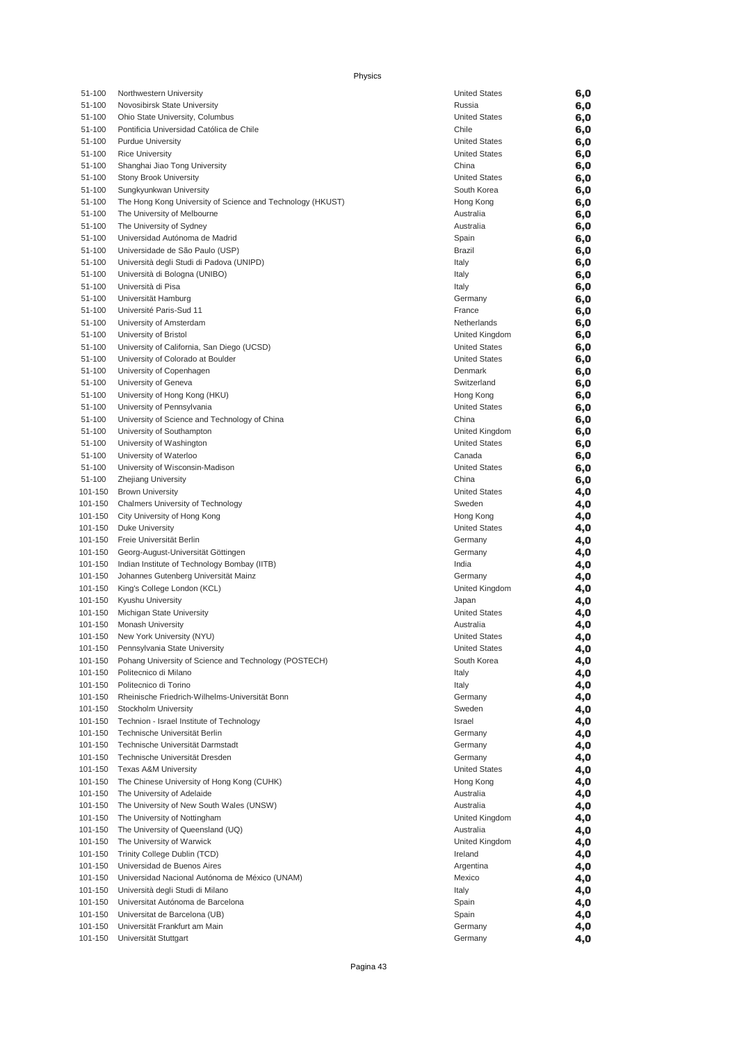Physics

| | | | |
|---|---|---|---|
| 51-100 | Northwestern University | United States | 6,0 |
| 51-100 | Novosibirsk State University | Russia | 6,0 |
| 51-100 | Ohio State University, Columbus | United States | 6,0 |
| 51-100 | Pontificia Universidad Católica de Chile | Chile | 6,0 |
| 51-100 | Purdue University | United States | 6,0 |
| 51-100 | Rice University | United States | 6,0 |
| 51-100 | Shanghai Jiao Tong University | China | 6,0 |
| 51-100 | Stony Brook University | United States | 6,0 |
| 51-100 | Sungkyunkwan University | South Korea | 6,0 |
| 51-100 | The Hong Kong University of Science and Technology (HKUST) | Hong Kong | 6,0 |
| 51-100 | The University of Melbourne | Australia | 6,0 |
| 51-100 | The University of Sydney | Australia | 6,0 |
| 51-100 | Universidad Autónoma de Madrid | Spain | 6,0 |
| 51-100 | Universidade de São Paulo (USP) | Brazil | 6,0 |
| 51-100 | Università degli Studi di Padova (UNIPD) | Italy | 6,0 |
| 51-100 | Università di Bologna (UNIBO) | Italy | 6,0 |
| 51-100 | Università di Pisa | Italy | 6,0 |
| 51-100 | Universität Hamburg | Germany | 6,0 |
| 51-100 | Université Paris-Sud 11 | France | 6,0 |
| 51-100 | University of Amsterdam | Netherlands | 6,0 |
| 51-100 | University of Bristol | United Kingdom | 6,0 |
| 51-100 | University of California, San Diego (UCSD) | United States | 6,0 |
| 51-100 | University of Colorado at Boulder | United States | 6,0 |
| 51-100 | University of Copenhagen | Denmark | 6,0 |
| 51-100 | University of Geneva | Switzerland | 6,0 |
| 51-100 | University of Hong Kong (HKU) | Hong Kong | 6,0 |
| 51-100 | University of Pennsylvania | United States | 6,0 |
| 51-100 | University of Science and Technology of China | China | 6,0 |
| 51-100 | University of Southampton | United Kingdom | 6,0 |
| 51-100 | University of Washington | United States | 6,0 |
| 51-100 | University of Waterloo | Canada | 6,0 |
| 51-100 | University of Wisconsin-Madison | United States | 6,0 |
| 51-100 | Zhejiang University | China | 6,0 |
| 101-150 | Brown University | United States | 4,0 |
| 101-150 | Chalmers University of Technology | Sweden | 4,0 |
| 101-150 | City University of Hong Kong | Hong Kong | 4,0 |
| 101-150 | Duke University | United States | 4,0 |
| 101-150 | Freie Universität Berlin | Germany | 4,0 |
| 101-150 | Georg-August-Universität Göttingen | Germany | 4,0 |
| 101-150 | Indian Institute of Technology Bombay (IITB) | India | 4,0 |
| 101-150 | Johannes Gutenberg Universität Mainz | Germany | 4,0 |
| 101-150 | King's College London (KCL) | United Kingdom | 4,0 |
| 101-150 | Kyushu University | Japan | 4,0 |
| 101-150 | Michigan State University | United States | 4,0 |
| 101-150 | Monash University | Australia | 4,0 |
| 101-150 | New York University (NYU) | United States | 4,0 |
| 101-150 | Pennsylvania State University | United States | 4,0 |
| 101-150 | Pohang University of Science and Technology (POSTECH) | South Korea | 4,0 |
| 101-150 | Politecnico di Milano | Italy | 4,0 |
| 101-150 | Politecnico di Torino | Italy | 4,0 |
| 101-150 | Rheinische Friedrich-Wilhelms-Universität Bonn | Germany | 4,0 |
| 101-150 | Stockholm University | Sweden | 4,0 |
| 101-150 | Technion - Israel Institute of Technology | Israel | 4,0 |
| 101-150 | Technische Universität Berlin | Germany | 4,0 |
| 101-150 | Technische Universität Darmstadt | Germany | 4,0 |
| 101-150 | Technische Universität Dresden | Germany | 4,0 |
| 101-150 | Texas A&M University | United States | 4,0 |
| 101-150 | The Chinese University of Hong Kong (CUHK) | Hong Kong | 4,0 |
| 101-150 | The University of Adelaide | Australia | 4,0 |
| 101-150 | The University of New South Wales (UNSW) | Australia | 4,0 |
| 101-150 | The University of Nottingham | United Kingdom | 4,0 |
| 101-150 | The University of Queensland (UQ) | Australia | 4,0 |
| 101-150 | The University of Warwick | United Kingdom | 4,0 |
| 101-150 | Trinity College Dublin (TCD) | Ireland | 4,0 |
| 101-150 | Universidad de Buenos Aires | Argentina | 4,0 |
| 101-150 | Universidad Nacional Autónoma de México (UNAM) | Mexico | 4,0 |
| 101-150 | Università degli Studi di Milano | Italy | 4,0 |
| 101-150 | Universitat Autónoma de Barcelona | Spain | 4,0 |
| 101-150 | Universitat de Barcelona (UB) | Spain | 4,0 |
| 101-150 | Universität Frankfurt am Main | Germany | 4,0 |
| 101-150 | Universität Stuttgart | Germany | 4,0 |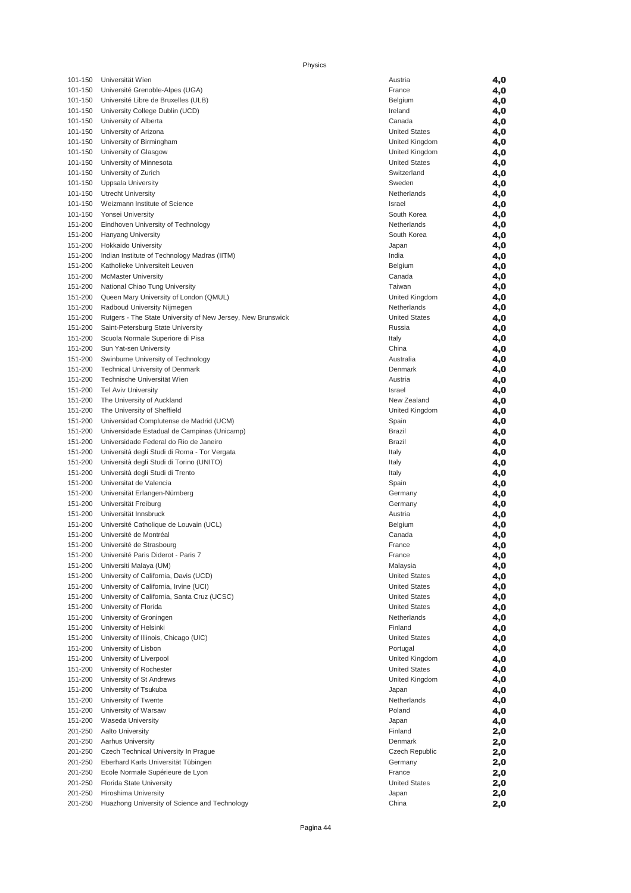Physics

| | | | |
|---|---|---|---|
| 101-150 | Universität Wien | Austria | 4,0 |
| 101-150 | Université Grenoble-Alpes (UGA) | France | 4,0 |
| 101-150 | Université Libre de Bruxelles (ULB) | Belgium | 4,0 |
| 101-150 | University College Dublin (UCD) | Ireland | 4,0 |
| 101-150 | University of Alberta | Canada | 4,0 |
| 101-150 | University of Arizona | United States | 4,0 |
| 101-150 | University of Birmingham | United Kingdom | 4,0 |
| 101-150 | University of Glasgow | United Kingdom | 4,0 |
| 101-150 | University of Minnesota | United States | 4,0 |
| 101-150 | University of Zurich | Switzerland | 4,0 |
| 101-150 | Uppsala University | Sweden | 4,0 |
| 101-150 | Utrecht University | Netherlands | 4,0 |
| 101-150 | Weizmann Institute of Science | Israel | 4,0 |
| 101-150 | Yonsei University | South Korea | 4,0 |
| 151-200 | Eindhoven University of Technology | Netherlands | 4,0 |
| 151-200 | Hanyang University | South Korea | 4,0 |
| 151-200 | Hokkaido University | Japan | 4,0 |
| 151-200 | Indian Institute of Technology Madras (IITM) | India | 4,0 |
| 151-200 | Katholieke Universiteit Leuven | Belgium | 4,0 |
| 151-200 | McMaster University | Canada | 4,0 |
| 151-200 | National Chiao Tung University | Taiwan | 4,0 |
| 151-200 | Queen Mary University of London (QMUL) | United Kingdom | 4,0 |
| 151-200 | Radboud University Nijmegen | Netherlands | 4,0 |
| 151-200 | Rutgers - The State University of New Jersey, New Brunswick | United States | 4,0 |
| 151-200 | Saint-Petersburg State University | Russia | 4,0 |
| 151-200 | Scuola Normale Superiore di Pisa | Italy | 4,0 |
| 151-200 | Sun Yat-sen University | China | 4,0 |
| 151-200 | Swinburne University of Technology | Australia | 4,0 |
| 151-200 | Technical University of Denmark | Denmark | 4,0 |
| 151-200 | Technische Universität Wien | Austria | 4,0 |
| 151-200 | Tel Aviv University | Israel | 4,0 |
| 151-200 | The University of Auckland | New Zealand | 4,0 |
| 151-200 | The University of Sheffield | United Kingdom | 4,0 |
| 151-200 | Universidad Complutense de Madrid (UCM) | Spain | 4,0 |
| 151-200 | Universidade Estadual de Campinas (Unicamp) | Brazil | 4,0 |
| 151-200 | Universidade Federal do Rio de Janeiro | Brazil | 4,0 |
| 151-200 | Universitá degli Studi di Roma - Tor Vergata | Italy | 4,0 |
| 151-200 | Università degli Studi di Torino (UNITO) | Italy | 4,0 |
| 151-200 | Università degli Studi di Trento | Italy | 4,0 |
| 151-200 | Universitat de Valencia | Spain | 4,0 |
| 151-200 | Universität Erlangen-Nürnberg | Germany | 4,0 |
| 151-200 | Universität Freiburg | Germany | 4,0 |
| 151-200 | Universität Innsbruck | Austria | 4,0 |
| 151-200 | Université Catholique de Louvain (UCL) | Belgium | 4,0 |
| 151-200 | Université de Montréal | Canada | 4,0 |
| 151-200 | Université de Strasbourg | France | 4,0 |
| 151-200 | Université Paris Diderot - Paris 7 | France | 4,0 |
| 151-200 | Universiti Malaya (UM) | Malaysia | 4,0 |
| 151-200 | University of California, Davis (UCD) | United States | 4,0 |
| 151-200 | University of California, Irvine (UCI) | United States | 4,0 |
| 151-200 | University of California, Santa Cruz (UCSC) | United States | 4,0 |
| 151-200 | University of Florida | United States | 4,0 |
| 151-200 | University of Groningen | Netherlands | 4,0 |
| 151-200 | University of Helsinki | Finland | 4,0 |
| 151-200 | University of Illinois, Chicago (UIC) | United States | 4,0 |
| 151-200 | University of Lisbon | Portugal | 4,0 |
| 151-200 | University of Liverpool | United Kingdom | 4,0 |
| 151-200 | University of Rochester | United States | 4,0 |
| 151-200 | University of St Andrews | United Kingdom | 4,0 |
| 151-200 | University of Tsukuba | Japan | 4,0 |
| 151-200 | University of Twente | Netherlands | 4,0 |
| 151-200 | University of Warsaw | Poland | 4,0 |
| 151-200 | Waseda University | Japan | 4,0 |
| 201-250 | Aalto University | Finland | 2,0 |
| 201-250 | Aarhus University | Denmark | 2,0 |
| 201-250 | Czech Technical University In Prague | Czech Republic | 2,0 |
| 201-250 | Eberhard Karls Universität Tübingen | Germany | 2,0 |
| 201-250 | Ecole Normale Supérieure de Lyon | France | 2,0 |
| 201-250 | Florida State University | United States | 2,0 |
| 201-250 | Hiroshima University | Japan | 2,0 |
| 201-250 | Huazhong University of Science and Technology | China | 2,0 |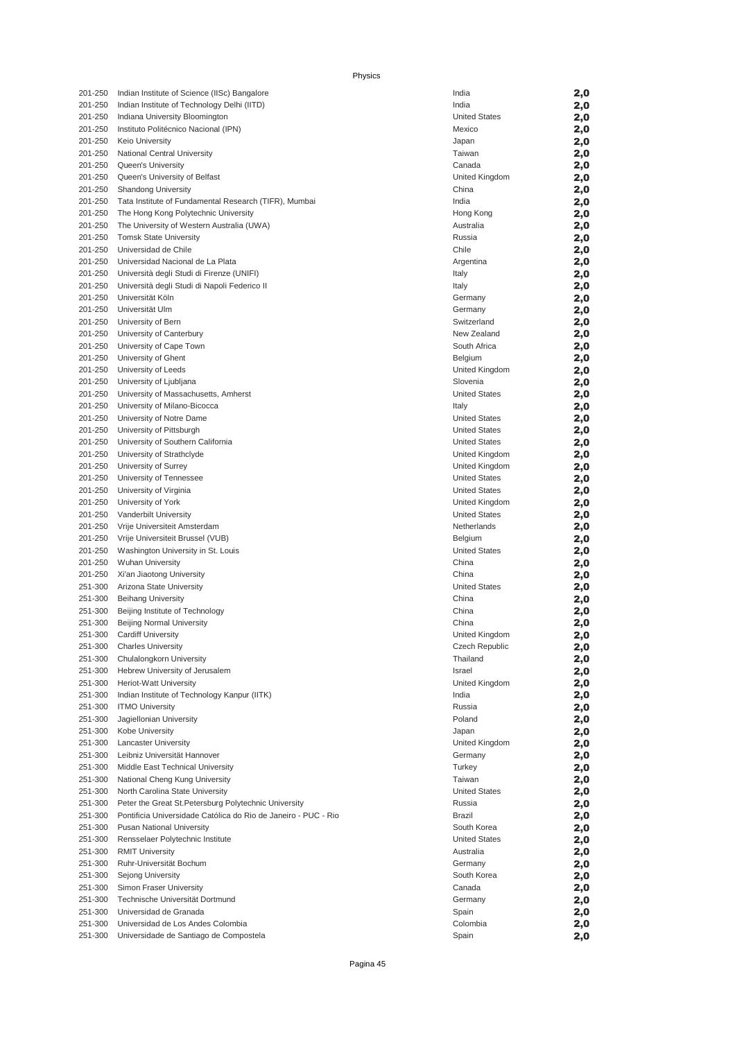# Physics

| | | | |
|---|---|---|---|
| 201-250 | Indian Institute of Science (IISc) Bangalore | India | **2,0** |
| 201-250 | Indian Institute of Technology Delhi (IITD) | India | **2,0** |
| 201-250 | Indiana University Bloomington | United States | **2,0** |
| 201-250 | Instituto Politécnico Nacional (IPN) | Mexico | **2,0** |
| 201-250 | Keio University | Japan | **2,0** |
| 201-250 | National Central University | Taiwan | **2,0** |
| 201-250 | Queen's University | Canada | **2,0** |
| 201-250 | Queen's University of Belfast | United Kingdom | **2,0** |
| 201-250 | Shandong University | China | **2,0** |
| 201-250 | Tata Institute of Fundamental Research (TIFR), Mumbai | India | **2,0** |
| 201-250 | The Hong Kong Polytechnic University | Hong Kong | **2,0** |
| 201-250 | The University of Western Australia (UWA) | Australia | **2,0** |
| 201-250 | Tomsk State University | Russia | **2,0** |
| 201-250 | Universidad de Chile | Chile | **2,0** |
| 201-250 | Universidad Nacional de La Plata | Argentina | **2,0** |
| 201-250 | Università degli Studi di Firenze (UNIFI) | Italy | **2,0** |
| 201-250 | Università degli Studi di Napoli Federico II | Italy | **2,0** |
| 201-250 | Universität Köln | Germany | **2,0** |
| 201-250 | Universität Ulm | Germany | **2,0** |
| 201-250 | University of Bern | Switzerland | **2,0** |
| 201-250 | University of Canterbury | New Zealand | **2,0** |
| 201-250 | University of Cape Town | South Africa | **2,0** |
| 201-250 | University of Ghent | Belgium | **2,0** |
| 201-250 | University of Leeds | United Kingdom | **2,0** |
| 201-250 | University of Ljubljana | Slovenia | **2,0** |
| 201-250 | University of Massachusetts, Amherst | United States | **2,0** |
| 201-250 | University of Milano-Bicocca | Italy | **2,0** |
| 201-250 | University of Notre Dame | United States | **2,0** |
| 201-250 | University of Pittsburgh | United States | **2,0** |
| 201-250 | University of Southern California | United States | **2,0** |
| 201-250 | University of Strathclyde | United Kingdom | **2,0** |
| 201-250 | University of Surrey | United Kingdom | **2,0** |
| 201-250 | University of Tennessee | United States | **2,0** |
| 201-250 | University of Virginia | United States | **2,0** |
| 201-250 | University of York | United Kingdom | **2,0** |
| 201-250 | Vanderbilt University | United States | **2,0** |
| 201-250 | Vrije Universiteit Amsterdam | Netherlands | **2,0** |
| 201-250 | Vrije Universiteit Brussel (VUB) | Belgium | **2,0** |
| 201-250 | Washington University in St. Louis | United States | **2,0** |
| 201-250 | Wuhan University | China | **2,0** |
| 201-250 | Xi'an Jiaotong University | China | **2,0** |
| 251-300 | Arizona State University | United States | **2,0** |
| 251-300 | Beihang University | China | **2,0** |
| 251-300 | Beijing Institute of Technology | China | **2,0** |
| 251-300 | Beijing Normal University | China | **2,0** |
| 251-300 | Cardiff University | United Kingdom | **2,0** |
| 251-300 | Charles University | Czech Republic | **2,0** |
| 251-300 | Chulalongkorn University | Thailand | **2,0** |
| 251-300 | Hebrew University of Jerusalem | Israel | **2,0** |
| 251-300 | Heriot-Watt University | United Kingdom | **2,0** |
| 251-300 | Indian Institute of Technology Kanpur (IITK) | India | **2,0** |
| 251-300 | ITMO University | Russia | **2,0** |
| 251-300 | Jagiellonian University | Poland | **2,0** |
| 251-300 | Kobe University | Japan | **2,0** |
| 251-300 | Lancaster University | United Kingdom | **2,0** |
| 251-300 | Leibniz Universität Hannover | Germany | **2,0** |
| 251-300 | Middle East Technical University | Turkey | **2,0** |
| 251-300 | National Cheng Kung University | Taiwan | **2,0** |
| 251-300 | North Carolina State University | United States | **2,0** |
| 251-300 | Peter the Great St.Petersburg Polytechnic University | Russia | **2,0** |
| 251-300 | Pontificia Universidade Católica do Rio de Janeiro - PUC - Rio | Brazil | **2,0** |
| 251-300 | Pusan National University | South Korea | **2,0** |
| 251-300 | Rensselaer Polytechnic Institute | United States | **2,0** |
| 251-300 | RMIT University | Australia | **2,0** |
| 251-300 | Ruhr-Universität Bochum | Germany | **2,0** |
| 251-300 | Sejong University | South Korea | **2,0** |
| 251-300 | Simon Fraser University | Canada | **2,0** |
| 251-300 | Technische Universität Dortmund | Germany | **2,0** |
| 251-300 | Universidad de Granada | Spain | **2,0** |
| 251-300 | Universidad de Los Andes Colombia | Colombia | **2,0** |
| 251-300 | Universidade de Santiago de Compostela | Spain | **2,0** |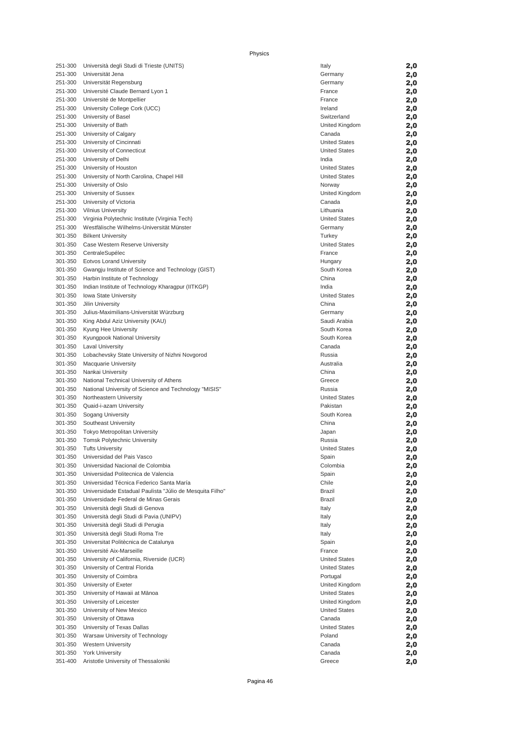Physics

| Rank | Institution | Country | Score |
|---|---|---|---|
| 251-300 | Università degli Studi di Trieste (UNITS) | Italy | 2,0 |
| 251-300 | Universität Jena | Germany | 2,0 |
| 251-300 | Universität Regensburg | Germany | 2,0 |
| 251-300 | Université Claude Bernard Lyon 1 | France | 2,0 |
| 251-300 | Université de Montpellier | France | 2,0 |
| 251-300 | University College Cork (UCC) | Ireland | 2,0 |
| 251-300 | University of Basel | Switzerland | 2,0 |
| 251-300 | University of Bath | United Kingdom | 2,0 |
| 251-300 | University of Calgary | Canada | 2,0 |
| 251-300 | University of Cincinnati | United States | 2,0 |
| 251-300 | University of Connecticut | United States | 2,0 |
| 251-300 | University of Delhi | India | 2,0 |
| 251-300 | University of Houston | United States | 2,0 |
| 251-300 | University of North Carolina, Chapel Hill | United States | 2,0 |
| 251-300 | University of Oslo | Norway | 2,0 |
| 251-300 | University of Sussex | United Kingdom | 2,0 |
| 251-300 | University of Victoria | Canada | 2,0 |
| 251-300 | Vilnius University | Lithuania | 2,0 |
| 251-300 | Virginia Polytechnic Institute (Virginia Tech) | United States | 2,0 |
| 251-300 | Westfälische Wilhelms-Universität Münster | Germany | 2,0 |
| 301-350 | Bilkent University | Turkey | 2,0 |
| 301-350 | Case Western Reserve University | United States | 2,0 |
| 301-350 | CentraleSupélec | France | 2,0 |
| 301-350 | Eotvos Lorand University | Hungary | 2,0 |
| 301-350 | Gwangju Institute of Science and Technology (GIST) | South Korea | 2,0 |
| 301-350 | Harbin Institute of Technology | China | 2,0 |
| 301-350 | Indian Institute of Technology Kharagpur (IITKGP) | India | 2,0 |
| 301-350 | Iowa State University | United States | 2,0 |
| 301-350 | Jilin University | China | 2,0 |
| 301-350 | Julius-Maximilians-Universität Würzburg | Germany | 2,0 |
| 301-350 | King Abdul Aziz University (KAU) | Saudi Arabia | 2,0 |
| 301-350 | Kyung Hee University | South Korea | 2,0 |
| 301-350 | Kyungpook National University | South Korea | 2,0 |
| 301-350 | Laval University | Canada | 2,0 |
| 301-350 | Lobachevsky State University of Nizhni Novgorod | Russia | 2,0 |
| 301-350 | Macquarie University | Australia | 2,0 |
| 301-350 | Nankai University | China | 2,0 |
| 301-350 | National Technical University of Athens | Greece | 2,0 |
| 301-350 | National University of Science and Technology "MISIS" | Russia | 2,0 |
| 301-350 | Northeastern University | United States | 2,0 |
| 301-350 | Quaid-i-azam University | Pakistan | 2,0 |
| 301-350 | Sogang University | South Korea | 2,0 |
| 301-350 | Southeast University | China | 2,0 |
| 301-350 | Tokyo Metropolitan University | Japan | 2,0 |
| 301-350 | Tomsk Polytechnic University | Russia | 2,0 |
| 301-350 | Tufts University | United States | 2,0 |
| 301-350 | Universidad del Pais Vasco | Spain | 2,0 |
| 301-350 | Universidad Nacional de Colombia | Colombia | 2,0 |
| 301-350 | Universidad Politecnica de Valencia | Spain | 2,0 |
| 301-350 | Universidad Técnica Federico Santa María | Chile | 2,0 |
| 301-350 | Universidade Estadual Paulista "Júlio de Mesquita Filho" | Brazil | 2,0 |
| 301-350 | Universidade Federal de Minas Gerais | Brazil | 2,0 |
| 301-350 | Università degli Studi di Genova | Italy | 2,0 |
| 301-350 | Università degli Studi di Pavia (UNIPV) | Italy | 2,0 |
| 301-350 | Università degli Studi di Perugia | Italy | 2,0 |
| 301-350 | Università degli Studi Roma Tre | Italy | 2,0 |
| 301-350 | Universitat Politècnica de Catalunya | Spain | 2,0 |
| 301-350 | Université Aix-Marseille | France | 2,0 |
| 301-350 | University of California, Riverside (UCR) | United States | 2,0 |
| 301-350 | University of Central Florida | United States | 2,0 |
| 301-350 | University of Coimbra | Portugal | 2,0 |
| 301-350 | University of Exeter | United Kingdom | 2,0 |
| 301-350 | University of Hawaii at Mānoa | United States | 2,0 |
| 301-350 | University of Leicester | United Kingdom | 2,0 |
| 301-350 | University of New Mexico | United States | 2,0 |
| 301-350 | University of Ottawa | Canada | 2,0 |
| 301-350 | University of Texas Dallas | United States | 2,0 |
| 301-350 | Warsaw University of Technology | Poland | 2,0 |
| 301-350 | Western University | Canada | 2,0 |
| 301-350 | York University | Canada | 2,0 |
| 351-400 | Aristotle University of Thessaloniki | Greece | 2,0 |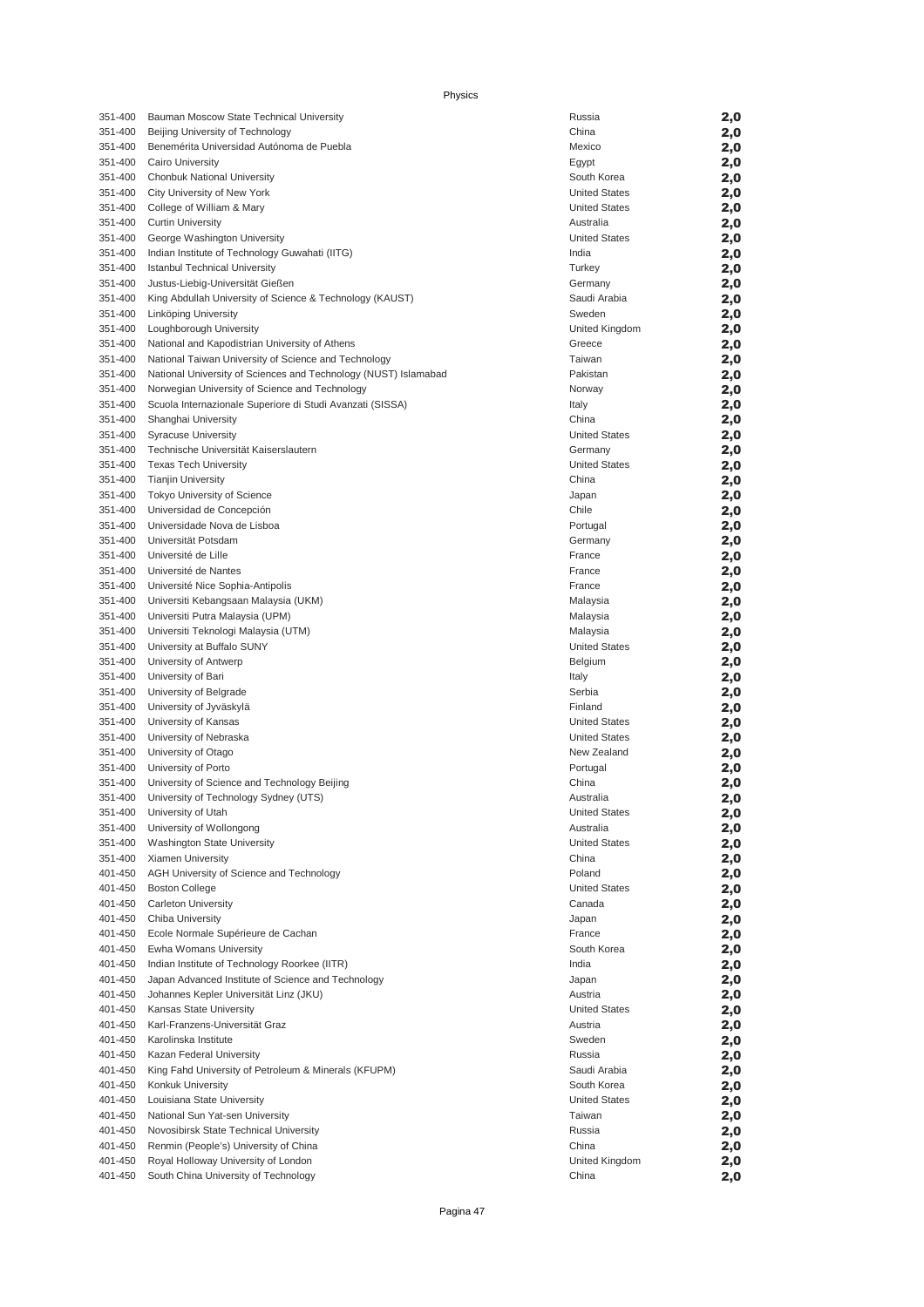Physics

| Rank | Institution | Country | Score |
|---|---|---|---|
| 351-400 | Bauman Moscow State Technical University | Russia | 2,0 |
| 351-400 | Beijing University of Technology | China | 2,0 |
| 351-400 | Benemérita Universidad Autónoma de Puebla | Mexico | 2,0 |
| 351-400 | Cairo University | Egypt | 2,0 |
| 351-400 | Chonbuk National University | South Korea | 2,0 |
| 351-400 | City University of New York | United States | 2,0 |
| 351-400 | College of William & Mary | United States | 2,0 |
| 351-400 | Curtin University | Australia | 2,0 |
| 351-400 | George Washington University | United States | 2,0 |
| 351-400 | Indian Institute of Technology Guwahati (IITG) | India | 2,0 |
| 351-400 | Istanbul Technical University | Turkey | 2,0 |
| 351-400 | Justus-Liebig-Universität Gießen | Germany | 2,0 |
| 351-400 | King Abdullah University of Science & Technology (KAUST) | Saudi Arabia | 2,0 |
| 351-400 | Linköping University | Sweden | 2,0 |
| 351-400 | Loughborough University | United Kingdom | 2,0 |
| 351-400 | National and Kapodistrian University of Athens | Greece | 2,0 |
| 351-400 | National Taiwan University of Science and Technology | Taiwan | 2,0 |
| 351-400 | National University of Sciences and Technology (NUST) Islamabad | Pakistan | 2,0 |
| 351-400 | Norwegian University of Science and Technology | Norway | 2,0 |
| 351-400 | Scuola Internazionale Superiore di Studi Avanzati (SISSA) | Italy | 2,0 |
| 351-400 | Shanghai University | China | 2,0 |
| 351-400 | Syracuse University | United States | 2,0 |
| 351-400 | Technische Universität Kaiserslautern | Germany | 2,0 |
| 351-400 | Texas Tech University | United States | 2,0 |
| 351-400 | Tianjin University | China | 2,0 |
| 351-400 | Tokyo University of Science | Japan | 2,0 |
| 351-400 | Universidad de Concepción | Chile | 2,0 |
| 351-400 | Universidade Nova de Lisboa | Portugal | 2,0 |
| 351-400 | Universität Potsdam | Germany | 2,0 |
| 351-400 | Université de Lille | France | 2,0 |
| 351-400 | Université de Nantes | France | 2,0 |
| 351-400 | Université Nice Sophia-Antipolis | France | 2,0 |
| 351-400 | Universiti Kebangsaan Malaysia (UKM) | Malaysia | 2,0 |
| 351-400 | Universiti Putra Malaysia (UPM) | Malaysia | 2,0 |
| 351-400 | Universiti Teknologi Malaysia (UTM) | Malaysia | 2,0 |
| 351-400 | University at Buffalo SUNY | United States | 2,0 |
| 351-400 | University of Antwerp | Belgium | 2,0 |
| 351-400 | University of Bari | Italy | 2,0 |
| 351-400 | University of Belgrade | Serbia | 2,0 |
| 351-400 | University of Jyväskylä | Finland | 2,0 |
| 351-400 | University of Kansas | United States | 2,0 |
| 351-400 | University of Nebraska | United States | 2,0 |
| 351-400 | University of Otago | New Zealand | 2,0 |
| 351-400 | University of Porto | Portugal | 2,0 |
| 351-400 | University of Science and Technology Beijing | China | 2,0 |
| 351-400 | University of Technology Sydney (UTS) | Australia | 2,0 |
| 351-400 | University of Utah | United States | 2,0 |
| 351-400 | University of Wollongong | Australia | 2,0 |
| 351-400 | Washington State University | United States | 2,0 |
| 351-400 | Xiamen University | China | 2,0 |
| 401-450 | AGH University of Science and Technology | Poland | 2,0 |
| 401-450 | Boston College | United States | 2,0 |
| 401-450 | Carleton University | Canada | 2,0 |
| 401-450 | Chiba University | Japan | 2,0 |
| 401-450 | Ecole Normale Supérieure de Cachan | France | 2,0 |
| 401-450 | Ewha Womans University | South Korea | 2,0 |
| 401-450 | Indian Institute of Technology Roorkee (IITR) | India | 2,0 |
| 401-450 | Japan Advanced Institute of Science and Technology | Japan | 2,0 |
| 401-450 | Johannes Kepler Universität Linz (JKU) | Austria | 2,0 |
| 401-450 | Kansas State University | United States | 2,0 |
| 401-450 | Karl-Franzens-Universität Graz | Austria | 2,0 |
| 401-450 | Karolinska Institute | Sweden | 2,0 |
| 401-450 | Kazan Federal University | Russia | 2,0 |
| 401-450 | King Fahd University of Petroleum & Minerals (KFUPM) | Saudi Arabia | 2,0 |
| 401-450 | Konkuk University | South Korea | 2,0 |
| 401-450 | Louisiana State University | United States | 2,0 |
| 401-450 | National Sun Yat-sen University | Taiwan | 2,0 |
| 401-450 | Novosibirsk State Technical University | Russia | 2,0 |
| 401-450 | Renmin (People's) University of China | China | 2,0 |
| 401-450 | Royal Holloway University of London | United Kingdom | 2,0 |
| 401-450 | South China University of Technology | China | 2,0 |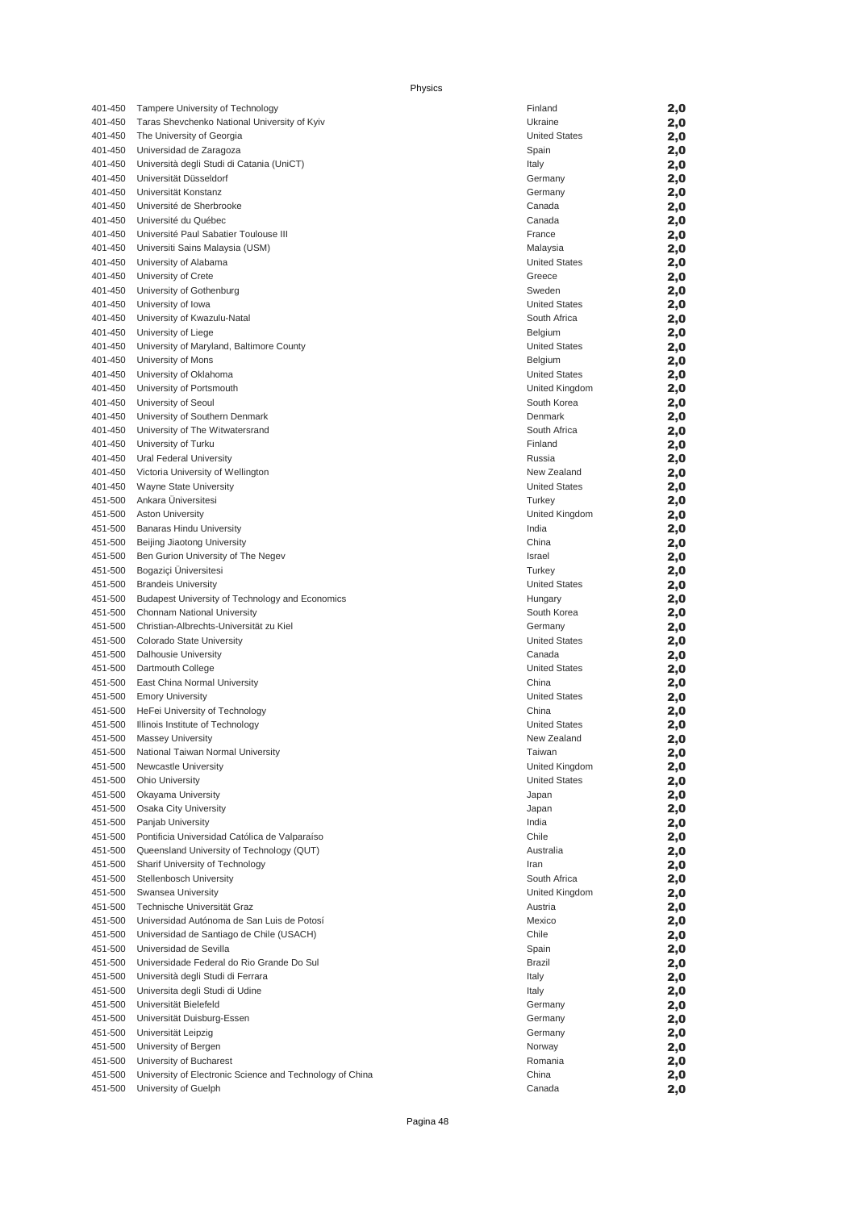Physics

| | | | |
|---|---|---|---|
| 401-450 | Tampere University of Technology | Finland | 2,0 |
| 401-450 | Taras Shevchenko National University of Kyiv | Ukraine | 2,0 |
| 401-450 | The University of Georgia | United States | 2,0 |
| 401-450 | Universidad de Zaragoza | Spain | 2,0 |
| 401-450 | Università degli Studi di Catania (UniCT) | Italy | 2,0 |
| 401-450 | Universität Düsseldorf | Germany | 2,0 |
| 401-450 | Universität Konstanz | Germany | 2,0 |
| 401-450 | Université de Sherbrooke | Canada | 2,0 |
| 401-450 | Université du Québec | Canada | 2,0 |
| 401-450 | Université Paul Sabatier Toulouse III | France | 2,0 |
| 401-450 | Universiti Sains Malaysia (USM) | Malaysia | 2,0 |
| 401-450 | University of Alabama | United States | 2,0 |
| 401-450 | University of Crete | Greece | 2,0 |
| 401-450 | University of Gothenburg | Sweden | 2,0 |
| 401-450 | University of Iowa | United States | 2,0 |
| 401-450 | University of Kwazulu-Natal | South Africa | 2,0 |
| 401-450 | University of Liege | Belgium | 2,0 |
| 401-450 | University of Maryland, Baltimore County | United States | 2,0 |
| 401-450 | University of Mons | Belgium | 2,0 |
| 401-450 | University of Oklahoma | United States | 2,0 |
| 401-450 | University of Portsmouth | United Kingdom | 2,0 |
| 401-450 | University of Seoul | South Korea | 2,0 |
| 401-450 | University of Southern Denmark | Denmark | 2,0 |
| 401-450 | University of The Witwatersrand | South Africa | 2,0 |
| 401-450 | University of Turku | Finland | 2,0 |
| 401-450 | Ural Federal University | Russia | 2,0 |
| 401-450 | Victoria University of Wellington | New Zealand | 2,0 |
| 401-450 | Wayne State University | United States | 2,0 |
| 451-500 | Ankara Üniversitesi | Turkey | 2,0 |
| 451-500 | Aston University | United Kingdom | 2,0 |
| 451-500 | Banaras Hindu University | India | 2,0 |
| 451-500 | Beijing Jiaotong University | China | 2,0 |
| 451-500 | Ben Gurion University of The Negev | Israel | 2,0 |
| 451-500 | Bogaziçi Üniversitesi | Turkey | 2,0 |
| 451-500 | Brandeis University | United States | 2,0 |
| 451-500 | Budapest University of Technology and Economics | Hungary | 2,0 |
| 451-500 | Chonnam National University | South Korea | 2,0 |
| 451-500 | Christian-Albrechts-Universität zu Kiel | Germany | 2,0 |
| 451-500 | Colorado State University | United States | 2,0 |
| 451-500 | Dalhousie University | Canada | 2,0 |
| 451-500 | Dartmouth College | United States | 2,0 |
| 451-500 | East China Normal University | China | 2,0 |
| 451-500 | Emory University | United States | 2,0 |
| 451-500 | HeFei University of Technology | China | 2,0 |
| 451-500 | Illinois Institute of Technology | United States | 2,0 |
| 451-500 | Massey University | New Zealand | 2,0 |
| 451-500 | National Taiwan Normal University | Taiwan | 2,0 |
| 451-500 | Newcastle University | United Kingdom | 2,0 |
| 451-500 | Ohio University | United States | 2,0 |
| 451-500 | Okayama University | Japan | 2,0 |
| 451-500 | Osaka City University | Japan | 2,0 |
| 451-500 | Panjab University | India | 2,0 |
| 451-500 | Pontificia Universidad Católica de Valparaíso | Chile | 2,0 |
| 451-500 | Queensland University of Technology (QUT) | Australia | 2,0 |
| 451-500 | Sharif University of Technology | Iran | 2,0 |
| 451-500 | Stellenbosch University | South Africa | 2,0 |
| 451-500 | Swansea University | United Kingdom | 2,0 |
| 451-500 | Technische Universität Graz | Austria | 2,0 |
| 451-500 | Universidad Autónoma de San Luis de Potosí | Mexico | 2,0 |
| 451-500 | Universidad de Santiago de Chile (USACH) | Chile | 2,0 |
| 451-500 | Universidad de Sevilla | Spain | 2,0 |
| 451-500 | Universidade Federal do Rio Grande Do Sul | Brazil | 2,0 |
| 451-500 | Università degli Studi di Ferrara | Italy | 2,0 |
| 451-500 | Universita degli Studi di Udine | Italy | 2,0 |
| 451-500 | Universität Bielefeld | Germany | 2,0 |
| 451-500 | Universität Duisburg-Essen | Germany | 2,0 |
| 451-500 | Universität Leipzig | Germany | 2,0 |
| 451-500 | University of Bergen | Norway | 2,0 |
| 451-500 | University of Bucharest | Romania | 2,0 |
| 451-500 | University of Electronic Science and Technology of China | China | 2,0 |
| 451-500 | University of Guelph | Canada | 2,0 |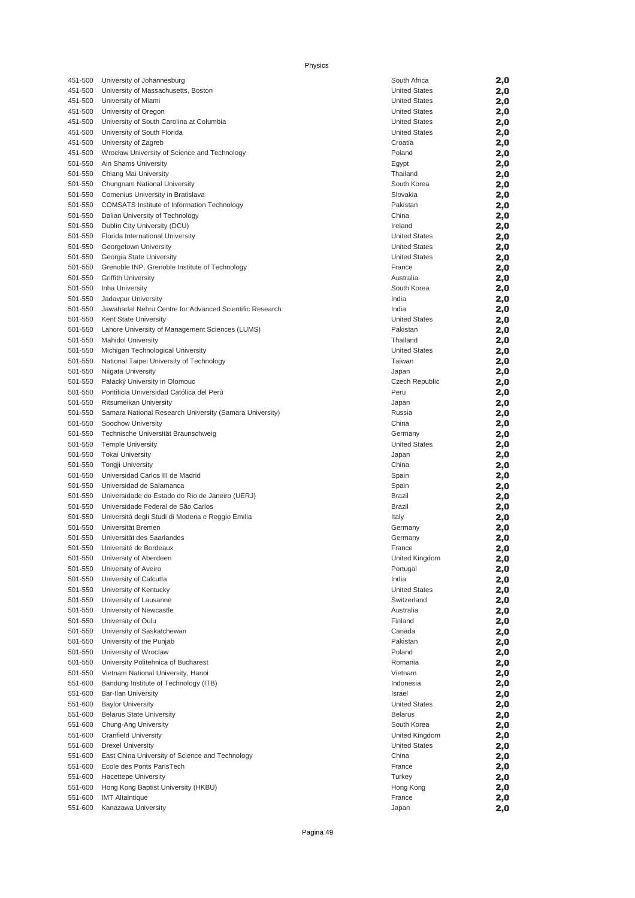Physics

| | | | |
|---|---|---|---|
| 451-500 | University of Johannesburg | South Africa | 2,0 |
| 451-500 | University of Massachusetts, Boston | United States | 2,0 |
| 451-500 | University of Miami | United States | 2,0 |
| 451-500 | University of Oregon | United States | 2,0 |
| 451-500 | University of South Carolina at Columbia | United States | 2,0 |
| 451-500 | University of South Florida | United States | 2,0 |
| 451-500 | University of Zagreb | Croatia | 2,0 |
| 451-500 | Wroclaw University of Science and Technology | Poland | 2,0 |
| 501-550 | Ain Shams University | Egypt | 2,0 |
| 501-550 | Chiang Mai University | Thailand | 2,0 |
| 501-550 | Chungnam National University | South Korea | 2,0 |
| 501-550 | Comenius University in Bratislava | Slovakia | 2,0 |
| 501-550 | COMSATS Institute of Information Technology | Pakistan | 2,0 |
| 501-550 | Dalian University of Technology | China | 2,0 |
| 501-550 | Dublin City University (DCU) | Ireland | 2,0 |
| 501-550 | Florida International University | United States | 2,0 |
| 501-550 | Georgetown University | United States | 2,0 |
| 501-550 | Georgia State University | United States | 2,0 |
| 501-550 | Grenoble INP, Grenoble Institute of Technology | France | 2,0 |
| 501-550 | Griffith University | Australia | 2,0 |
| 501-550 | Inha University | South Korea | 2,0 |
| 501-550 | Jadavpur University | India | 2,0 |
| 501-550 | Jawaharlal Nehru Centre for Advanced Scientific Research | India | 2,0 |
| 501-550 | Kent State University | United States | 2,0 |
| 501-550 | Lahore University of Management Sciences (LUMS) | Pakistan | 2,0 |
| 501-550 | Mahidol University | Thailand | 2,0 |
| 501-550 | Michigan Technological University | United States | 2,0 |
| 501-550 | National Taipei University of Technology | Taiwan | 2,0 |
| 501-550 | Niigata University | Japan | 2,0 |
| 501-550 | Palacký University in Olomouc | Czech Republic | 2,0 |
| 501-550 | Pontificia Universidad Católica del Perú | Peru | 2,0 |
| 501-550 | Ritsumeikan University | Japan | 2,0 |
| 501-550 | Samara National Research University (Samara University) | Russia | 2,0 |
| 501-550 | Soochow University | China | 2,0 |
| 501-550 | Technische Universität Braunschweig | Germany | 2,0 |
| 501-550 | Temple University | United States | 2,0 |
| 501-550 | Tokai University | Japan | 2,0 |
| 501-550 | Tongji University | China | 2,0 |
| 501-550 | Universidad Carlos III de Madrid | Spain | 2,0 |
| 501-550 | Universidad de Salamanca | Spain | 2,0 |
| 501-550 | Universidade do Estado do Rio de Janeiro (UERJ) | Brazil | 2,0 |
| 501-550 | Universidade Federal de São Carlos | Brazil | 2,0 |
| 501-550 | Università degli Studi di Modena e Reggio Emilia | Italy | 2,0 |
| 501-550 | Universität Bremen | Germany | 2,0 |
| 501-550 | Universität des Saarlandes | Germany | 2,0 |
| 501-550 | Université de Bordeaux | France | 2,0 |
| 501-550 | University of Aberdeen | United Kingdom | 2,0 |
| 501-550 | University of Aveiro | Portugal | 2,0 |
| 501-550 | University of Calcutta | India | 2,0 |
| 501-550 | University of Kentucky | United States | 2,0 |
| 501-550 | University of Lausanne | Switzerland | 2,0 |
| 501-550 | University of Newcastle | Australia | 2,0 |
| 501-550 | University of Oulu | Finland | 2,0 |
| 501-550 | University of Saskatchewan | Canada | 2,0 |
| 501-550 | University of the Punjab | Pakistan | 2,0 |
| 501-550 | University of Wroclaw | Poland | 2,0 |
| 501-550 | University Politehnica of Bucharest | Romania | 2,0 |
| 501-550 | Vietnam National University, Hanoi | Vietnam | 2,0 |
| 551-600 | Bandung Institute of Technology (ITB) | Indonesia | 2,0 |
| 551-600 | Bar-Ilan University | Israel | 2,0 |
| 551-600 | Baylor University | United States | 2,0 |
| 551-600 | Belarus State University | Belarus | 2,0 |
| 551-600 | Chung-Ang University | South Korea | 2,0 |
| 551-600 | Cranfield University | United Kingdom | 2,0 |
| 551-600 | Drexel University | United States | 2,0 |
| 551-600 | East China University of Science and Technology | China | 2,0 |
| 551-600 | Ecole des Ponts ParisTech | France | 2,0 |
| 551-600 | Hacettepe University | Turkey | 2,0 |
| 551-600 | Hong Kong Baptist University (HKBU) | Hong Kong | 2,0 |
| 551-600 | IMT Altalntique | France | 2,0 |
| 551-600 | Kanazawa University | Japan | 2,0 |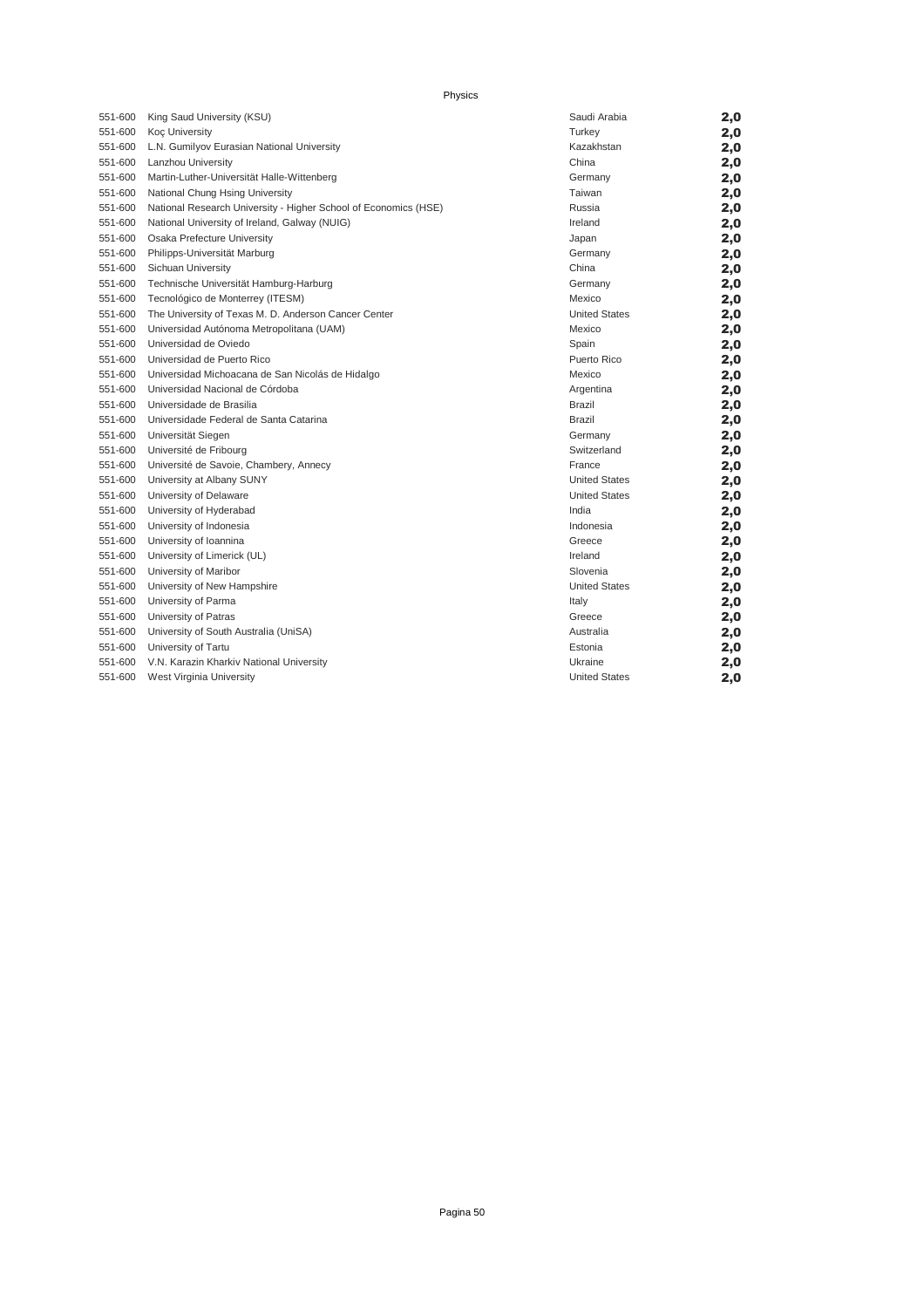Physics

| | | | |
|---|---|---|---|
| 551-600 | King Saud University (KSU) | Saudi Arabia | 2,0 |
| 551-600 | Koç University | Turkey | 2,0 |
| 551-600 | L.N. Gumilyov Eurasian National University | Kazakhstan | 2,0 |
| 551-600 | Lanzhou University | China | 2,0 |
| 551-600 | Martin-Luther-Universität Halle-Wittenberg | Germany | 2,0 |
| 551-600 | National Chung Hsing University | Taiwan | 2,0 |
| 551-600 | National Research University - Higher School of Economics (HSE) | Russia | 2,0 |
| 551-600 | National University of Ireland, Galway (NUIG) | Ireland | 2,0 |
| 551-600 | Osaka Prefecture University | Japan | 2,0 |
| 551-600 | Philipps-Universität Marburg | Germany | 2,0 |
| 551-600 | Sichuan University | China | 2,0 |
| 551-600 | Technische Universität Hamburg-Harburg | Germany | 2,0 |
| 551-600 | Tecnológico de Monterrey (ITESM) | Mexico | 2,0 |
| 551-600 | The University of Texas M. D. Anderson Cancer Center | United States | 2,0 |
| 551-600 | Universidad Autónoma Metropolitana (UAM) | Mexico | 2,0 |
| 551-600 | Universidad de Oviedo | Spain | 2,0 |
| 551-600 | Universidad de Puerto Rico | Puerto Rico | 2,0 |
| 551-600 | Universidad Michoacana de San Nicolás de Hidalgo | Mexico | 2,0 |
| 551-600 | Universidad Nacional de Córdoba | Argentina | 2,0 |
| 551-600 | Universidade de Brasilia | Brazil | 2,0 |
| 551-600 | Universidade Federal de Santa Catarina | Brazil | 2,0 |
| 551-600 | Universität Siegen | Germany | 2,0 |
| 551-600 | Université de Fribourg | Switzerland | 2,0 |
| 551-600 | Université de Savoie, Chambery, Annecy | France | 2,0 |
| 551-600 | University at Albany SUNY | United States | 2,0 |
| 551-600 | University of Delaware | United States | 2,0 |
| 551-600 | University of Hyderabad | India | 2,0 |
| 551-600 | University of Indonesia | Indonesia | 2,0 |
| 551-600 | University of Ioannina | Greece | 2,0 |
| 551-600 | University of Limerick (UL) | Ireland | 2,0 |
| 551-600 | University of Maribor | Slovenia | 2,0 |
| 551-600 | University of New Hampshire | United States | 2,0 |
| 551-600 | University of Parma | Italy | 2,0 |
| 551-600 | University of Patras | Greece | 2,0 |
| 551-600 | University of South Australia (UniSA) | Australia | 2,0 |
| 551-600 | University of Tartu | Estonia | 2,0 |
| 551-600 | V.N. Karazin Kharkiv National University | Ukraine | 2,0 |
| 551-600 | West Virginia University | United States | 2,0 |